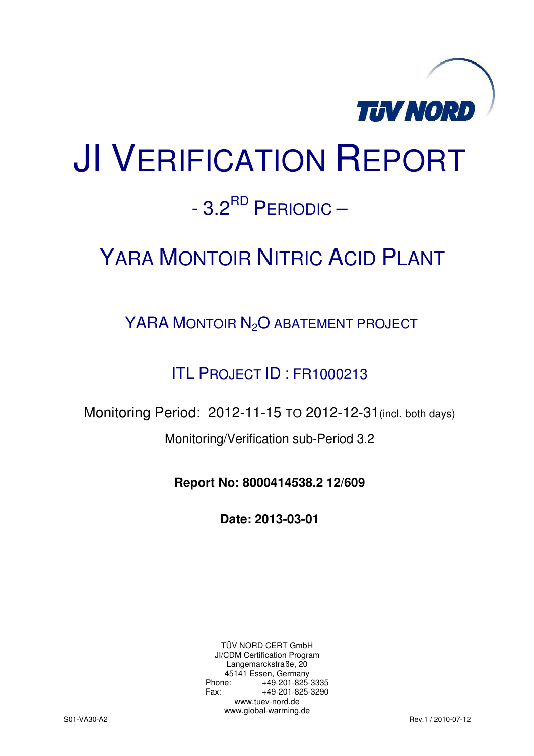TÜV NORD

# JI VERIFICATION REPORT

## - 3.2RD PERIODIC –

## YARA MONTOIR NITRIC ACID PLANT

### YARA MONTOIR $N_2O$ ABATEMENT PROJECT

### ITL PROJECT ID : FR1000213

Monitoring Period: 2012-11-15 TO 2012-12-31 (incl. both days)

Monitoring/Verification sub-Period 3.2

**Report No: 8000414538.2 12/609**

**Date: 2013-03-01**

TÜV NORD CERT GmbH
JI/CDM Certification Program
Langemarckstraße, 20
45141 Essen, Germany
Phone: +49-201-825-3335
Fax: +49-201-825-3290
www.tuev-nord.de
www.global-warming.de

S01-VA30-A2 Rev.1 / 2010-07-12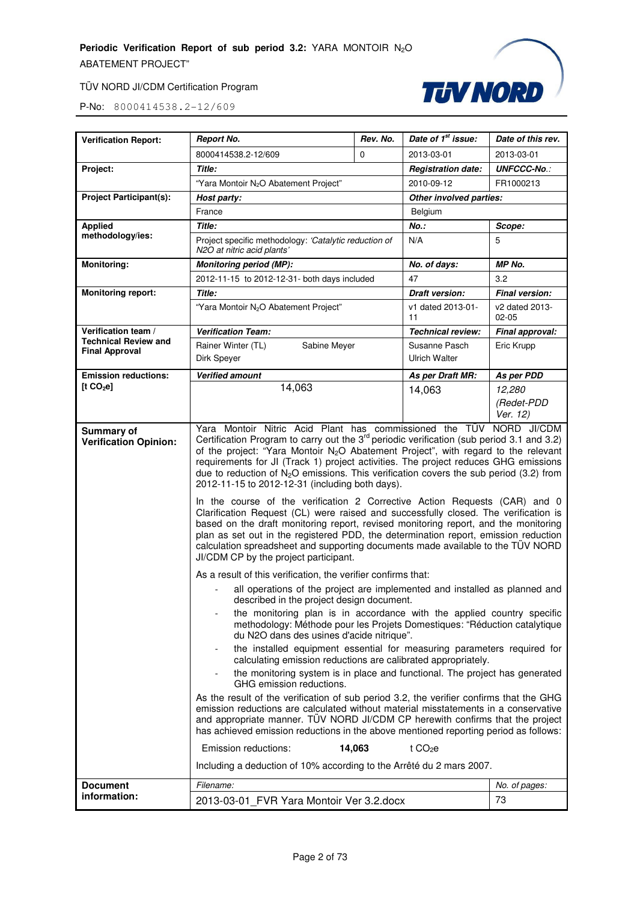| Verification Report: | *Report No.* | *Rev. No.* | *Date of 1st issue:* | *Date of this rev.* |
|---|---|---|---|---|
| | 8000414538.2-12/609 | 0 | 2013-03-01 | 2013-03-01 |
| **Project:** | ***Title:*** | | ***Registration date:*** | ***UNFCCC-No.:*** |
| | "Yara Montoir $N_2O$ Abatement Project" | | 2010-09-12 | FR1000213 |
| **Project Participant(s):** | ***Host party:*** | | ***Other involved parties:*** | |
| | France | | Belgium | |
| **Applied methodology/ies:** | ***Title:*** | | ***No.:*** | ***Scope:*** |
| | Project specific methodology: *'Catalytic reduction of N2O at nitric acid plants'* | | N/A | 5 |
| **Monitoring:** | ***Monitoring period (MP):*** | | ***No. of days:*** | ***MP No.*** |
| | 2012-11-15 to 2012-12-31- both days included | | 47 | 3.2 |
| **Monitoring report:** | ***Title:*** | | ***Draft version:*** | ***Final version:*** |
| | "Yara Montoir $N_2O$ Abatement Project" | | v1 dated 2013-01-11 | v2 dated 2013-02-05 |
| **Verification team / Technical Review and Final Approval** | ***Verification Team:*** | | ***Technical review:*** | ***Final approval:*** |
| | Rainer Winter (TL) Sabine Meyer Dirk Speyer | | Susanne Pasch Ulrich Walter | Eric Krupp |
| **Emission reductions: [t $CO_2$e]** | ***Verified amount*** | | ***As per Draft MR:*** | ***As per PDD*** |
| | 14,063 | | 14,063 | *12,280 (Redet-PDD Ver. 12)* |

**Summary of Verification Opinion:**

Yara Montoir Nitric Acid Plant has commissioned the TÜV NORD JI/CDM Certification Program to carry out the 3rd periodic verification (sub period 3.1 and 3.2) of the project: "Yara Montoir $N_2O$ Abatement Project", with regard to the relevant requirements for JI (Track 1) project activities. The project reduces GHG emissions due to reduction of $N_2O$ emissions. This verification covers the sub period (3.2) from 2012-11-15 to 2012-12-31 (including both days).

In the course of the verification 2 Corrective Action Requests (CAR) and 0 Clarification Request (CL) were raised and successfully closed. The verification is based on the draft monitoring report, revised monitoring report, and the monitoring plan as set out in the registered PDD, the determination report, emission reduction calculation spreadsheet and supporting documents made available to the TÜV NORD JI/CDM CP by the project participant.

As a result of this verification, the verifier confirms that:

- all operations of the project are implemented and installed as planned and described in the project design document.
- the monitoring plan is in accordance with the applied country specific methodology: Méthode pour les Projets Domestiques: "Réduction catalytique du N2O dans des usines d'acide nitrique".
- the installed equipment essential for measuring parameters required for calculating emission reductions are calibrated appropriately.
- the monitoring system is in place and functional. The project has generated GHG emission reductions.

As the result of the verification of sub period 3.2, the verifier confirms that the GHG emission reductions are calculated without material misstatements in a conservative and appropriate manner. TÜV NORD JI/CDM CP herewith confirms that the project has achieved emission reductions in the above mentioned reporting period as follows:

Emission reductions: **14,063** t $CO_2$e

Including a deduction of 10% according to the Arrêté du 2 mars 2007.

| Document information: | *Filename:* | *No. of pages:* |
|---|---|---|
| | 2013-03-01_FVR Yara Montoir Ver 3.2.docx | 73 |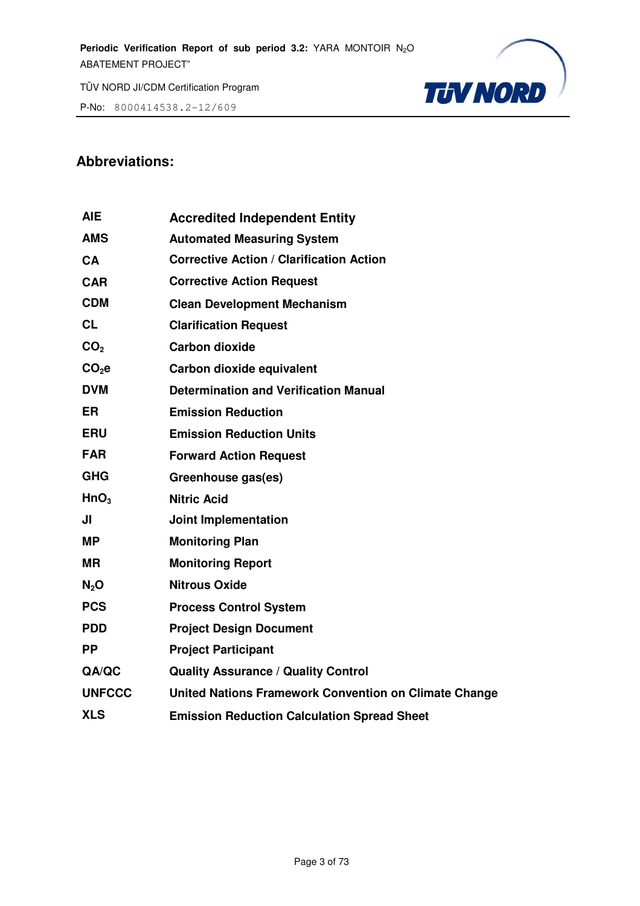## Abbreviations:

| | |
|---|---|
| **AIE** | **Accredited Independent Entity** |
| **AMS** | **Automated Measuring System** |
| **CA** | **Corrective Action / Clarification Action** |
| **CAR** | **Corrective Action Request** |
| **CDM** | **Clean Development Mechanism** |
| **CL** | **Clarification Request** |
| **$CO_2$** | **Carbon dioxide** |
| **$CO_2e$** | **Carbon dioxide equivalent** |
| **DVM** | **Determination and Verification Manual** |
| **ER** | **Emission Reduction** |
| **ERU** | **Emission Reduction Units** |
| **FAR** | **Forward Action Request** |
| **GHG** | **Greenhouse gas(es)** |
| **$HnO_3$** | **Nitric Acid** |
| **JI** | **Joint Implementation** |
| **MP** | **Monitoring Plan** |
| **MR** | **Monitoring Report** |
| **$N_2O$** | **Nitrous Oxide** |
| **PCS** | **Process Control System** |
| **PDD** | **Project Design Document** |
| **PP** | **Project Participant** |
| **QA/QC** | **Quality Assurance / Quality Control** |
| **UNFCCC** | **United Nations Framework Convention on Climate Change** |
| **XLS** | **Emission Reduction Calculation Spread Sheet** |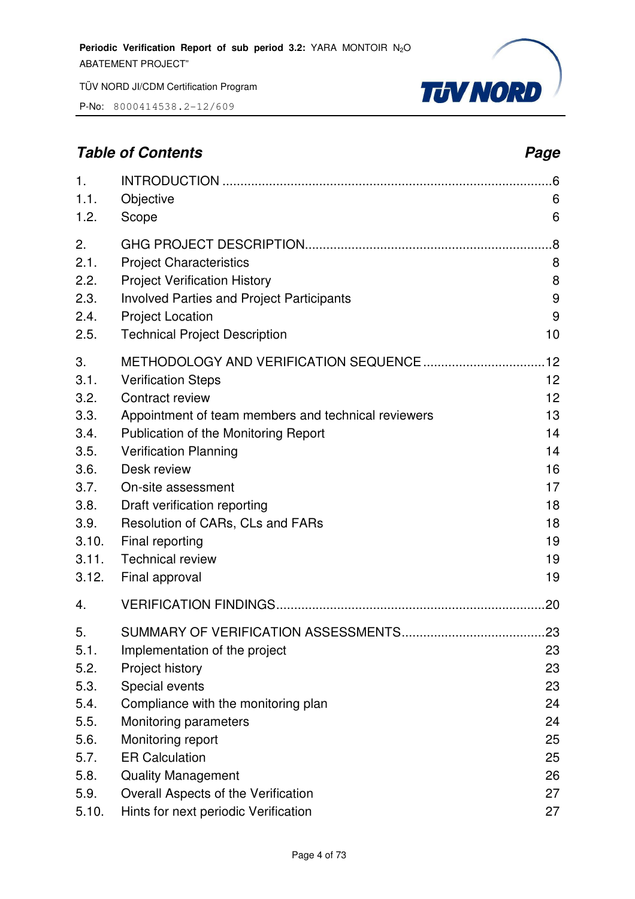## *Table of Contents* *Page*

| | | |
|---|---|---|
| 1. | INTRODUCTION | 6 |
| 1.1. | Objective | 6 |
| 1.2. | Scope | 6 |
| 2. | GHG PROJECT DESCRIPTION | 8 |
| 2.1. | Project Characteristics | 8 |
| 2.2. | Project Verification History | 8 |
| 2.3. | Involved Parties and Project Participants | 9 |
| 2.4. | Project Location | 9 |
| 2.5. | Technical Project Description | 10 |
| 3. | METHODOLOGY AND VERIFICATION SEQUENCE | 12 |
| 3.1. | Verification Steps | 12 |
| 3.2. | Contract review | 12 |
| 3.3. | Appointment of team members and technical reviewers | 13 |
| 3.4. | Publication of the Monitoring Report | 14 |
| 3.5. | Verification Planning | 14 |
| 3.6. | Desk review | 16 |
| 3.7. | On-site assessment | 17 |
| 3.8. | Draft verification reporting | 18 |
| 3.9. | Resolution of CARs, CLs and FARs | 18 |
| 3.10. | Final reporting | 19 |
| 3.11. | Technical review | 19 |
| 3.12. | Final approval | 19 |
| 4. | VERIFICATION FINDINGS | 20 |
| 5. | SUMMARY OF VERIFICATION ASSESSMENTS | 23 |
| 5.1. | Implementation of the project | 23 |
| 5.2. | Project history | 23 |
| 5.3. | Special events | 23 |
| 5.4. | Compliance with the monitoring plan | 24 |
| 5.5. | Monitoring parameters | 24 |
| 5.6. | Monitoring report | 25 |
| 5.7. | ER Calculation | 25 |
| 5.8. | Quality Management | 26 |
| 5.9. | Overall Aspects of the Verification | 27 |
| 5.10. | Hints for next periodic Verification | 27 |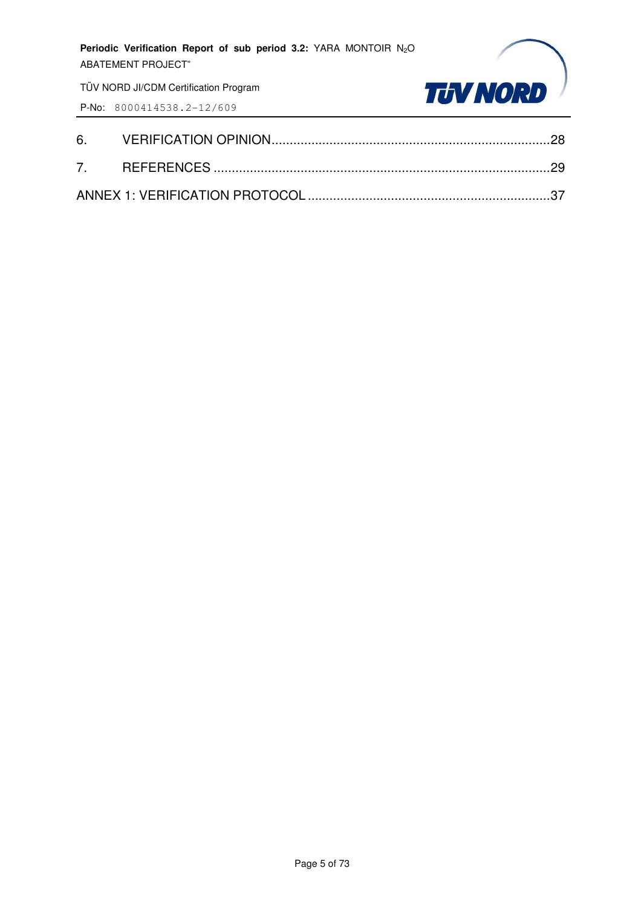6. VERIFICATION OPINION............................................................................28

7. REFERENCES ...........................................................................................29

ANNEX 1: VERIFICATION PROTOCOL ..................................................................37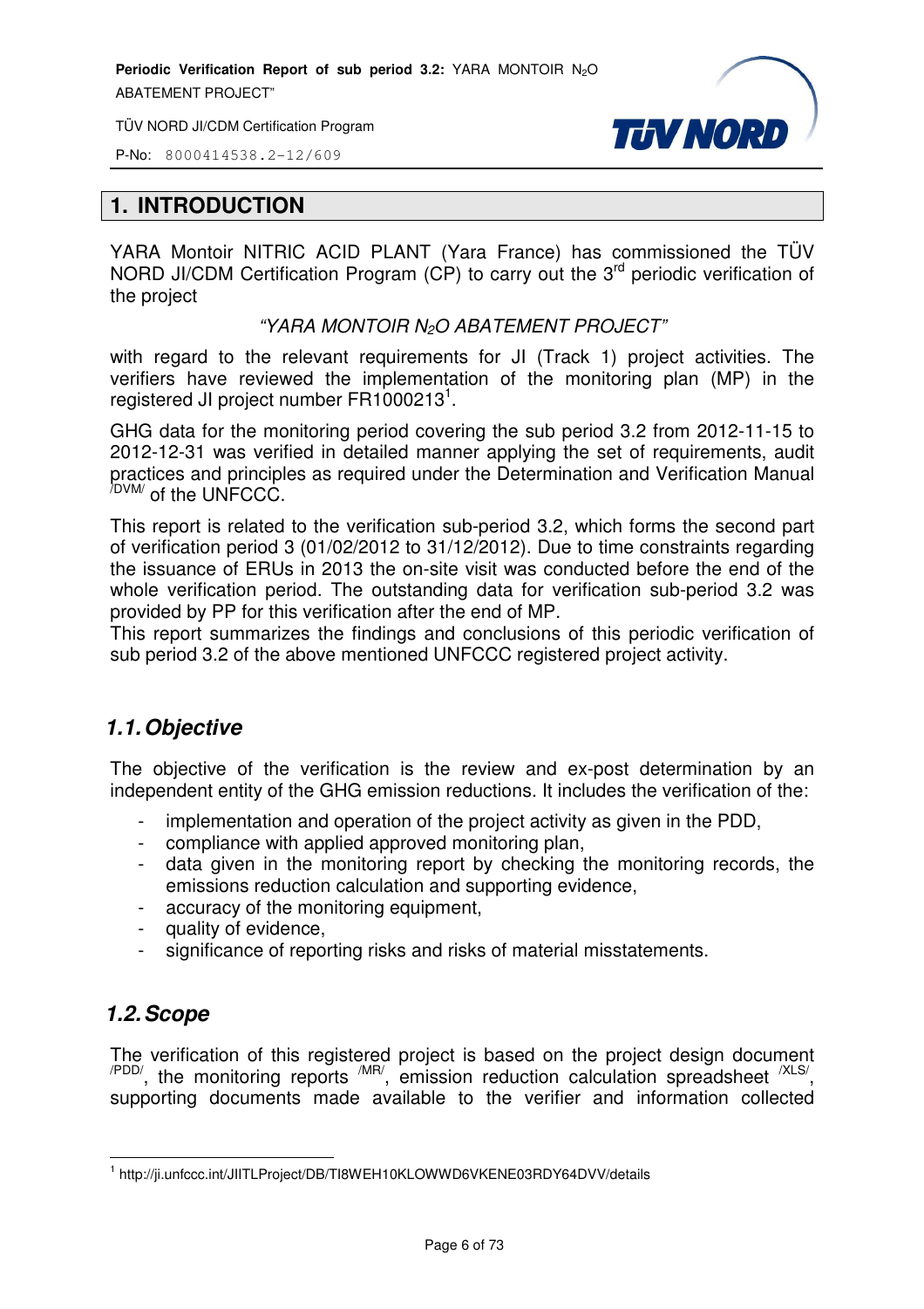# 1. INTRODUCTION

YARA Montoir NITRIC ACID PLANT (Yara France) has commissioned the TÜV NORD JI/CDM Certification Program (CP) to carry out the 3rd periodic verification of the project

*"YARA MONTOIR $N_2O$ ABATEMENT PROJECT"*

with regard to the relevant requirements for JI (Track 1) project activities. The verifiers have reviewed the implementation of the monitoring plan (MP) in the registered JI project number FR1000213[1].

GHG data for the monitoring period covering the sub period 3.2 from 2012-11-15 to 2012-12-31 was verified in detailed manner applying the set of requirements, audit practices and principles as required under the Determination and Verification Manual /DVM/ of the UNFCCC.

This report is related to the verification sub-period 3.2, which forms the second part of verification period 3 (01/02/2012 to 31/12/2012). Due to time constraints regarding the issuance of ERUs in 2013 the on-site visit was conducted before the end of the whole verification period. The outstanding data for verification sub-period 3.2 was provided by PP for this verification after the end of MP.

This report summarizes the findings and conclusions of this periodic verification of sub period 3.2 of the above mentioned UNFCCC registered project activity.

## 1.1. Objective

The objective of the verification is the review and ex-post determination by an independent entity of the GHG emission reductions. It includes the verification of the:

- implementation and operation of the project activity as given in the PDD,
- compliance with applied approved monitoring plan,
- data given in the monitoring report by checking the monitoring records, the emissions reduction calculation and supporting evidence,
- accuracy of the monitoring equipment,
- quality of evidence,
- significance of reporting risks and risks of material misstatements.

## 1.2. Scope

The verification of this registered project is based on the project design document /PDD/, the monitoring reports /MR/, emission reduction calculation spreadsheet /XLS/, supporting documents made available to the verifier and information collected

[1] http://ji.unfccc.int/JIITLProject/DB/TI8WEH10KLOWWD6VKENE03RDY64DVV/details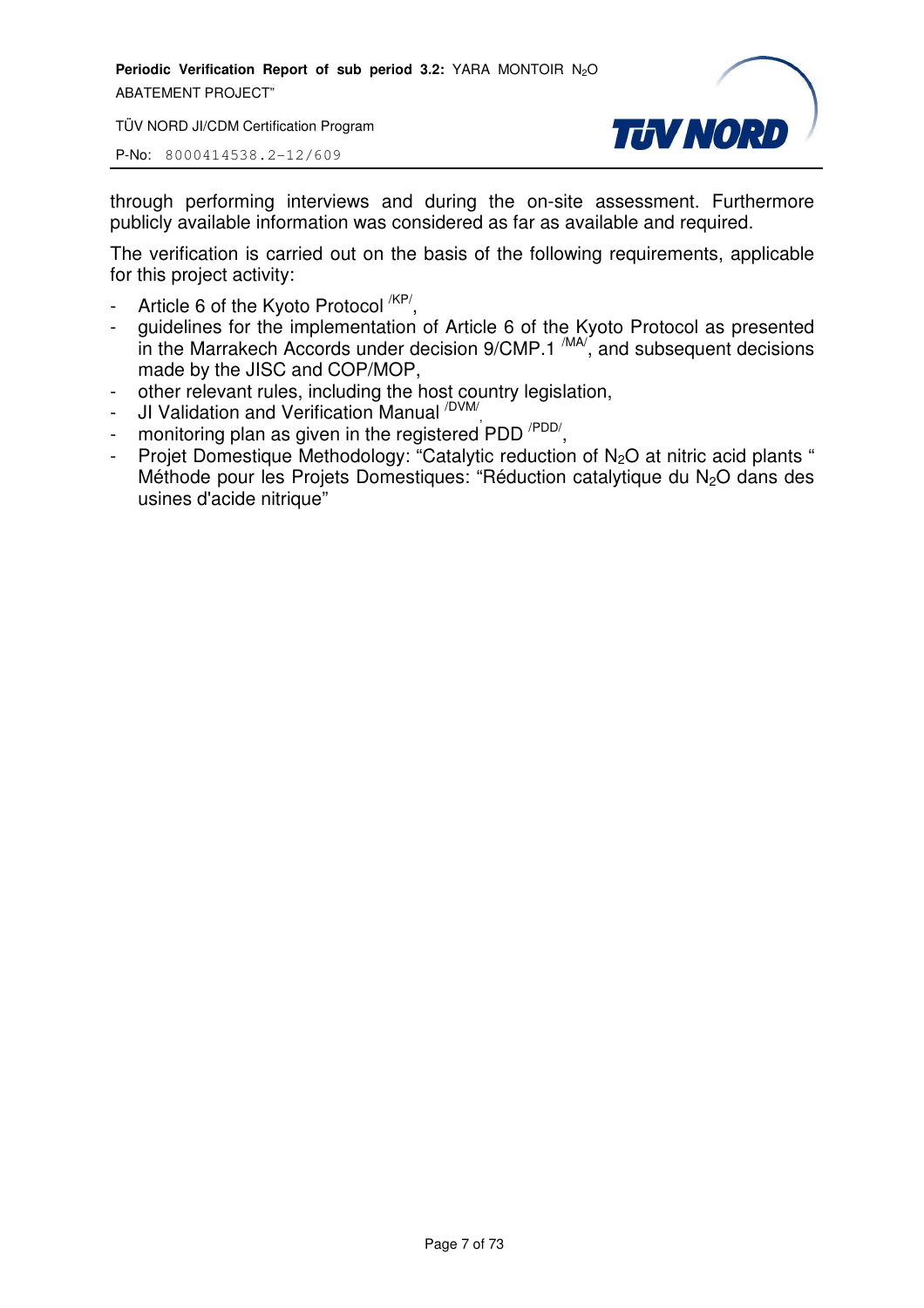through performing interviews and during the on-site assessment. Furthermore publicly available information was considered as far as available and required.

The verification is carried out on the basis of the following requirements, applicable for this project activity:

- Article 6 of the Kyoto Protocol [/KP/],
- guidelines for the implementation of Article 6 of the Kyoto Protocol as presented in the Marrakech Accords under decision 9/CMP.1 [/MA/], and subsequent decisions made by the JISC and COP/MOP,
- other relevant rules, including the host country legislation,
- JI Validation and Verification Manual [/DVM/],
- monitoring plan as given in the registered PDD [/PDD/],
- Projet Domestique Methodology: "Catalytic reduction of $N_2O$ at nitric acid plants " Méthode pour les Projets Domestiques: "Réduction catalytique du $N_2O$ dans des usines d'acide nitrique"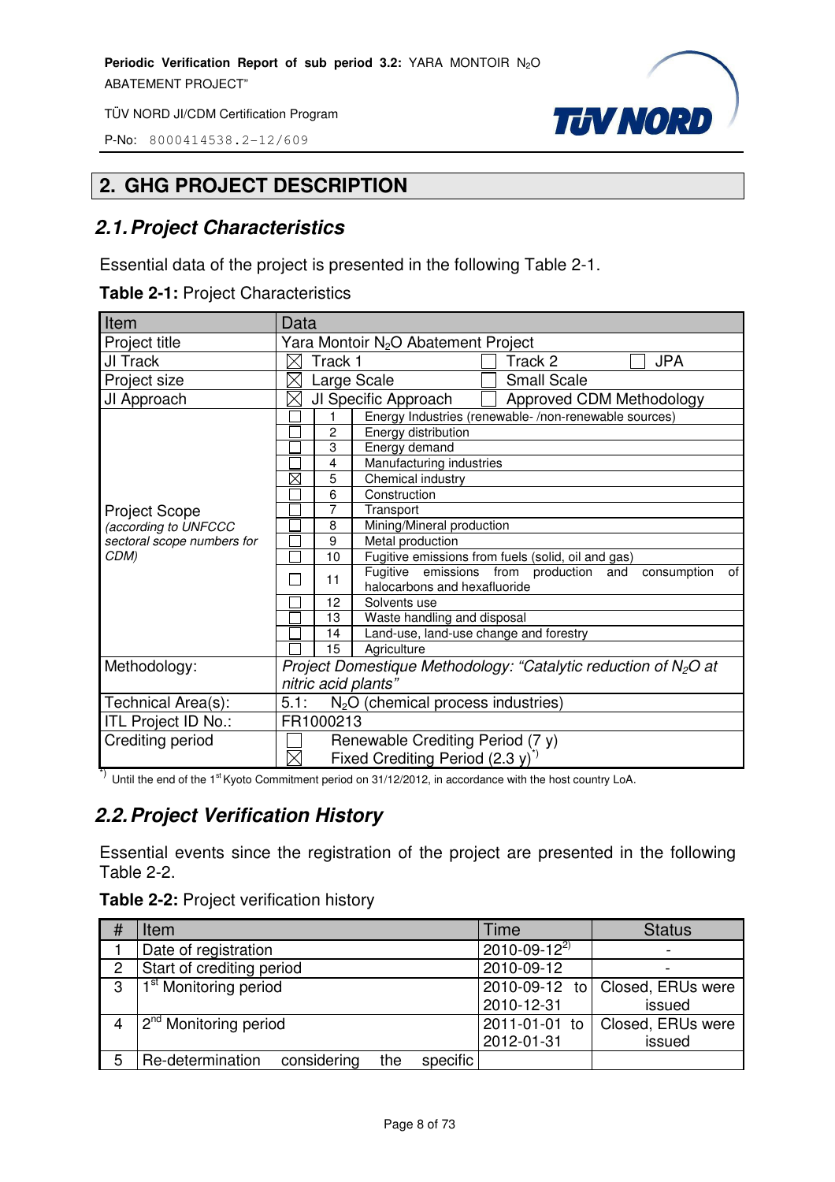## 2. GHG PROJECT DESCRIPTION

### 2.1. Project Characteristics

Essential data of the project is presented in the following Table 2-1.

**Table 2-1:** Project Characteristics

| Item | Data | | |
|---|---|---|---|
| Project title | Yara Montoir $N_2O$ Abatement Project | | |
| JI Track | ☒ Track 1 | ☐ Track 2 | ☐ JPA |
| Project size | ☒ Large Scale | ☐ Small Scale | |
| JI Approach | ☒ JI Specific Approach | ☐ Approved CDM Methodology | |
| Project Scope *(according to UNFCCC sectoral scope numbers for CDM)* | ☐ | 1 | Energy Industries (renewable- /non-renewable sources) |
| | ☐ | 2 | Energy distribution |
| | ☐ | 3 | Energy demand |
| | ☐ | 4 | Manufacturing industries |
| | ☒ | 5 | Chemical industry |
| | ☐ | 6 | Construction |
| | ☐ | 7 | Transport |
| | ☐ | 8 | Mining/Mineral production |
| | ☐ | 9 | Metal production |
| | ☐ | 10 | Fugitive emissions from fuels (solid, oil and gas) |
| | ☐ | 11 | Fugitive emissions from production and consumption of halocarbons and hexafluoride |
| | ☐ | 12 | Solvents use |
| | ☐ | 13 | Waste handling and disposal |
| | ☐ | 14 | Land-use, land-use change and forestry |
| | ☐ | 15 | Agriculture |
| Methodology: | *Project Domestique Methodology: "Catalytic reduction of $N_2O$ at nitric acid plants"* | | |
| Technical Area(s): | 5.1: $N_2O$ (chemical process industries) | | |
| ITL Project ID No.: | FR1000213 | | |
| Crediting period | ☐ Renewable Crediting Period (7 y)<br>☒ Fixed Crediting Period (2.3 y)[*)] | | |

[*)] Until the end of the 1st Kyoto Commitment period on 31/12/2012, in accordance with the host country LoA.

### 2.2. Project Verification History

Essential events since the registration of the project are presented in the following Table 2-2.

**Table 2-2:** Project verification history

| # | Item | Time | Status |
|---|---|---|---|
| 1 | Date of registration | 2010-09-12[2)] | - |
| 2 | Start of crediting period | 2010-09-12 | - |
| 3 | 1st Monitoring period | 2010-09-12 to 2010-12-31 | Closed, ERUs were issued |
| 4 | 2nd Monitoring period | 2011-01-01 to 2012-01-31 | Closed, ERUs were issued |
| 5 | Re-determination considering the specific | | |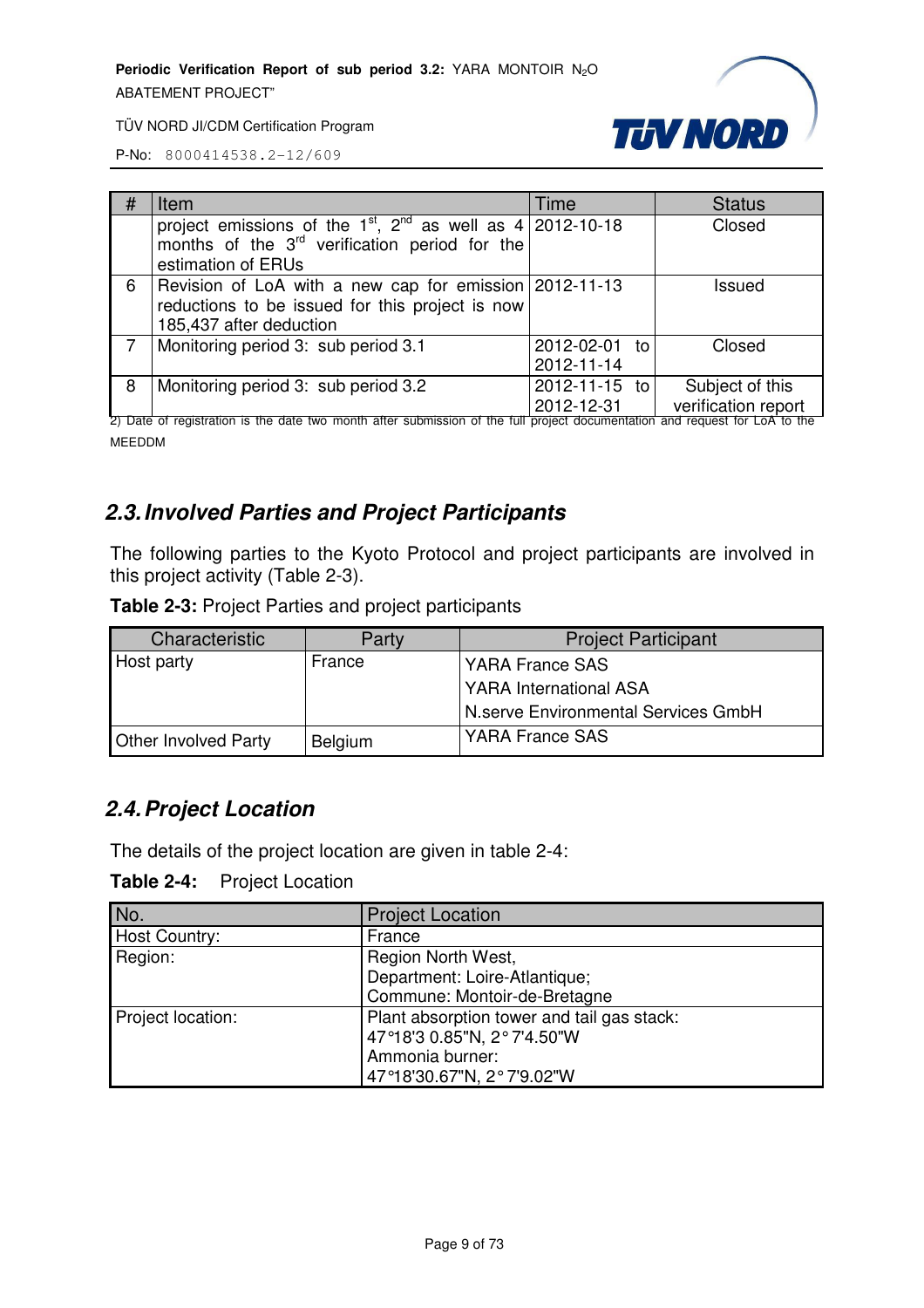| # | Item | Time | Status |
|---|---|---|---|
| | project emissions of the 1st, 2nd as well as 4 months of the 3rd verification period for the estimation of ERUs | 2012-10-18 | Closed |
| 6 | Revision of LoA with a new cap for emission reductions to be issued for this project is now 185,437 after deduction | 2012-11-13 | Issued |
| 7 | Monitoring period 3: sub period 3.1 | 2012-02-01 to 2012-11-14 | Closed |
| 8 | Monitoring period 3: sub period 3.2 | 2012-11-15 to 2012-12-31 | Subject of this verification report |

2) Date of registration is the date two month after submission of the full project documentation and request for LoA to the MEEDDM

## 2.3. Involved Parties and Project Participants

The following parties to the Kyoto Protocol and project participants are involved in this project activity (Table 2-3).

**Table 2-3:** Project Parties and project participants

| Characteristic | Party | Project Participant |
|---|---|---|
| Host party | France | YARA France SAS<br>YARA International ASA<br>N.serve Environmental Services GmbH |
| Other Involved Party | Belgium | YARA France SAS |

## 2.4. Project Location

The details of the project location are given in table 2-4:

**Table 2-4:** Project Location

| No. | Project Location |
|---|---|
| Host Country: | France |
| Region: | Region North West,<br>Department: Loire-Atlantique;<br>Commune: Montoir-de-Bretagne |
| Project location: | Plant absorption tower and tail gas stack:<br>47°18'3 0.85"N, 2° 7'4.50"W<br>Ammonia burner:<br>47°18'30.67"N, 2° 7'9.02"W |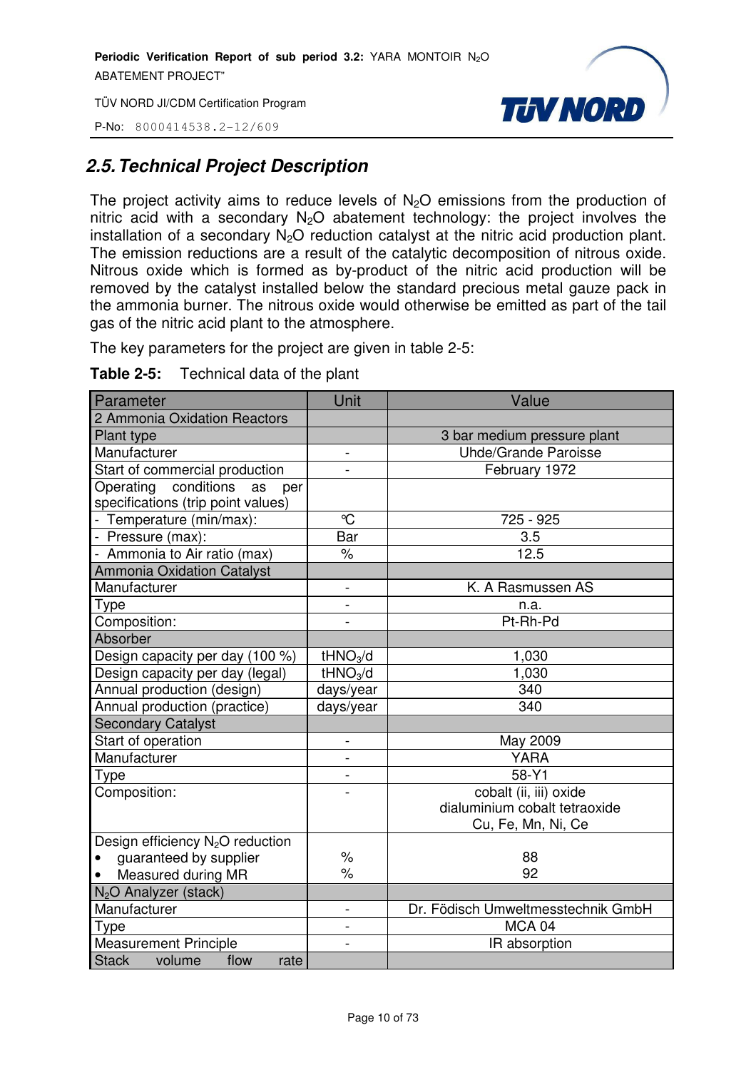## 2.5. Technical Project Description

The project activity aims to reduce levels of $N_2O$ emissions from the production of nitric acid with a secondary $N_2O$ abatement technology: the project involves the installation of a secondary $N_2O$ reduction catalyst at the nitric acid production plant. The emission reductions are a result of the catalytic decomposition of nitrous oxide. Nitrous oxide which is formed as by-product of the nitric acid production will be removed by the catalyst installed below the standard precious metal gauze pack in the ammonia burner. The nitrous oxide would otherwise be emitted as part of the tail gas of the nitric acid plant to the atmosphere.

The key parameters for the project are given in table 2-5:

**Table 2-5:** Technical data of the plant

| Parameter | Unit | Value |
|---|---|---|
| 2 Ammonia Oxidation Reactors | | |
| Plant type | | 3 bar medium pressure plant |
| Manufacturer | - | Uhde/Grande Paroisse |
| Start of commercial production | - | February 1972 |
| Operating conditions as per specifications (trip point values) | | |
| - Temperature (min/max): | ℃ | 725 - 925 |
| - Pressure (max): | Bar | 3.5 |
| - Ammonia to Air ratio (max) | % | 12.5 |
| Ammonia Oxidation Catalyst | | |
| Manufacturer | - | K. A Rasmussen AS |
| Type | - | n.a. |
| Composition: | - | Pt-Rh-Pd |
| Absorber | | |
| Design capacity per day (100 %) | $tHNO_3/d$ | 1,030 |
| Design capacity per day (legal) | $tHNO_3/d$ | 1,030 |
| Annual production (design) | days/year | 340 |
| Annual production (practice) | days/year | 340 |
| Secondary Catalyst | | |
| Start of operation | - | May 2009 |
| Manufacturer | - | YARA |
| Type | - | 58-Y1 |
| Composition: | - | cobalt (ii, iii) oxide<br>dialuminium cobalt tetraoxide<br>Cu, Fe, Mn, Ni, Ce |
| Design efficiency $N_2O$ reduction<br>• guaranteed by supplier<br>• Measured during MR | <br>%<br>% | <br>88<br>92 |
| $N_2O$ Analyzer (stack) | | |
| Manufacturer | - | Dr. Födisch Umweltmesstechnik GmbH |
| Type | - | MCA 04 |
| Measurement Principle | - | IR absorption |
| Stack volume flow rate | | |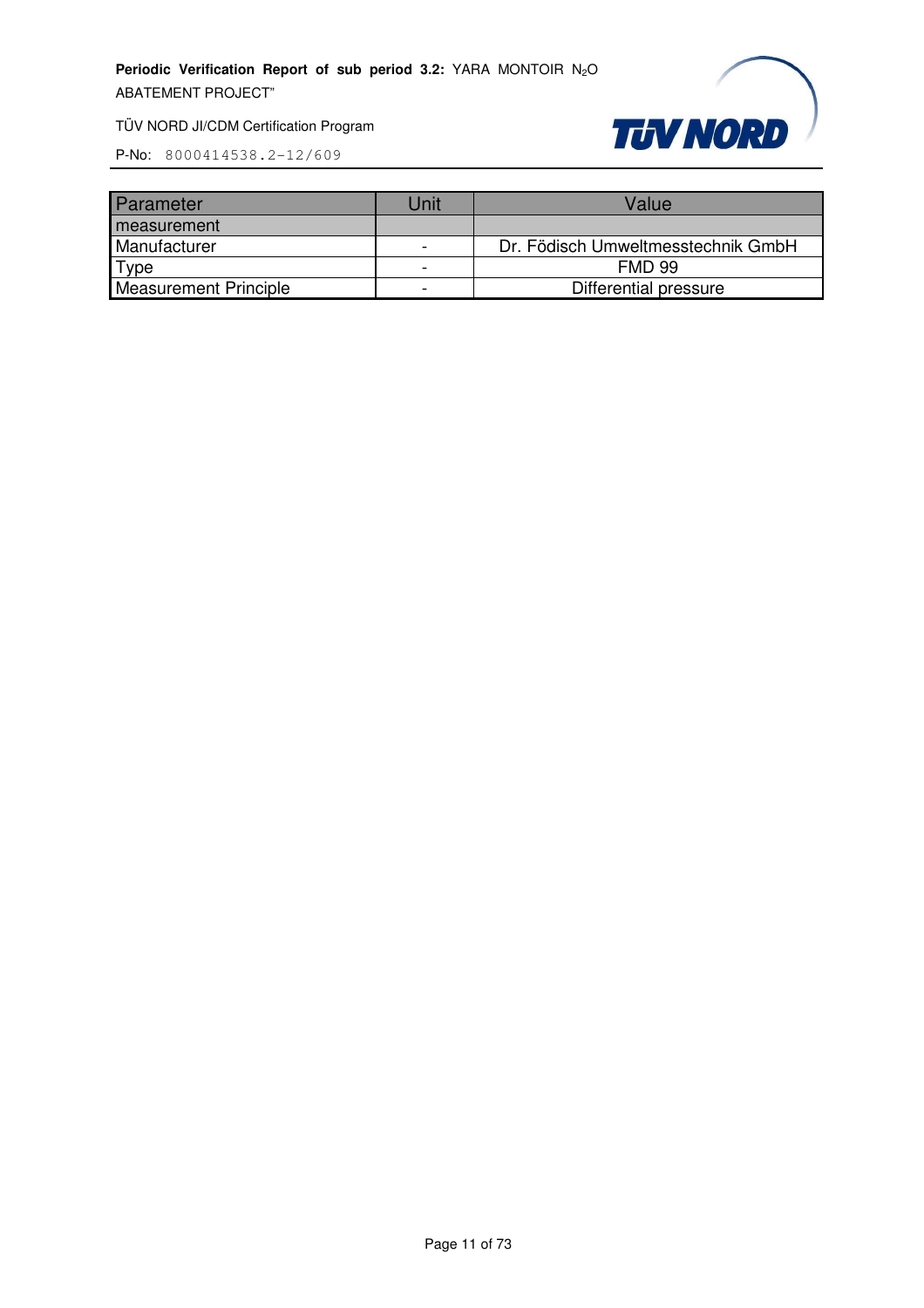| Parameter | Unit | Value |
| --- | --- | --- |
| measurement | | |
| Manufacturer | - | Dr. Födisch Umweltmesstechnik GmbH |
| Type | - | FMD 99 |
| Measurement Principle | - | Differential pressure |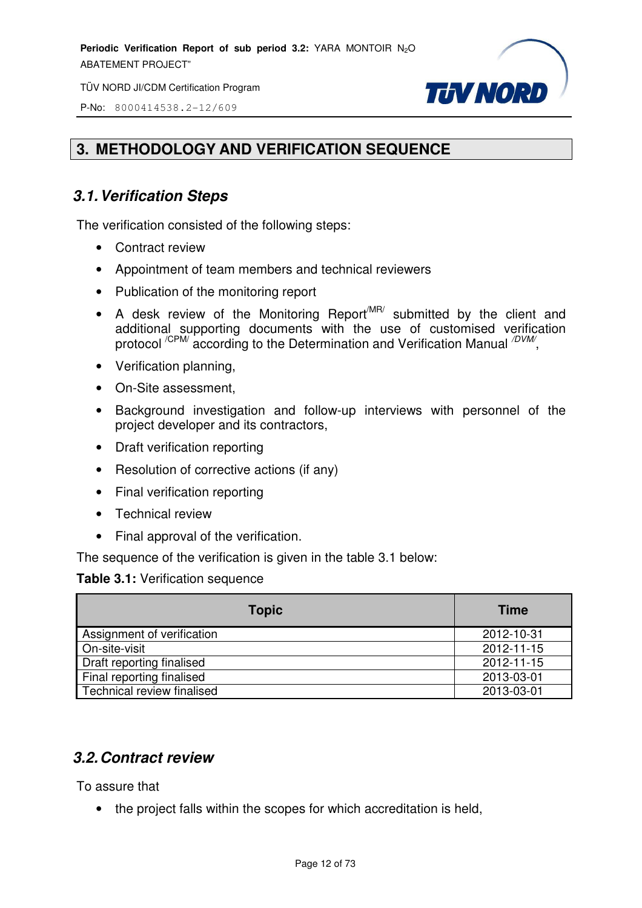## 3. METHODOLOGY AND VERIFICATION SEQUENCE

### 3.1. Verification Steps

The verification consisted of the following steps:

- Contract review
- Appointment of team members and technical reviewers
- Publication of the monitoring report
- A desk review of the Monitoring Report /MR/ submitted by the client and additional supporting documents with the use of customised verification protocol /CPM/ according to the Determination and Verification Manual /DVM/,
- Verification planning,
- On-Site assessment,
- Background investigation and follow-up interviews with personnel of the project developer and its contractors,
- Draft verification reporting
- Resolution of corrective actions (if any)
- Final verification reporting
- Technical review
- Final approval of the verification.

The sequence of the verification is given in the table 3.1 below:

**Table 3.1:** Verification sequence

| Topic | Time |
| --- | --- |
| Assignment of verification | 2012-10-31 |
| On-site-visit | 2012-11-15 |
| Draft reporting finalised | 2012-11-15 |
| Final reporting finalised | 2013-03-01 |
| Technical review finalised | 2013-03-01 |

### 3.2. Contract review

To assure that

- the project falls within the scopes for which accreditation is held,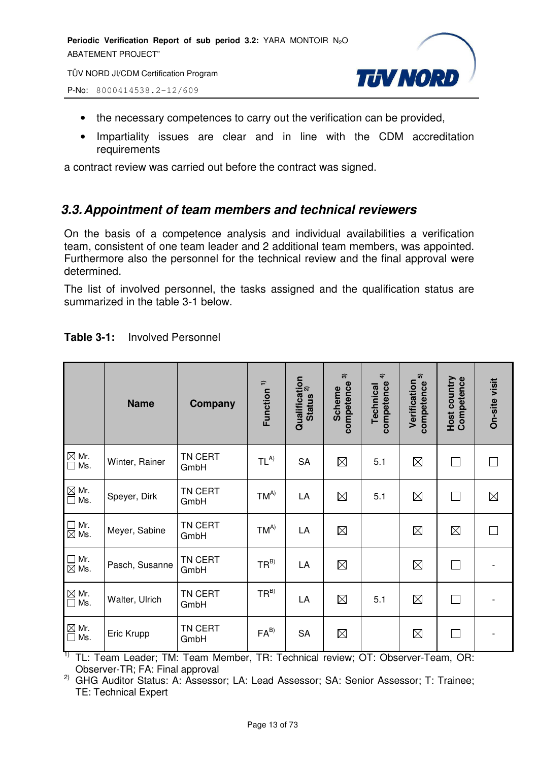- the necessary competences to carry out the verification can be provided,
- Impartiality issues are clear and in line with the CDM accreditation requirements

a contract review was carried out before the contract was signed.

## 3.3. Appointment of team members and technical reviewers

On the basis of a competence analysis and individual availabilities a verification team, consistent of one team leader and 2 additional team members, was appointed. Furthermore also the personnel for the technical review and the final approval were determined.

The list of involved personnel, the tasks assigned and the qualification status are summarized in the table 3-1 below.

**Table 3-1:** Involved Personnel

| | Name | Company | Function [1] | Qualification Status [2] | Scheme competence [3] | Technical competence [4] | Verification competence [5] | Host country Competence | On-site visit |
|---|---|---|---|---|---|---|---|---|---|
| ☒ Mr. ☐ Ms. | Winter, Rainer | TN CERT GmbH | TL[A)] | SA | ☒ | 5.1 | ☒ | ☐ | ☐ |
| ☒ Mr. ☐ Ms. | Speyer, Dirk | TN CERT GmbH | TM[A)] | LA | ☒ | 5.1 | ☒ | ☐ | ☒ |
| ☐ Mr. ☒ Ms. | Meyer, Sabine | TN CERT GmbH | TM[A)] | LA | ☒ | | ☒ | ☒ | ☐ |
| ☐ Mr. ☒ Ms. | Pasch, Susanne | TN CERT GmbH | TR[B)] | LA | ☒ | | ☒ | ☐ | - |
| ☒ Mr. ☐ Ms. | Walter, Ulrich | TN CERT GmbH | TR[B)] | LA | ☒ | 5.1 | ☒ | ☐ | - |
| ☒ Mr. ☐ Ms. | Eric Krupp | TN CERT GmbH | FA[B)] | SA | ☒ | | ☒ | ☐ | - |

[1] TL: Team Leader; TM: Team Member, TR: Technical review; OT: Observer-Team, OR: Observer-TR; FA: Final approval

[2] GHG Auditor Status: A: Assessor; LA: Lead Assessor; SA: Senior Assessor; T: Trainee; TE: Technical Expert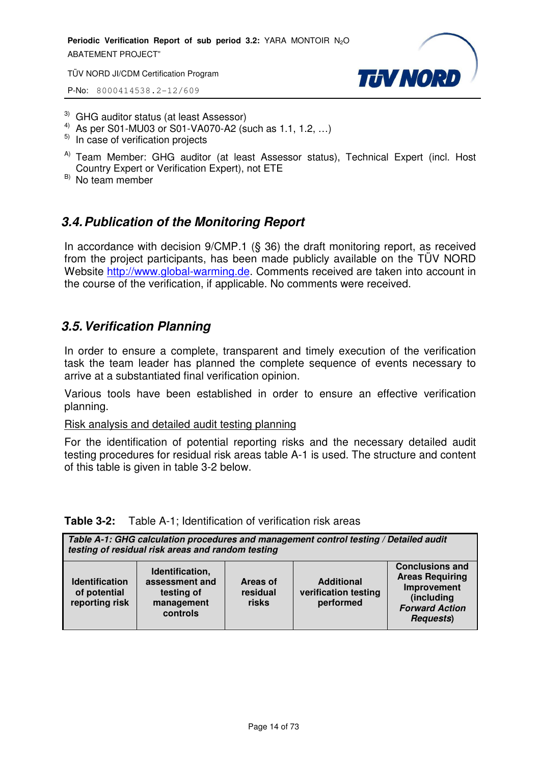[3] GHG auditor status (at least Assessor)
[4] As per S01-MU03 or S01-VA070-A2 (such as 1.1, 1.2, …)
[5] In case of verification projects

[A] Team Member: GHG auditor (at least Assessor status), Technical Expert (incl. Host Country Expert or Verification Expert), not ETE
[B] No team member

## 3.4. Publication of the Monitoring Report

In accordance with decision 9/CMP.1 (§ 36) the draft monitoring report, as received from the project participants, has been made publicly available on the TÜV NORD Website http://www.global-warming.de. Comments received are taken into account in the course of the verification, if applicable. No comments were received.

## 3.5. Verification Planning

In order to ensure a complete, transparent and timely execution of the verification task the team leader has planned the complete sequence of events necessary to arrive at a substantiated final verification opinion.

Various tools have been established in order to ensure an effective verification planning.

Risk analysis and detailed audit testing planning

For the identification of potential reporting risks and the necessary detailed audit testing procedures for residual risk areas table A-1 is used. The structure and content of this table is given in table 3-2 below.

**Table 3-2:** Table A-1; Identification of verification risk areas

| ***Table A-1: GHG calculation procedures and management control testing / Detailed audit testing of residual risk areas and random testing*** | | | | |
|---|---|---|---|---|
| **Identification of potential reporting risk** | **Identification, assessment and testing of management controls** | **Areas of residual risks** | **Additional verification testing performed** | **Conclusions and Areas Requiring Improvement (including *Forward Action Requests*)** |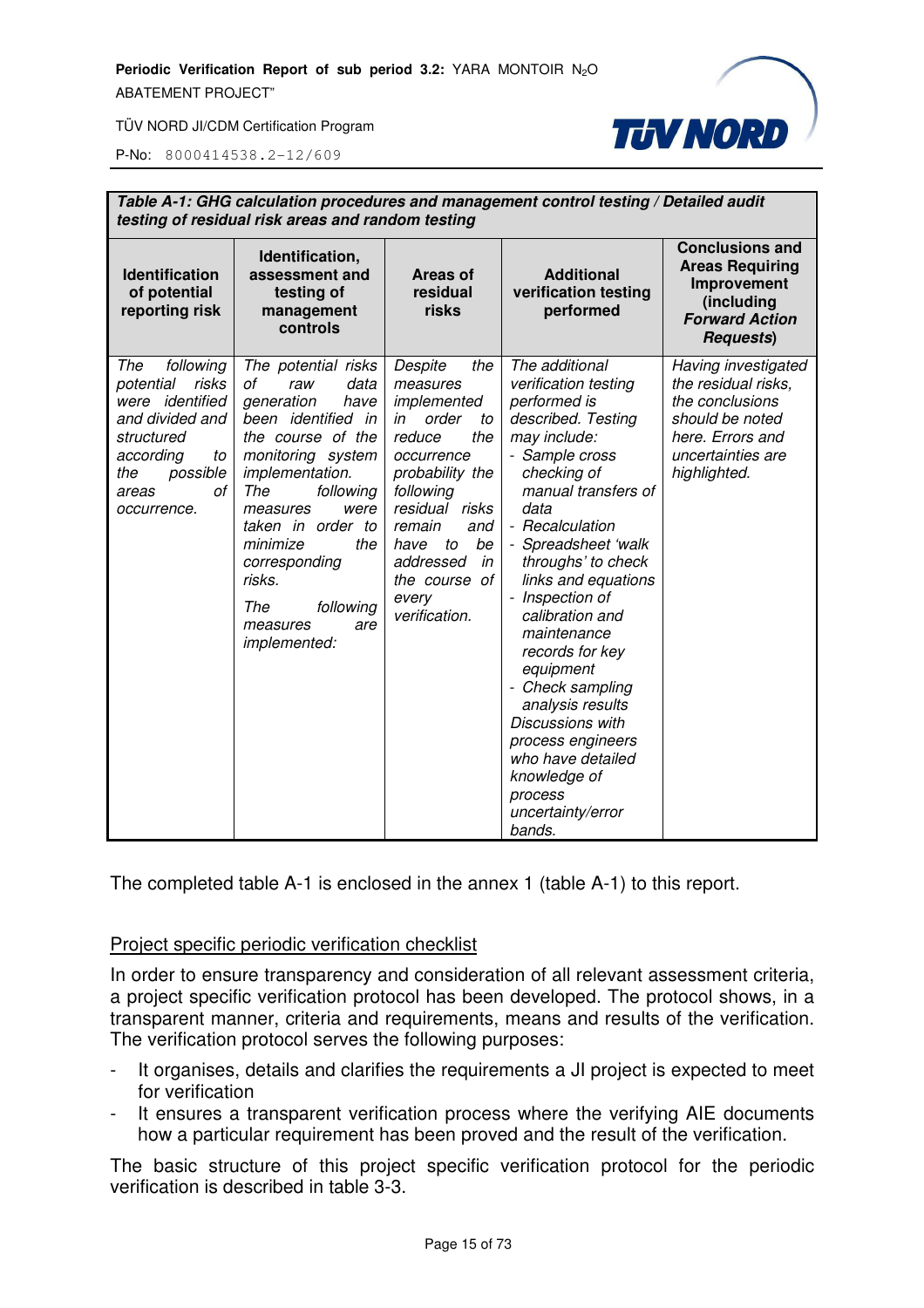| ***Table A-1: GHG calculation procedures and management control testing / Detailed audit testing of residual risk areas and random testing*** | | | | |
|---|---|---|---|---|
| **Identification of potential reporting risk** | **Identification, assessment and testing of management controls** | **Areas of residual risks** | **Additional verification testing performed** | **Conclusions and Areas Requiring Improvement (including *Forward Action Requests*)** |
| *The following potential risks were identified and divided and structured according to the possible areas of occurrence.* | *The potential risks of raw data generation have been identified in the course of the monitoring system implementation. The following measures were taken in order to minimize the corresponding risks.* *The following measures are implemented:* | *Despite the measures implemented in order to reduce the occurrence probability the following residual risks remain and have to be addressed in the course of every verification.* | *The additional verification testing performed is described. Testing may include:* *- Sample cross checking of manual transfers of data* *- Recalculation* *- Spreadsheet 'walk throughs' to check links and equations* *- Inspection of calibration and maintenance records for key equipment* *- Check sampling analysis results* *Discussions with process engineers who have detailed knowledge of process uncertainty/error bands.* | *Having investigated the residual risks, the conclusions should be noted here. Errors and uncertainties are highlighted.* |

The completed table A-1 is enclosed in the annex 1 (table A-1) to this report.

Project specific periodic verification checklist

In order to ensure transparency and consideration of all relevant assessment criteria, a project specific verification protocol has been developed. The protocol shows, in a transparent manner, criteria and requirements, means and results of the verification. The verification protocol serves the following purposes:

- It organises, details and clarifies the requirements a JI project is expected to meet for verification
- It ensures a transparent verification process where the verifying AIE documents how a particular requirement has been proved and the result of the verification.

The basic structure of this project specific verification protocol for the periodic verification is described in table 3-3.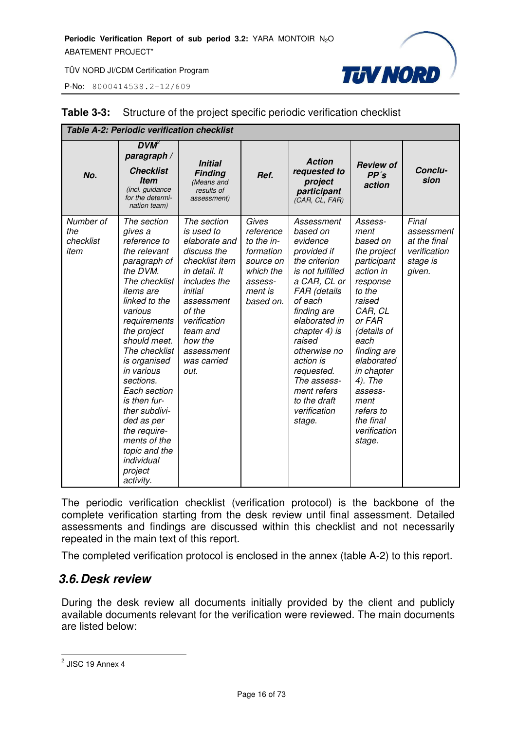**Table 3-3:** Structure of the project specific periodic verification checklist

| ***Table A-2: Periodic verification checklist*** | | | | | | |
|---|---|---|---|---|---|---|
| ***No.*** | ***DVM[2] paragraph / Checklist Item*** *(incl. guidance for the determination team)* | ***Initial Finding*** *(Means and results of assessment)* | ***Ref.*** | ***Action requested to project participant*** *(CAR, CL, FAR)* | ***Review of PP´s action*** | ***Conclusion*** |
| *Number of the checklist item* | *The section gives a reference to the relevant paragraph of the DVM. The checklist items are linked to the various requirements the project should meet. The checklist is organised in various sections. Each section is then further subdivided as per the requirements of the topic and the individual project activity.* | *The section is used to elaborate and discuss the checklist item in detail. It includes the initial assessment of the verification team and how the assessment was carried out.* | *Gives reference to the information source on which the assessment is based on.* | *Assessment based on evidence provided if the criterion is not fulfilled a CAR, CL or FAR (details of each finding are elaborated in chapter 4) is raised otherwise no action is requested. The assessment refers to the draft verification stage.* | *Assessment based on the project participant action in response to the raised CAR, CL or FAR (details of each finding are elaborated in chapter 4). The assessment refers to the final verification stage.* | *Final assessment at the final verification stage is given.* |

The periodic verification checklist (verification protocol) is the backbone of the complete verification starting from the desk review until final assessment. Detailed assessments and findings are discussed within this checklist and not necessarily repeated in the main text of this report.

The completed verification protocol is enclosed in the annex (table A-2) to this report.

## 3.6. Desk review

During the desk review all documents initially provided by the client and publicly available documents relevant for the verification were reviewed. The main documents are listed below:

---

[2] JISC 19 Annex 4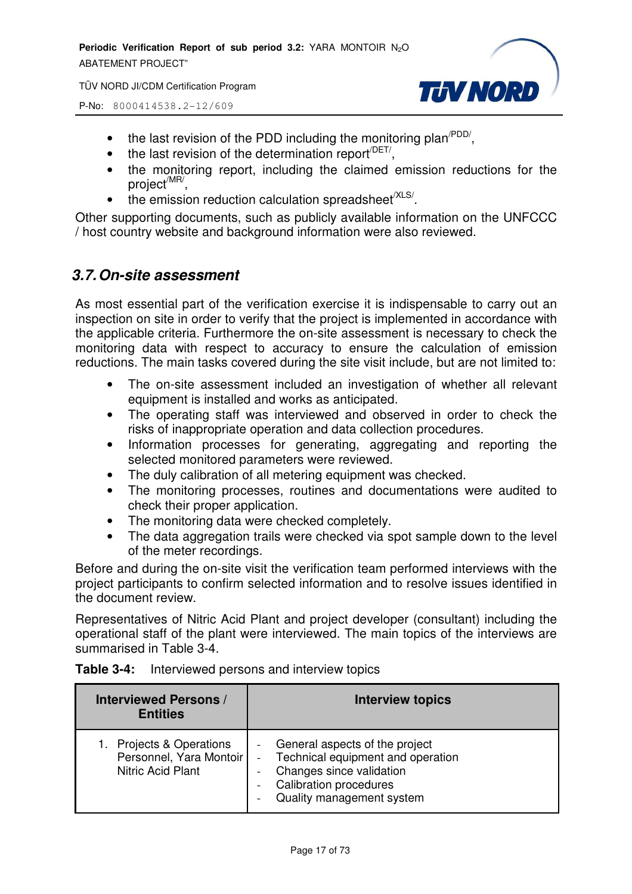- the last revision of the PDD including the monitoring plan[/PDD/],
- the last revision of the determination report[/DET/],
- the monitoring report, including the claimed emission reductions for the project[/MR/],
- the emission reduction calculation spreadsheet[/XLS/].

Other supporting documents, such as publicly available information on the UNFCCC / host country website and background information were also reviewed.

## 3.7. On-site assessment

As most essential part of the verification exercise it is indispensable to carry out an inspection on site in order to verify that the project is implemented in accordance with the applicable criteria. Furthermore the on-site assessment is necessary to check the monitoring data with respect to accuracy to ensure the calculation of emission reductions. The main tasks covered during the site visit include, but are not limited to:

- The on-site assessment included an investigation of whether all relevant equipment is installed and works as anticipated.
- The operating staff was interviewed and observed in order to check the risks of inappropriate operation and data collection procedures.
- Information processes for generating, aggregating and reporting the selected monitored parameters were reviewed.
- The duly calibration of all metering equipment was checked.
- The monitoring processes, routines and documentations were audited to check their proper application.
- The monitoring data were checked completely.
- The data aggregation trails were checked via spot sample down to the level of the meter recordings.

Before and during the on-site visit the verification team performed interviews with the project participants to confirm selected information and to resolve issues identified in the document review.

Representatives of Nitric Acid Plant and project developer (consultant) including the operational staff of the plant were interviewed. The main topics of the interviews are summarised in Table 3-4.

**Table 3-4:** Interviewed persons and interview topics

| Interviewed Persons / Entities | Interview topics |
|---|---|
| 1. Projects & Operations Personnel, Yara Montoir Nitric Acid Plant | - General aspects of the project<br>- Technical equipment and operation<br>- Changes since validation<br>- Calibration procedures<br>- Quality management system |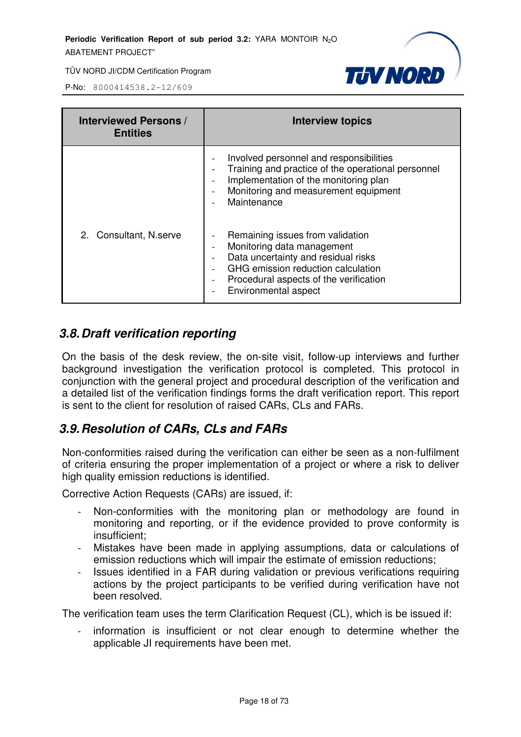| Interviewed Persons / Entities | Interview topics |
|---|---|
| 2. Consultant, N.serve | - Involved personnel and responsibilities<br>- Training and practice of the operational personnel<br>- Implementation of the monitoring plan<br>- Monitoring and measurement equipment<br>- Maintenance<br><br>- Remaining issues from validation<br>- Monitoring data management<br>- Data uncertainty and residual risks<br>- GHG emission reduction calculation<br>- Procedural aspects of the verification<br>- Environmental aspect |

## 3.8. Draft verification reporting

On the basis of the desk review, the on-site visit, follow-up interviews and further background investigation the verification protocol is completed. This protocol in conjunction with the general project and procedural description of the verification and a detailed list of the verification findings forms the draft verification report. This report is sent to the client for resolution of raised CARs, CLs and FARs.

## 3.9. Resolution of CARs, CLs and FARs

Non-conformities raised during the verification can either be seen as a non-fulfilment of criteria ensuring the proper implementation of a project or where a risk to deliver high quality emission reductions is identified.

Corrective Action Requests (CARs) are issued, if:

- Non-conformities with the monitoring plan or methodology are found in monitoring and reporting, or if the evidence provided to prove conformity is insufficient;
- Mistakes have been made in applying assumptions, data or calculations of emission reductions which will impair the estimate of emission reductions;
- Issues identified in a FAR during validation or previous verifications requiring actions by the project participants to be verified during verification have not been resolved.

The verification team uses the term Clarification Request (CL), which is be issued if:

- information is insufficient or not clear enough to determine whether the applicable JI requirements have been met.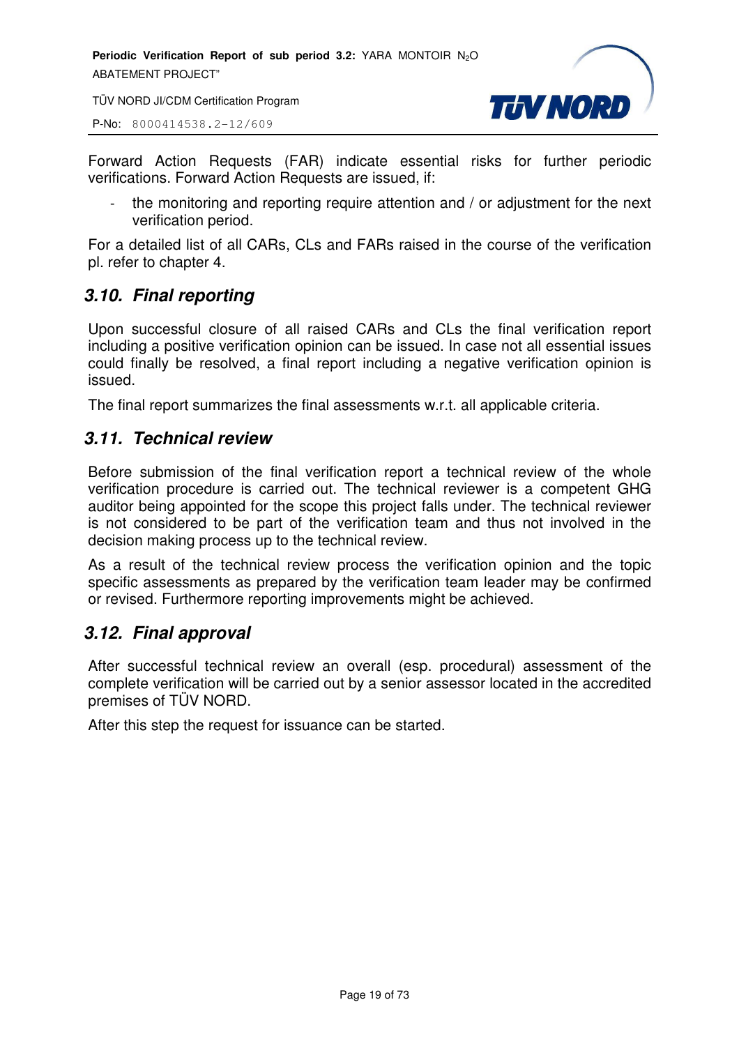Forward Action Requests (FAR) indicate essential risks for further periodic verifications. Forward Action Requests are issued, if:

- the monitoring and reporting require attention and / or adjustment for the next verification period.

For a detailed list of all CARs, CLs and FARs raised in the course of the verification pl. refer to chapter 4.

## 3.10. Final reporting

Upon successful closure of all raised CARs and CLs the final verification report including a positive verification opinion can be issued. In case not all essential issues could finally be resolved, a final report including a negative verification opinion is issued.

The final report summarizes the final assessments w.r.t. all applicable criteria.

## 3.11. Technical review

Before submission of the final verification report a technical review of the whole verification procedure is carried out. The technical reviewer is a competent GHG auditor being appointed for the scope this project falls under. The technical reviewer is not considered to be part of the verification team and thus not involved in the decision making process up to the technical review.

As a result of the technical review process the verification opinion and the topic specific assessments as prepared by the verification team leader may be confirmed or revised. Furthermore reporting improvements might be achieved.

## 3.12. Final approval

After successful technical review an overall (esp. procedural) assessment of the complete verification will be carried out by a senior assessor located in the accredited premises of TÜV NORD.

After this step the request for issuance can be started.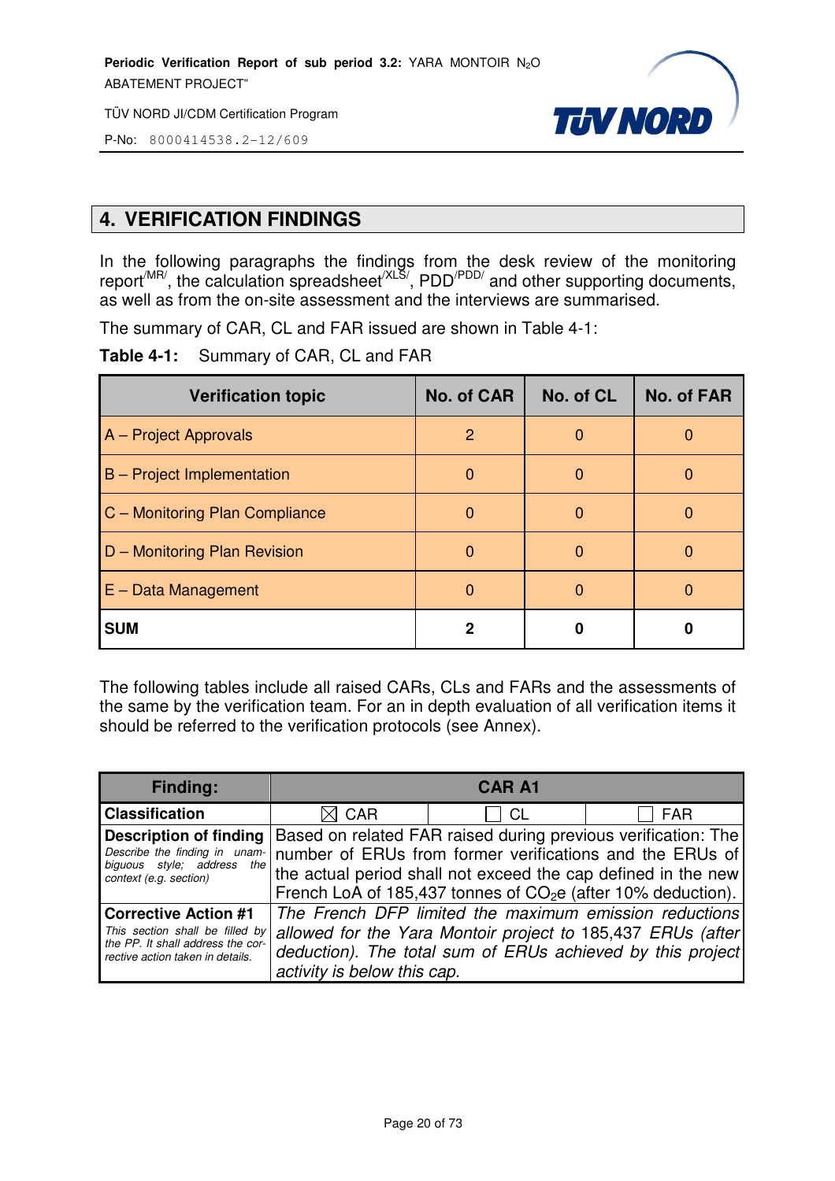# 4. VERIFICATION FINDINGS

In the following paragraphs the findings from the desk review of the monitoring report[/MR/], the calculation spreadsheet[/XLS/], PDD[/PDD/] and other supporting documents, as well as from the on-site assessment and the interviews are summarised.

The summary of CAR, CL and FAR issued are shown in Table 4-1:

**Table 4-1:** Summary of CAR, CL and FAR

| Verification topic | No. of CAR | No. of CL | No. of FAR |
|---|---|---|---|
| A – Project Approvals | 2 | 0 | 0 |
| B – Project Implementation | 0 | 0 | 0 |
| C – Monitoring Plan Compliance | 0 | 0 | 0 |
| D – Monitoring Plan Revision | 0 | 0 | 0 |
| E – Data Management | 0 | 0 | 0 |
| **SUM** | **2** | **0** | **0** |

The following tables include all raised CARs, CLs and FARs and the assessments of the same by the verification team. For an in depth evaluation of all verification items it should be referred to the verification protocols (see Annex).

| **Finding:** | **CAR A1** | | |
|---|---|---|---|
| **Classification** | ☒ CAR | ☐ CL | ☐ FAR |
| **Description of finding**<br>*Describe the finding in unambiguous style; address the context (e.g. section)* | Based on related FAR raised during previous verification: The number of ERUs from former verifications and the ERUs of the actual period shall not exceed the cap defined in the new French LoA of 185,437 tonnes of $CO_2$e (after 10% deduction). | | |
| **Corrective Action #1**<br>*This section shall be filled by the PP. It shall address the corrective action taken in details.* | *The French DFP limited the maximum emission reductions allowed for the Yara Montoir project to* 185,437 *ERUs (after deduction). The total sum of ERUs achieved by this project activity is below this cap.* | | |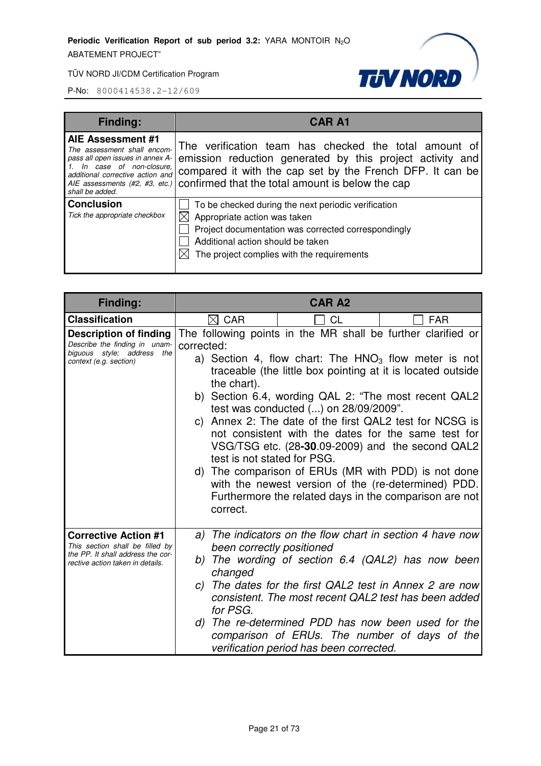| Finding: | CAR A1 |
|---|---|
| **AIE Assessment #1**<br>*The assessment shall encompass all open issues in annex A-1. In case of non-closure, additional corrective action and AIE assessments (#2, #3, etc.) shall be added.* | The verification team has checked the total amount of emission reduction generated by this project activity and compared it with the cap set by the French DFP. It can be confirmed that the total amount is below the cap |
| **Conclusion**<br>*Tick the appropriate checkbox* | ☐ To be checked during the next periodic verification<br>☒ Appropriate action was taken<br>☐ Project documentation was corrected correspondingly<br>☐ Additional action should be taken<br>☒ The project complies with the requirements |

| Finding: | CAR A2 | | |
|---|---|---|---|
| **Classification** | ☒ CAR | ☐ CL | ☐ FAR |
| **Description of finding**<br>*Describe the finding in unambiguous style; address the context (e.g. section)* | The following points in the MR shall be further clarified or corrected:<br>a) Section 4, flow chart: The $HNO_3$ flow meter is not traceable (the little box pointing at it is located outside the chart).<br>b) Section 6.4, wording QAL 2: "The most recent QAL2 test was conducted (...) on 28/09/2009".<br>c) Annex 2: The date of the first QAL2 test for NCSG is not consistent with the dates for the same test for VSG/TSG etc. (28-**30**.09-2009) and the second QAL2 test is not stated for PSG.<br>d) The comparison of ERUs (MR with PDD) is not done with the newest version of the (re-determined) PDD. Furthermore the related days in the comparison are not correct. | | |
| **Corrective Action #1**<br>*This section shall be filled by the PP. It shall address the corrective action taken in details.* | *a) The indicators on the flow chart in section 4 have now been correctly positioned*<br>*b) The wording of section 6.4 (QAL2) has now been changed*<br>*c) The dates for the first QAL2 test in Annex 2 are now consistent. The most recent QAL2 test has been added for PSG.*<br>*d) The re-determined PDD has now been used for the comparison of ERUs. The number of days of the verification period has been corrected.* | | |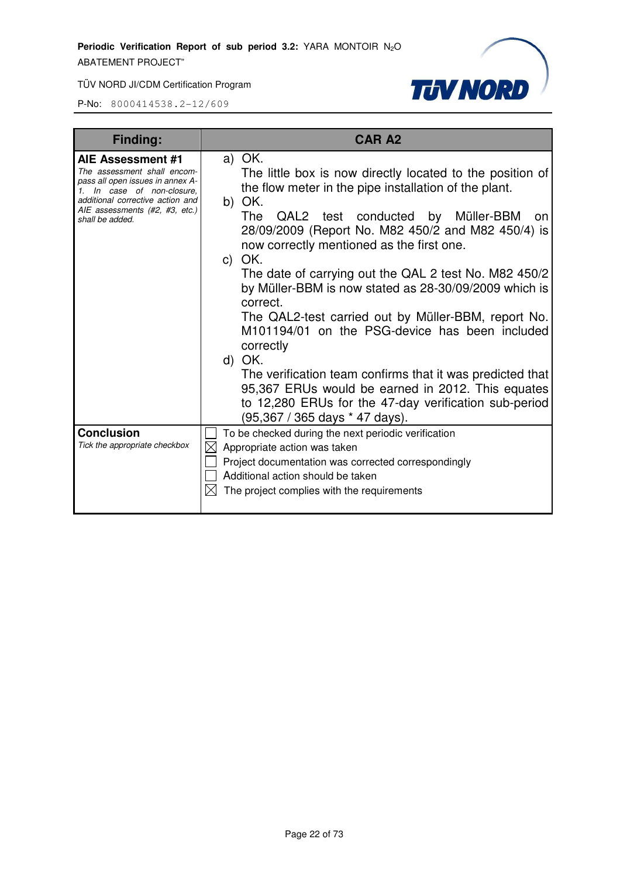| Finding: | CAR A2 |
|---|---|
| **AIE Assessment #1**<br>*The assessment shall encompass all open issues in annex A-1. In case of non-closure, additional corrective action and AIE assessments (#2, #3, etc.) shall be added.* | a) OK.<br>The little box is now directly located to the position of the flow meter in the pipe installation of the plant.<br>b) OK.<br>The QAL2 test conducted by Müller-BBM on 28/09/2009 (Report No. M82 450/2 and M82 450/4) is now correctly mentioned as the first one.<br>c) OK.<br>The date of carrying out the QAL 2 test No. M82 450/2 by Müller-BBM is now stated as 28-30/09/2009 which is correct.<br>The QAL2-test carried out by Müller-BBM, report No. M101194/01 on the PSG-device has been included correctly<br>d) OK.<br>The verification team confirms that it was predicted that 95,367 ERUs would be earned in 2012. This equates to 12,280 ERUs for the 47-day verification sub-period (95,367 / 365 days * 47 days). |
| **Conclusion**<br>*Tick the appropriate checkbox* | ☐ To be checked during the next periodic verification<br>☒ Appropriate action was taken<br>☐ Project documentation was corrected correspondingly<br>☐ Additional action should be taken<br>☒ The project complies with the requirements |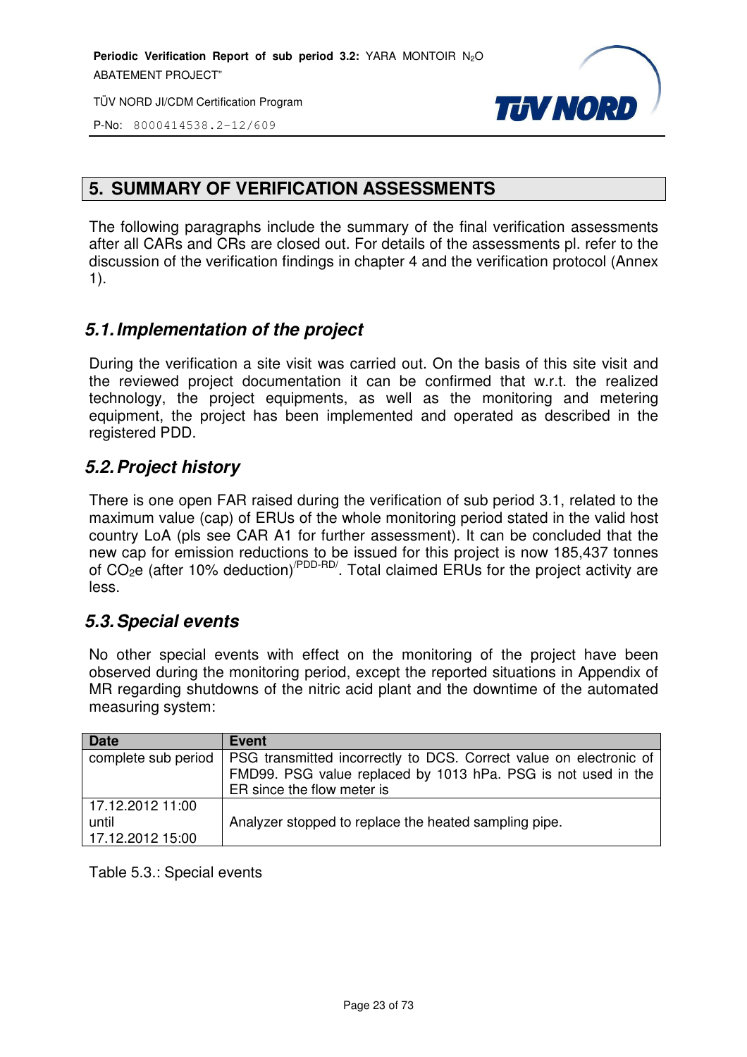## 5. SUMMARY OF VERIFICATION ASSESSMENTS

The following paragraphs include the summary of the final verification assessments after all CARs and CRs are closed out. For details of the assessments pl. refer to the discussion of the verification findings in chapter 4 and the verification protocol (Annex 1).

### 5.1. Implementation of the project

During the verification a site visit was carried out. On the basis of this site visit and the reviewed project documentation it can be confirmed that w.r.t. the realized technology, the project equipments, as well as the monitoring and metering equipment, the project has been implemented and operated as described in the registered PDD.

### 5.2. Project history

There is one open FAR raised during the verification of sub period 3.1, related to the maximum value (cap) of ERUs of the whole monitoring period stated in the valid host country LoA (pls see CAR A1 for further assessment). It can be concluded that the new cap for emission reductions to be issued for this project is now 185,437 tonnes of $CO_2$e (after 10% deduction)[/PDD-RD/]. Total claimed ERUs for the project activity are less.

### 5.3. Special events

No other special events with effect on the monitoring of the project have been observed during the monitoring period, except the reported situations in Appendix of MR regarding shutdowns of the nitric acid plant and the downtime of the automated measuring system:

| Date | Event |
|---|---|
| complete sub period | PSG transmitted incorrectly to DCS. Correct value on electronic of FMD99. PSG value replaced by 1013 hPa. PSG is not used in the ER since the flow meter is |
| 17.12.2012 11:00 until 17.12.2012 15:00 | Analyzer stopped to replace the heated sampling pipe. |

Table 5.3.: Special events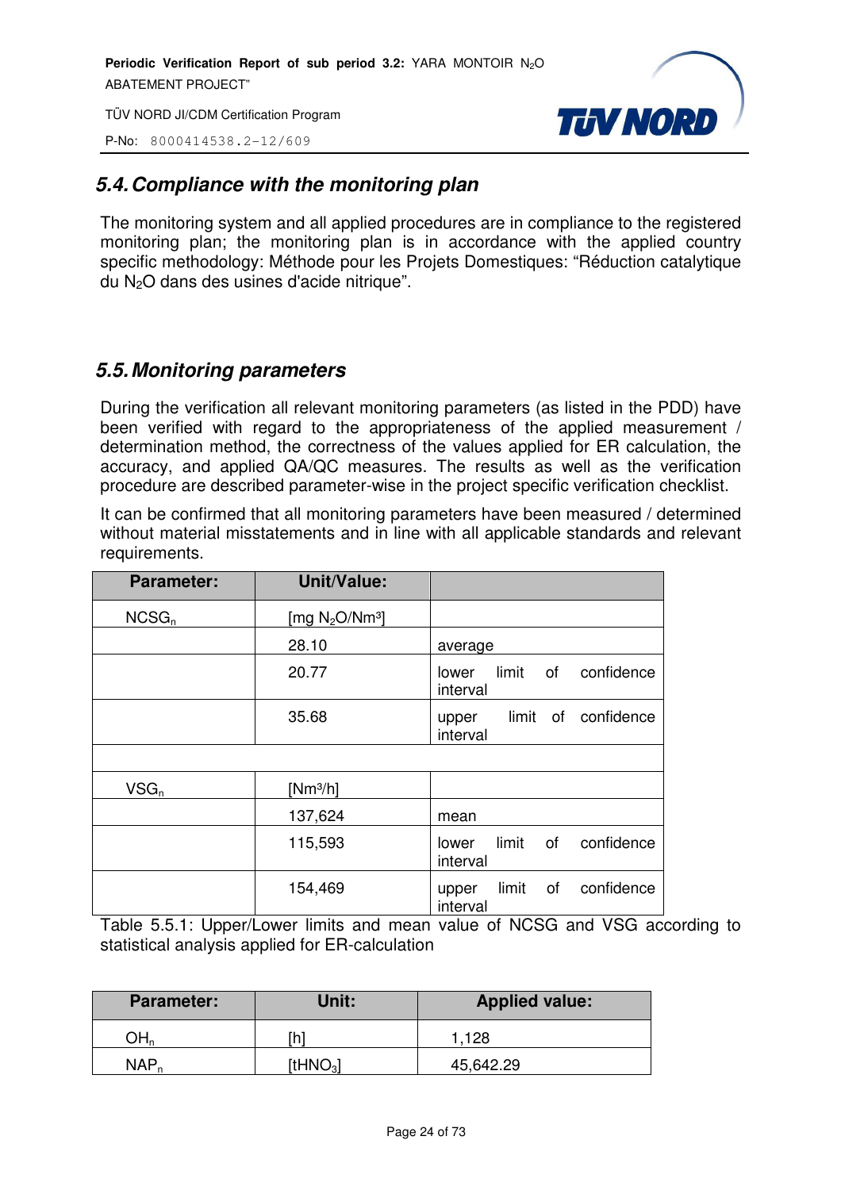## 5.4. Compliance with the monitoring plan

The monitoring system and all applied procedures are in compliance to the registered monitoring plan; the monitoring plan is in accordance with the applied country specific methodology: Méthode pour les Projets Domestiques: “Réduction catalytique du $N_2O$ dans des usines d'acide nitrique”.

## 5.5. Monitoring parameters

During the verification all relevant monitoring parameters (as listed in the PDD) have been verified with regard to the appropriateness of the applied measurement / determination method, the correctness of the values applied for ER calculation, the accuracy, and applied QA/QC measures. The results as well as the verification procedure are described parameter-wise in the project specific verification checklist.

It can be confirmed that all monitoring parameters have been measured / determined without material misstatements and in line with all applicable standards and relevant requirements.

| Parameter: | Unit/Value: | |
|---|---|---|
| $NCSG_n$ | [mg $N_2O$/Nm³] | |
| | 28.10 | average |
| | 20.77 | lower limit of confidence interval |
| | 35.68 | upper limit of confidence interval |
| | | |
| $VSG_n$ | [Nm³/h] | |
| | 137,624 | mean |
| | 115,593 | lower limit of confidence interval |
| | 154,469 | upper limit of confidence interval |

Table 5.5.1: Upper/Lower limits and mean value of NCSG and VSG according to statistical analysis applied for ER-calculation

| Parameter: | Unit: | Applied value: |
|---|---|---|
| $OH_n$ | [h] | 1,128 |
| $NAP_n$ | [$tHNO_3$] | 45,642.29 |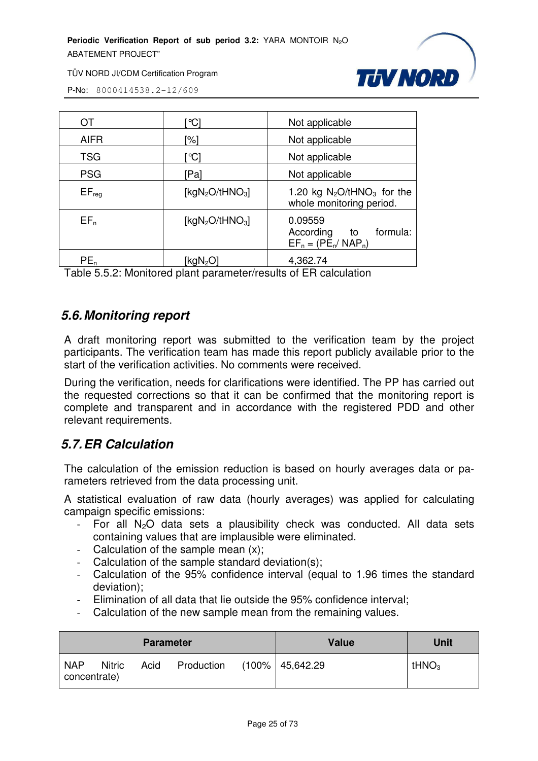| | | |
|---|---|---|
| OT | [°C] | Not applicable |
| AIFR | [%] | Not applicable |
| TSG | [°C] | Not applicable |
| PSG | [Pa] | Not applicable |
| $EF_{reg}$ | [$kgN_2O/tHNO_3$] | 1.20 kg $N_2O/tHNO_3$ for the whole monitoring period. |
| $EF_n$ | [$kgN_2O/tHNO_3$] | 0.09559 According to formula: $EF_n = (PE_n/ NAP_n)$ |
| $PE_n$ | [$kgN_2O$] | 4,362.74 |

Table 5.5.2: Monitored plant parameter/results of ER calculation

## 5.6. Monitoring report

A draft monitoring report was submitted to the verification team by the project participants. The verification team has made this report publicly available prior to the start of the verification activities. No comments were received.

During the verification, needs for clarifications were identified. The PP has carried out the requested corrections so that it can be confirmed that the monitoring report is complete and transparent and in accordance with the registered PDD and other relevant requirements.

## 5.7. ER Calculation

The calculation of the emission reduction is based on hourly averages data or parameters retrieved from the data processing unit.

A statistical evaluation of raw data (hourly averages) was applied for calculating campaign specific emissions:

- For all $N_2O$ data sets a plausibility check was conducted. All data sets containing values that are implausible were eliminated.
- Calculation of the sample mean (x);
- Calculation of the sample standard deviation(s);
- Calculation of the 95% confidence interval (equal to 1.96 times the standard deviation);
- Elimination of all data that lie outside the 95% confidence interval;
- Calculation of the new sample mean from the remaining values.

| Parameter | Value | Unit |
|---|---|---|
| NAP Nitric Acid Production (100% concentrate) | 45,642.29 | $tHNO_3$ |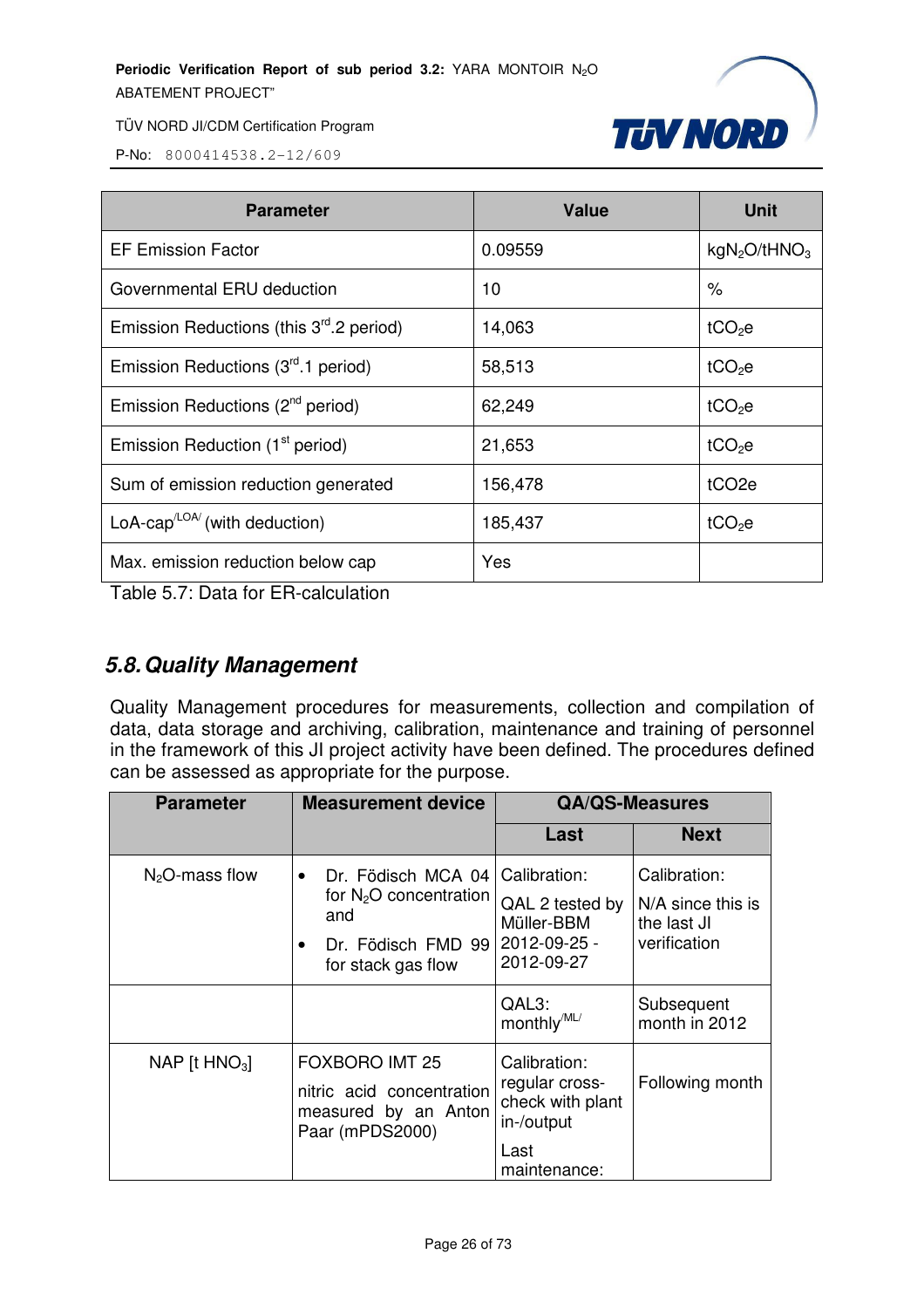| Parameter | Value | Unit |
|---|---|---|
| EF Emission Factor | 0.09559 | $kgN_2O/tHNO_3$ |
| Governmental ERU deduction | 10 | % |
| Emission Reductions (this 3rd.2 period) | 14,063 | $tCO_2e$ |
| Emission Reductions (3rd.1 period) | 58,513 | $tCO_2e$ |
| Emission Reductions (2nd period) | 62,249 | $tCO_2e$ |
| Emission Reduction (1st period) | 21,653 | $tCO_2e$ |
| Sum of emission reduction generated | 156,478 | tCO2e |
| LoA-cap/LOA/ (with deduction) | 185,437 | $tCO_2e$ |
| Max. emission reduction below cap | Yes | |

Table 5.7: Data for ER-calculation

## *5.8. Quality Management*

Quality Management procedures for measurements, collection and compilation of data, data storage and archiving, calibration, maintenance and training of personnel in the framework of this JI project activity have been defined. The procedures defined can be assessed as appropriate for the purpose.

| Parameter | Measurement device | QA/QS-Measures | |
|---|---|---|---|
| | | Last | Next |
| $N_2O$-mass flow | • Dr. Födisch MCA 04 for $N_2O$ concentration and<br>• Dr. Födisch FMD 99 for stack gas flow | Calibration:<br>QAL 2 tested by Müller-BBM 2012-09-25 - 2012-09-27 | Calibration:<br>N/A since this is the last JI verification |
| | | QAL3: monthly/ML/ | Subsequent month in 2012 |
| NAP [t $HNO_3$] | FOXBORO IMT 25<br>nitric acid concentration measured by an Anton Paar (mPDS2000) | Calibration: regular cross-check with plant in-/output<br>Last maintenance: | Following month |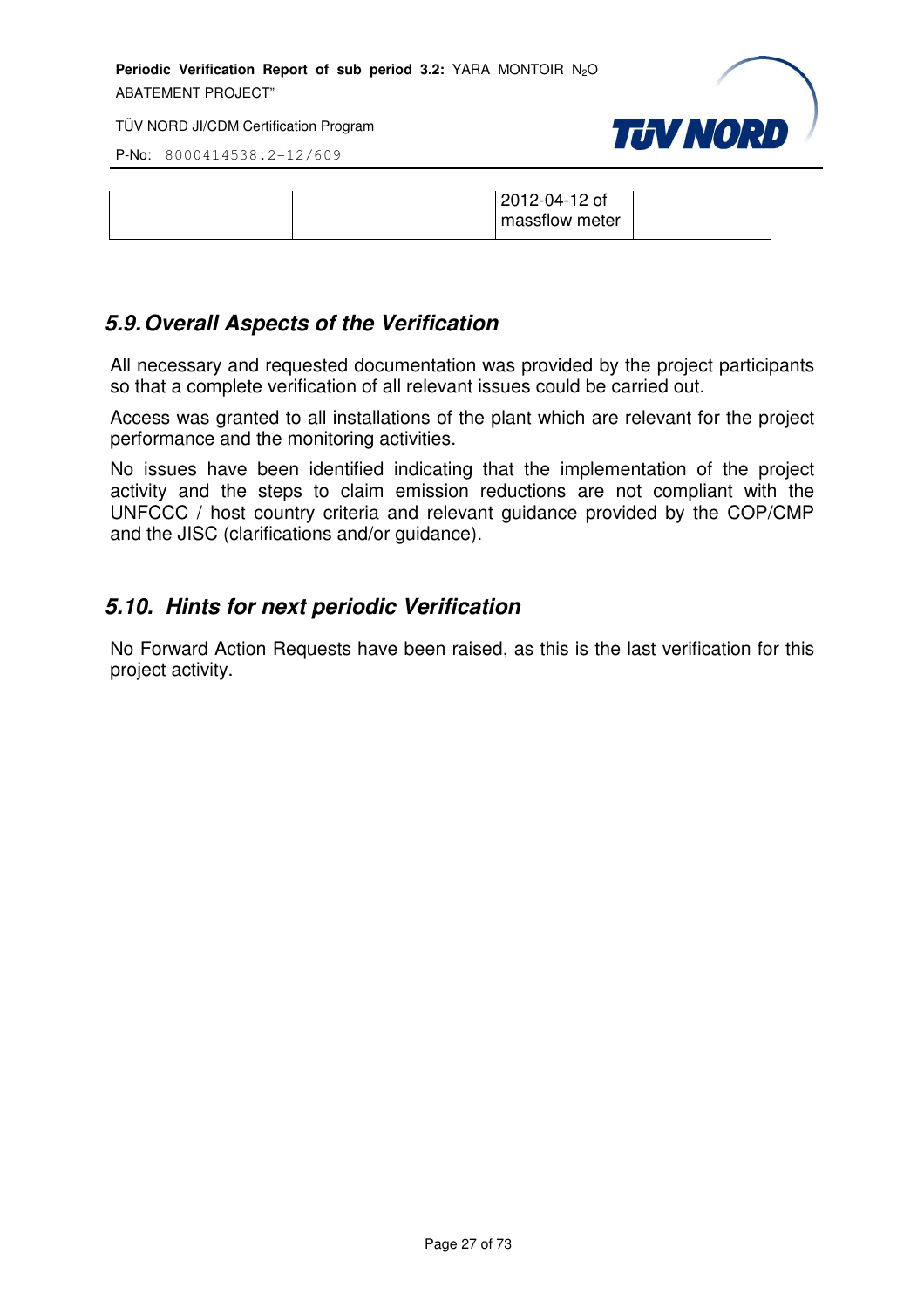|  |  | 2012-04-12 of massflow meter |  |
|---|---|---|---|

## 5.9. Overall Aspects of the Verification

All necessary and requested documentation was provided by the project participants so that a complete verification of all relevant issues could be carried out.

Access was granted to all installations of the plant which are relevant for the project performance and the monitoring activities.

No issues have been identified indicating that the implementation of the project activity and the steps to claim emission reductions are not compliant with the UNFCCC / host country criteria and relevant guidance provided by the COP/CMP and the JISC (clarifications and/or guidance).

## 5.10. Hints for next periodic Verification

No Forward Action Requests have been raised, as this is the last verification for this project activity.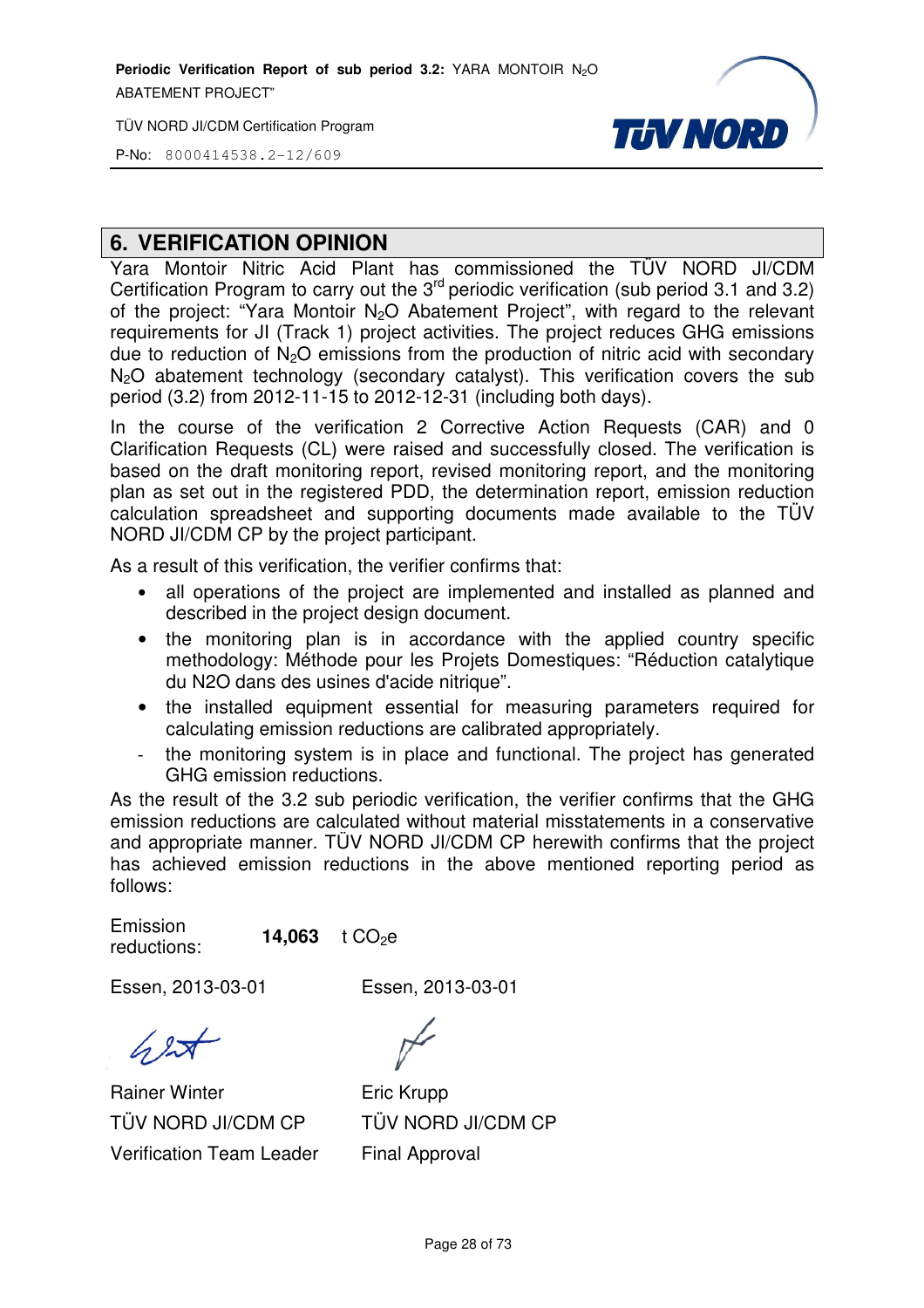## 6. VERIFICATION OPINION

Yara Montoir Nitric Acid Plant has commissioned the TÜV NORD JI/CDM Certification Program to carry out the 3rd periodic verification (sub period 3.1 and 3.2) of the project: "Yara Montoir $N_2O$ Abatement Project", with regard to the relevant requirements for JI (Track 1) project activities. The project reduces GHG emissions due to reduction of $N_2O$ emissions from the production of nitric acid with secondary $N_2O$ abatement technology (secondary catalyst). This verification covers the sub period (3.2) from 2012-11-15 to 2012-12-31 (including both days).

In the course of the verification 2 Corrective Action Requests (CAR) and 0 Clarification Requests (CL) were raised and successfully closed. The verification is based on the draft monitoring report, revised monitoring report, and the monitoring plan as set out in the registered PDD, the determination report, emission reduction calculation spreadsheet and supporting documents made available to the TÜV NORD JI/CDM CP by the project participant.

As a result of this verification, the verifier confirms that:

- all operations of the project are implemented and installed as planned and described in the project design document.
- the monitoring plan is in accordance with the applied country specific methodology: Méthode pour les Projets Domestiques: "Réduction catalytique du N2O dans des usines d'acide nitrique".
- the installed equipment essential for measuring parameters required for calculating emission reductions are calibrated appropriately.
- the monitoring system is in place and functional. The project has generated GHG emission reductions.

As the result of the 3.2 sub periodic verification, the verifier confirms that the GHG emission reductions are calculated without material misstatements in a conservative and appropriate manner. TÜV NORD JI/CDM CP herewith confirms that the project has achieved emission reductions in the above mentioned reporting period as follows:

Emission reductions: **14,063** t $CO_2e$

| Essen, 2013-03-01 | Essen, 2013-03-01 |
|---|---|
| Rainer Winter | Eric Krupp |
| TÜV NORD JI/CDM CP | TÜV NORD JI/CDM CP |
| Verification Team Leader | Final Approval |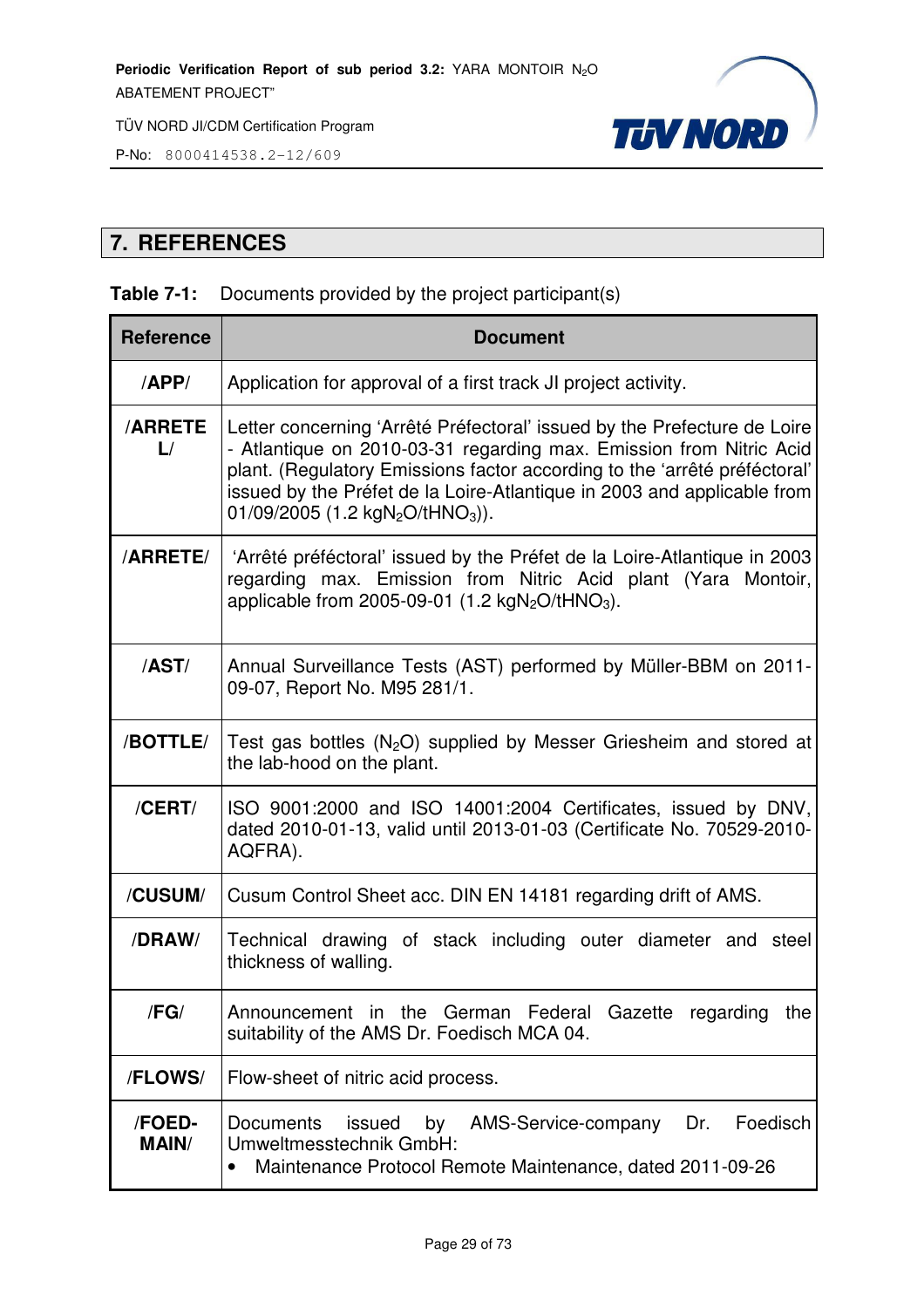## 7. REFERENCES

**Table 7-1:** Documents provided by the project participant(s)

| Reference | Document |
|---|---|
| **/APP/** | Application for approval of a first track JI project activity. |
| **/ARRETE L/** | Letter concerning 'Arrêté Préfectoral' issued by the Prefecture de Loire - Atlantique on 2010-03-31 regarding max. Emission from Nitric Acid plant. (Regulatory Emissions factor according to the 'arrêté préféctoral' issued by the Préfet de la Loire-Atlantique in 2003 and applicable from 01/09/2005 (1.2 kg$N_2O$/t$HNO_3$)). |
| **/ARRETE/** | 'Arrêté préféctoral' issued by the Préfet de la Loire-Atlantique in 2003 regarding max. Emission from Nitric Acid plant (Yara Montoir, applicable from 2005-09-01 (1.2 kg$N_2O$/t$HNO_3$). |
| **/AST/** | Annual Surveillance Tests (AST) performed by Müller-BBM on 2011-09-07, Report No. M95 281/1. |
| **/BOTTLE/** | Test gas bottles ($N_2O$) supplied by Messer Griesheim and stored at the lab-hood on the plant. |
| **/CERT/** | ISO 9001:2000 and ISO 14001:2004 Certificates, issued by DNV, dated 2010-01-13, valid until 2013-01-03 (Certificate No. 70529-2010-AQFRA). |
| **/CUSUM/** | Cusum Control Sheet acc. DIN EN 14181 regarding drift of AMS. |
| **/DRAW/** | Technical drawing of stack including outer diameter and steel thickness of walling. |
| **/FG/** | Announcement in the German Federal Gazette regarding the suitability of the AMS Dr. Foedisch MCA 04. |
| **/FLOWS/** | Flow-sheet of nitric acid process. |
| **/FOED-MAIN/** | Documents issued by AMS-Service-company Dr. Foedisch Umweltmesstechnik GmbH:<br>• Maintenance Protocol Remote Maintenance, dated 2011-09-26 |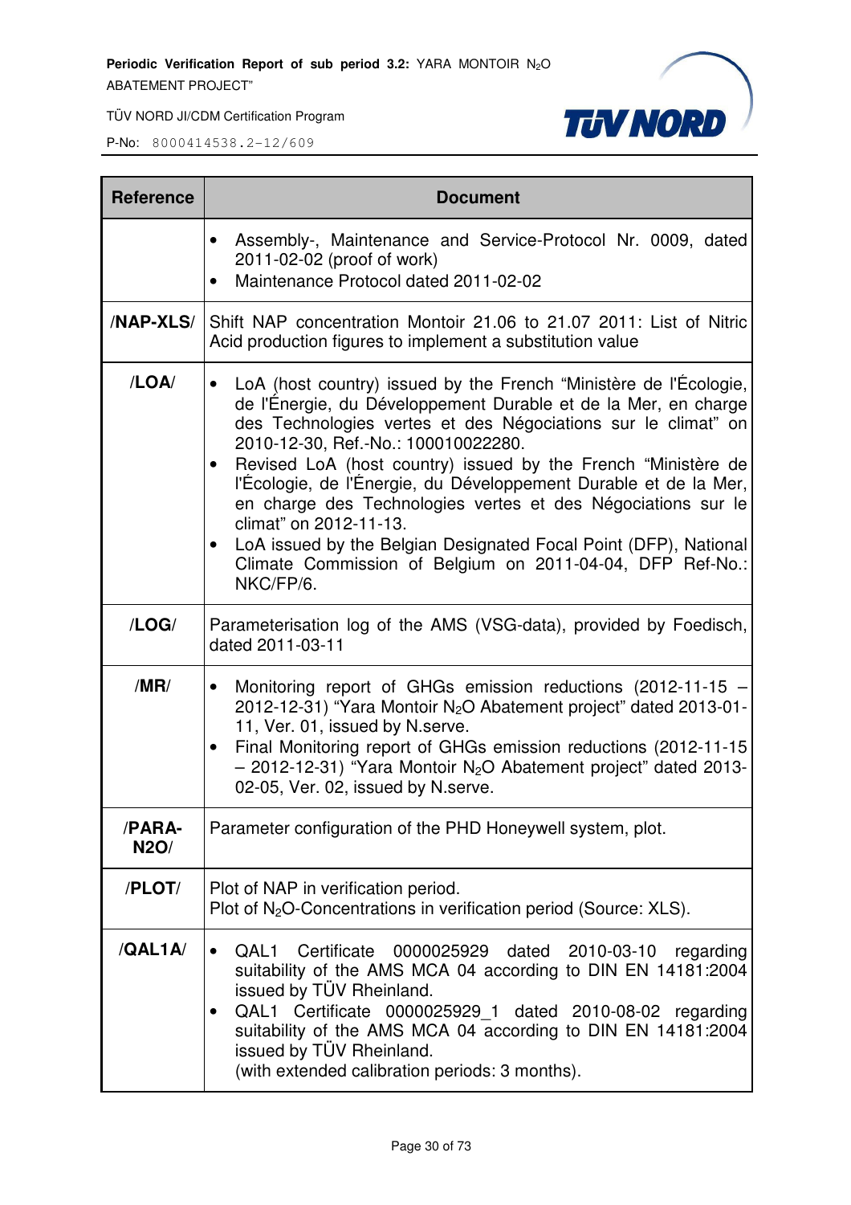| Reference | Document |
|---|---|
| | • Assembly-, Maintenance and Service-Protocol Nr. 0009, dated 2011-02-02 (proof of work)<br>• Maintenance Protocol dated 2011-02-02 |
| /NAP-XLS/ | Shift NAP concentration Montoir 21.06 to 21.07 2011: List of Nitric Acid production figures to implement a substitution value |
| /LOA/ | • LoA (host country) issued by the French "Ministère de l'Écologie, de l'Énergie, du Développement Durable et de la Mer, en charge des Technologies vertes et des Négociations sur le climat" on 2010-12-30, Ref.-No.: 100010022280.<br>• Revised LoA (host country) issued by the French "Ministère de l'Écologie, de l'Énergie, du Développement Durable et de la Mer, en charge des Technologies vertes et des Négociations sur le climat" on 2012-11-13.<br>• LoA issued by the Belgian Designated Focal Point (DFP), National Climate Commission of Belgium on 2011-04-04, DFP Ref-No.: NKC/FP/6. |
| /LOG/ | Parameterisation log of the AMS (VSG-data), provided by Foedisch, dated 2011-03-11 |
| /MR/ | • Monitoring report of GHGs emission reductions (2012-11-15 – 2012-12-31) "Yara Montoir $N_2O$ Abatement project" dated 2013-01-11, Ver. 01, issued by N.serve.<br>• Final Monitoring report of GHGs emission reductions (2012-11-15 – 2012-12-31) "Yara Montoir $N_2O$ Abatement project" dated 2013-02-05, Ver. 02, issued by N.serve. |
| /PARA-N2O/ | Parameter configuration of the PHD Honeywell system, plot. |
| /PLOT/ | Plot of NAP in verification period.<br>Plot of $N_2O$-Concentrations in verification period (Source: XLS). |
| /QAL1A/ | • QAL1 Certificate 0000025929 dated 2010-03-10 regarding suitability of the AMS MCA 04 according to DIN EN 14181:2004 issued by TÜV Rheinland.<br>• QAL1 Certificate 0000025929_1 dated 2010-08-02 regarding suitability of the AMS MCA 04 according to DIN EN 14181:2004 issued by TÜV Rheinland.<br>(with extended calibration periods: 3 months). |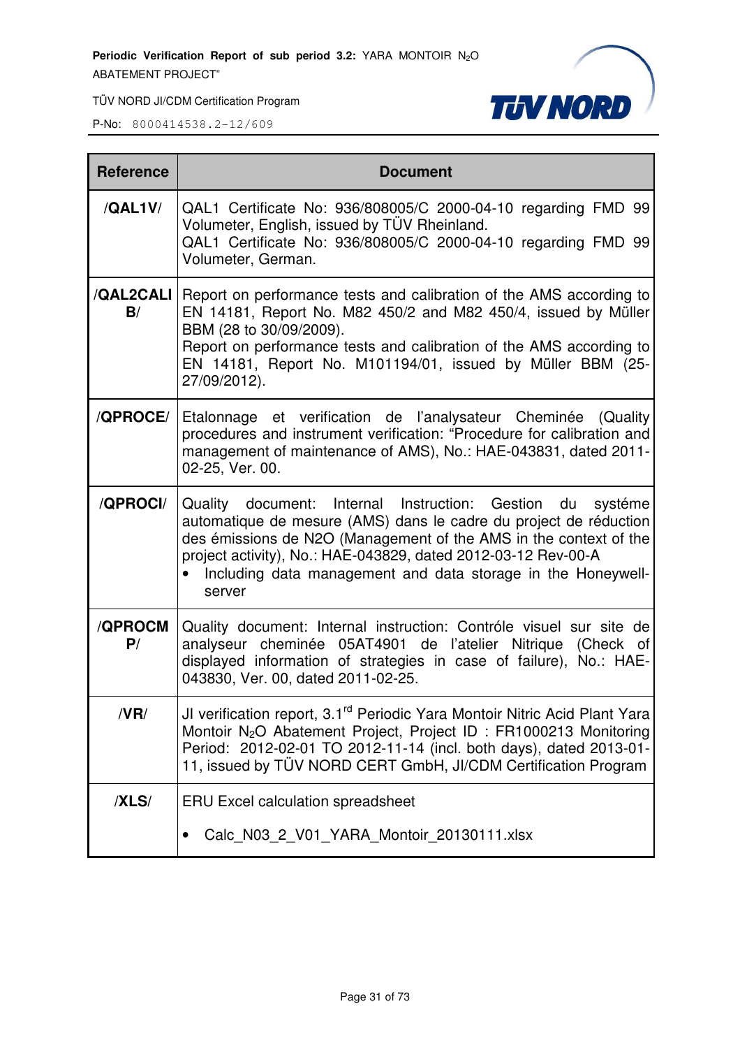| Reference | Document |
|---|---|
| **/QAL1V/** | QAL1 Certificate No: 936/808005/C 2000-04-10 regarding FMD 99 Volumeter, English, issued by TÜV Rheinland.<br>QAL1 Certificate No: 936/808005/C 2000-04-10 regarding FMD 99 Volumeter, German. |
| **/QAL2CALIB/** | Report on performance tests and calibration of the AMS according to EN 14181, Report No. M82 450/2 and M82 450/4, issued by Müller BBM (28 to 30/09/2009).<br>Report on performance tests and calibration of the AMS according to EN 14181, Report No. M101194/01, issued by Müller BBM (25-27/09/2012). |
| **/QPROCE/** | Etalonnage et verification de l'analysateur Cheminée (Quality procedures and instrument verification: "Procedure for calibration and management of maintenance of AMS), No.: HAE-043831, dated 2011-02-25, Ver. 00. |
| **/QPROCI/** | Quality document: Internal Instruction: Gestion du systéme automatique de mesure (AMS) dans le cadre du project de réduction des émissions de N2O (Management of the AMS in the context of the project activity), No.: HAE-043829, dated 2012-03-12 Rev-00-A<br>• Including data management and data storage in the Honeywell-server |
| **/QPROCMP/** | Quality document: Internal instruction: Contróle visuel sur site de analyseur cheminée 05AT4901 de l'atelier Nitrique (Check of displayed information of strategies in case of failure), No.: HAE-043830, Ver. 00, dated 2011-02-25. |
| **/VR/** | JI verification report, 3.1rd Periodic Yara Montoir Nitric Acid Plant Yara Montoir $N_2O$ Abatement Project, Project ID : FR1000213 Monitoring Period: 2012-02-01 TO 2012-11-14 (incl. both days), dated 2013-01-11, issued by TÜV NORD CERT GmbH, JI/CDM Certification Program |
| **/XLS/** | ERU Excel calculation spreadsheet<br>• Calc_N03_2_V01_YARA_Montoir_20130111.xlsx |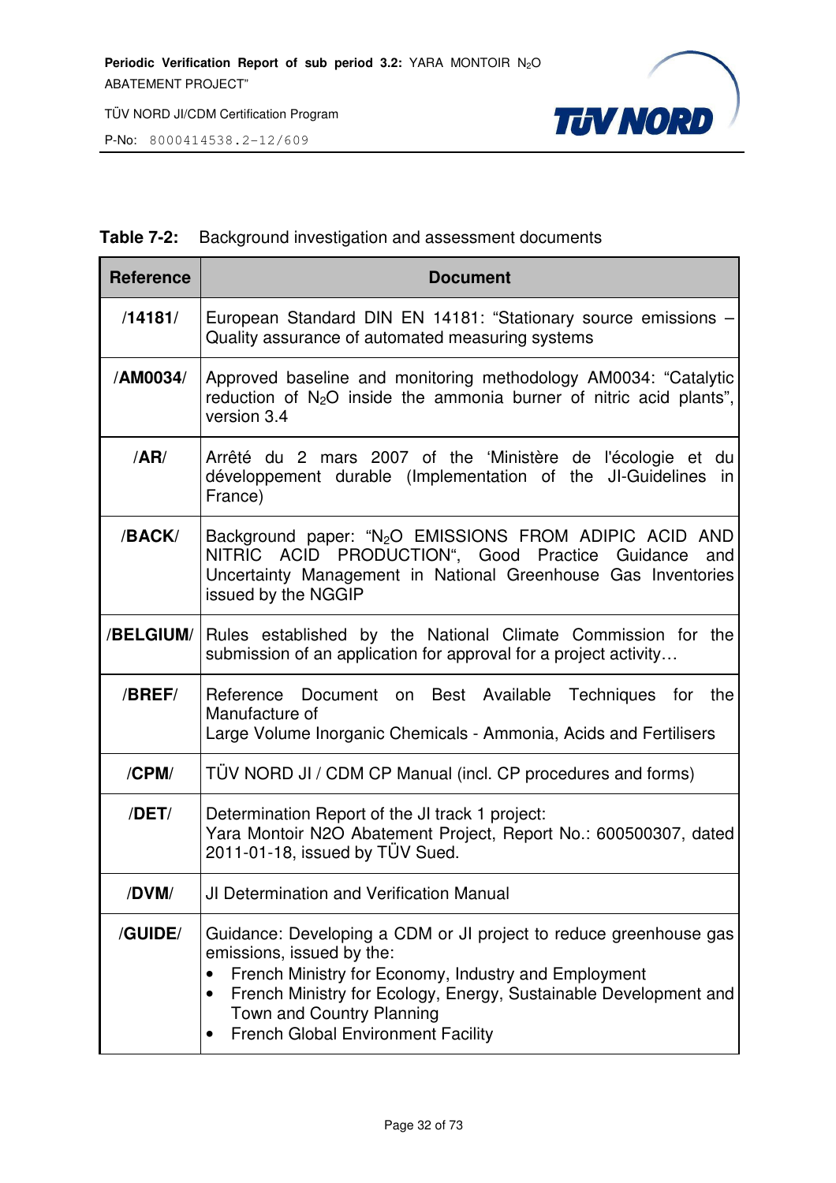**Table 7-2:** Background investigation and assessment documents

| Reference | Document |
|---|---|
| **/14181/** | European Standard DIN EN 14181: "Stationary source emissions – Quality assurance of automated measuring systems |
| **/AM0034/** | Approved baseline and monitoring methodology AM0034: "Catalytic reduction of $N_2O$ inside the ammonia burner of nitric acid plants", version 3.4 |
| **/AR/** | Arrêté du 2 mars 2007 of the 'Ministère de l'écologie et du développement durable (Implementation of the JI-Guidelines in France) |
| **/BACK/** | Background paper: "$N_2O$ EMISSIONS FROM ADIPIC ACID AND NITRIC ACID PRODUCTION", Good Practice Guidance and Uncertainty Management in National Greenhouse Gas Inventories issued by the NGGIP |
| **/BELGIUM/** | Rules established by the National Climate Commission for the submission of an application for approval for a project activity… |
| **/BREF/** | Reference Document on Best Available Techniques for the Manufacture of<br>Large Volume Inorganic Chemicals - Ammonia, Acids and Fertilisers |
| **/CPM/** | TÜV NORD JI / CDM CP Manual (incl. CP procedures and forms) |
| **/DET/** | Determination Report of the JI track 1 project:<br>Yara Montoir N2O Abatement Project, Report No.: 600500307, dated 2011-01-18, issued by TÜV Sued. |
| **/DVM/** | JI Determination and Verification Manual |
| **/GUIDE/** | Guidance: Developing a CDM or JI project to reduce greenhouse gas emissions, issued by the:<br>• French Ministry for Economy, Industry and Employment<br>• French Ministry for Ecology, Energy, Sustainable Development and Town and Country Planning<br>• French Global Environment Facility |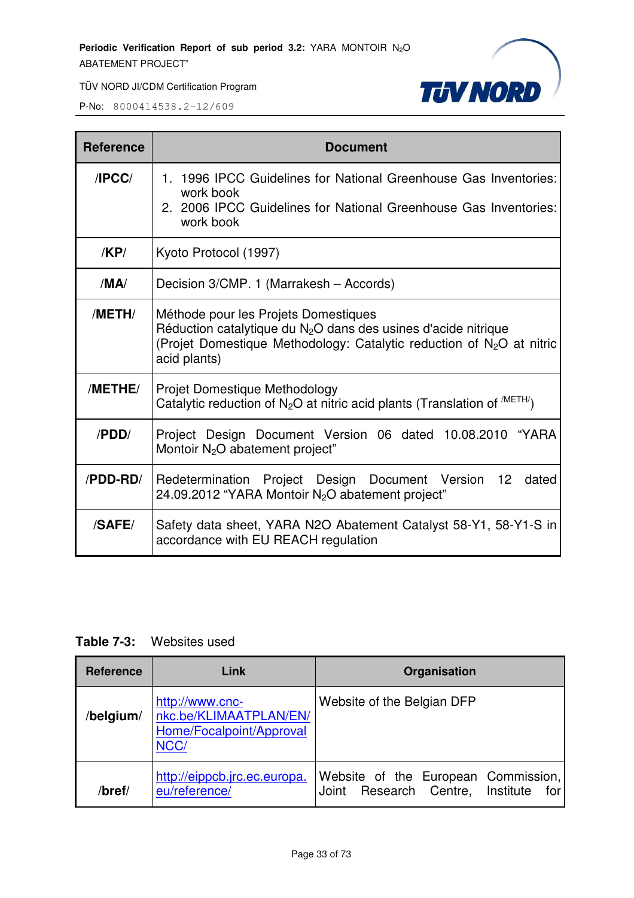| Reference | Document |
|---|---|
| /IPCC/ | 1. 1996 IPCC Guidelines for National Greenhouse Gas Inventories: work book<br>2. 2006 IPCC Guidelines for National Greenhouse Gas Inventories: work book |
| /KP/ | Kyoto Protocol (1997) |
| /MA/ | Decision 3/CMP. 1 (Marrakesh – Accords) |
| /METH/ | Méthode pour les Projets Domestiques<br>Réduction catalytique du $N_2O$ dans des usines d'acide nitrique<br>(Projet Domestique Methodology: Catalytic reduction of $N_2O$ at nitric acid plants) |
| /METHE/ | Projet Domestique Methodology<br>Catalytic reduction of $N_2O$ at nitric acid plants (Translation of /METH/) |
| /PDD/ | Project Design Document Version 06 dated 10.08.2010 "YARA Montoir $N_2O$ abatement project" |
| /PDD-RD/ | Redetermination Project Design Document Version 12 dated 24.09.2012 "YARA Montoir $N_2O$ abatement project" |
| /SAFE/ | Safety data sheet, YARA N2O Abatement Catalyst 58-Y1, 58-Y1-S in accordance with EU REACH regulation |

**Table 7-3:** Websites used

| Reference | Link | Organisation |
|---|---|---|
| /belgium/ | http://www.cnc-nkc.be/KLIMAATPLAN/EN/Home/Focalpoint/ApprovalNCC/ | Website of the Belgian DFP |
| /bref/ | http://eippcb.jrc.ec.europa.eu/reference/ | Website of the European Commission, Joint Research Centre, Institute for |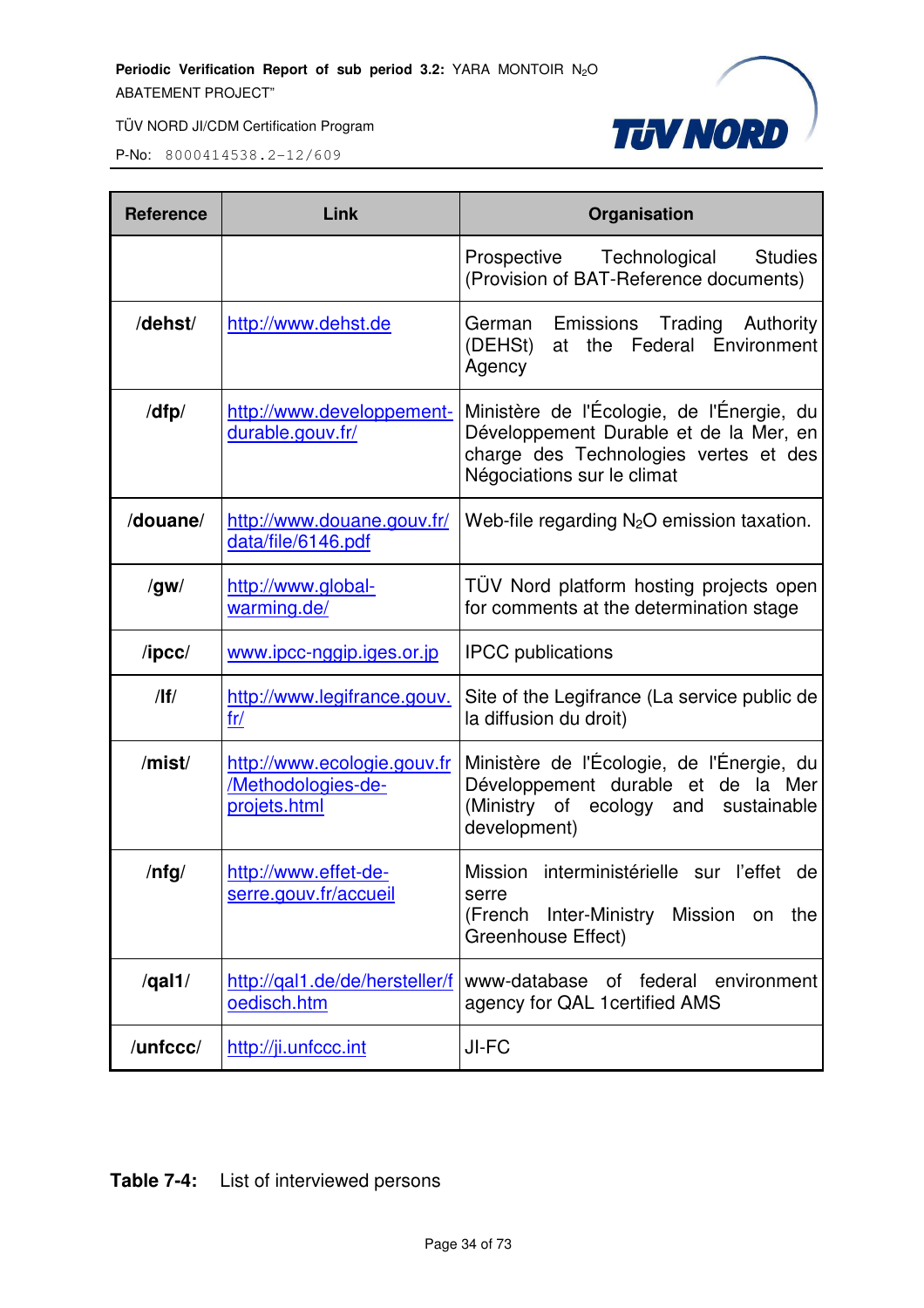| Reference | Link | Organisation |
|---|---|---|
| | | Prospective Technological Studies (Provision of BAT-Reference documents) |
| /dehst/ | http://www.dehst.de | German Emissions Trading Authority (DEHSt) at the Federal Environment Agency |
| /dfp/ | http://www.developpement-durable.gouv.fr/ | Ministère de l'Écologie, de l'Énergie, du Développement Durable et de la Mer, en charge des Technologies vertes et des Négociations sur le climat |
| /douane/ | http://www.douane.gouv.fr/data/file/6146.pdf | Web-file regarding $N_2O$ emission taxation. |
| /gw/ | http://www.global-warming.de/ | TÜV Nord platform hosting projects open for comments at the determination stage |
| /ipcc/ | www.ipcc-nggip.iges.or.jp | IPCC publications |
| /lf/ | http://www.legifrance.gouv.fr/ | Site of the Legifrance (La service public de la diffusion du droit) |
| /mist/ | http://www.ecologie.gouv.fr/Methodologies-de-projets.html | Ministère de l'Écologie, de l'Énergie, du Développement durable et de la Mer (Ministry of ecology and sustainable development) |
| /nfg/ | http://www.effet-de-serre.gouv.fr/accueil | Mission interministérielle sur l'effet de serre (French Inter-Ministry Mission on the Greenhouse Effect) |
| /qal1/ | http://qal1.de/de/hersteller/foedisch.htm | www-database of federal environment agency for QAL 1certified AMS |
| /unfccc/ | http://ji.unfccc.int | JI-FC |

**Table 7-4:** List of interviewed persons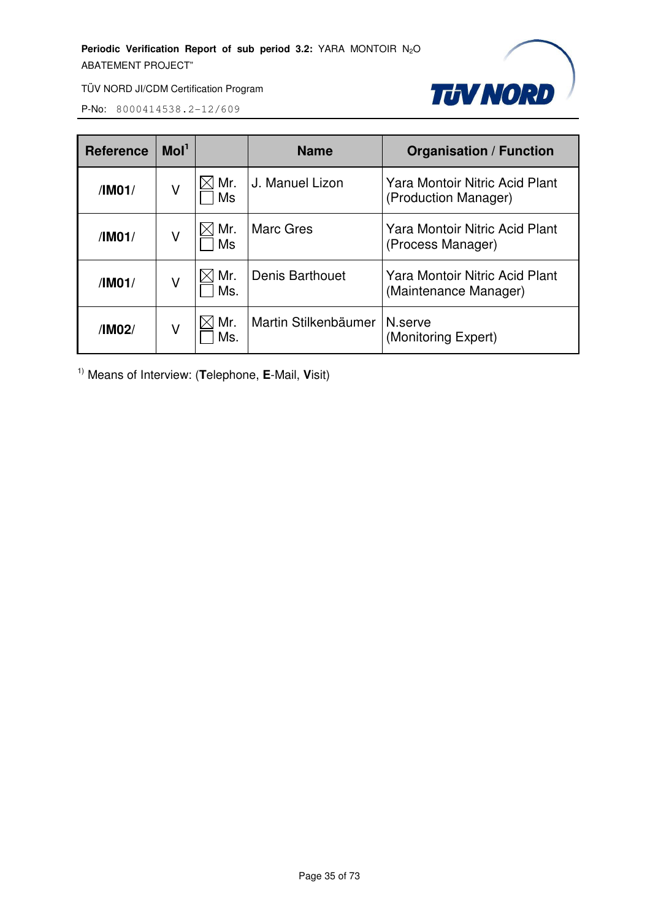| Reference | MoI[1] | | Name | Organisation / Function |
|---|---|---|---|---|
| /IM01/ | V | ☒ Mr. ☐ Ms | J. Manuel Lizon | Yara Montoir Nitric Acid Plant (Production Manager) |
| /IM01/ | V | ☒ Mr. ☐ Ms | Marc Gres | Yara Montoir Nitric Acid Plant (Process Manager) |
| /IM01/ | V | ☒ Mr. ☐ Ms. | Denis Barthouet | Yara Montoir Nitric Acid Plant (Maintenance Manager) |
| /IM02/ | V | ☒ Mr. ☐ Ms. | Martin Stilkenbäumer | N.serve (Monitoring Expert) |

[1)] Means of Interview: (**T**elephone, **E**-Mail, **V**isit)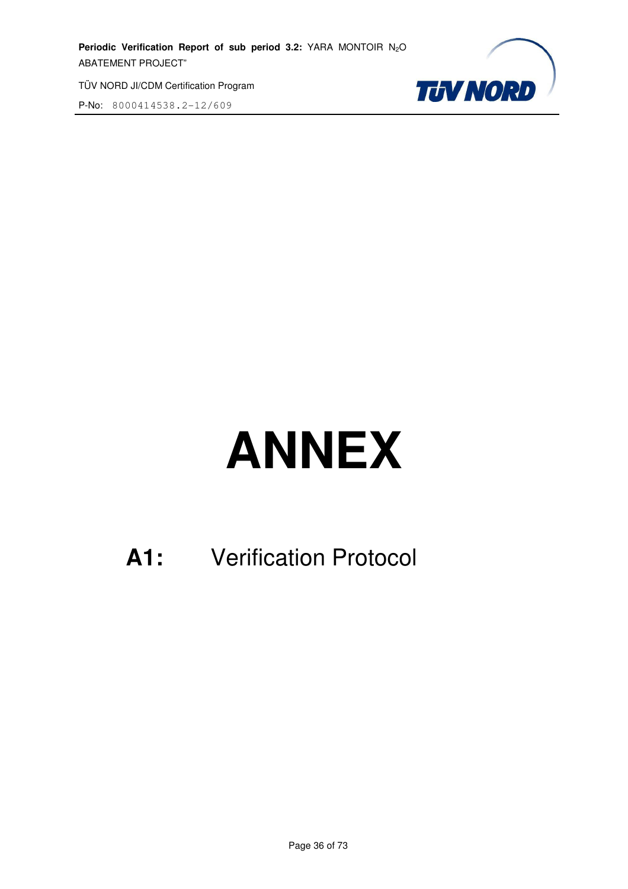# ANNEX

## A1: Verification Protocol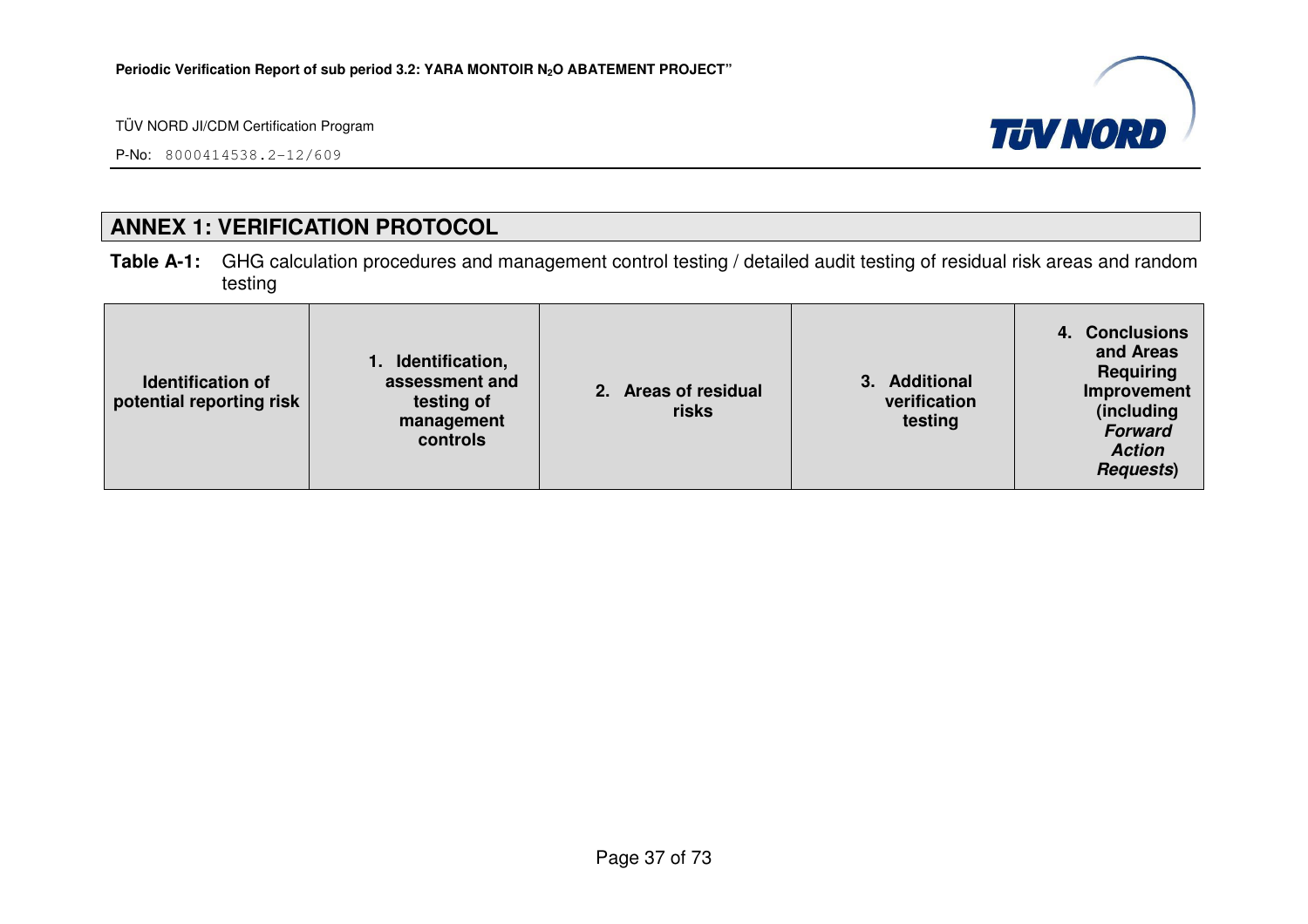# ANNEX 1: VERIFICATION PROTOCOL

**Table A-1:** GHG calculation procedures and management control testing / detailed audit testing of residual risk areas and random testing

| Identification of potential reporting risk | 1. Identification, assessment and testing of management controls | 2. Areas of residual risks | 3. Additional verification testing | 4. Conclusions and Areas Requiring Improvement (including ***Forward Action Requests***) |
|---|---|---|---|---|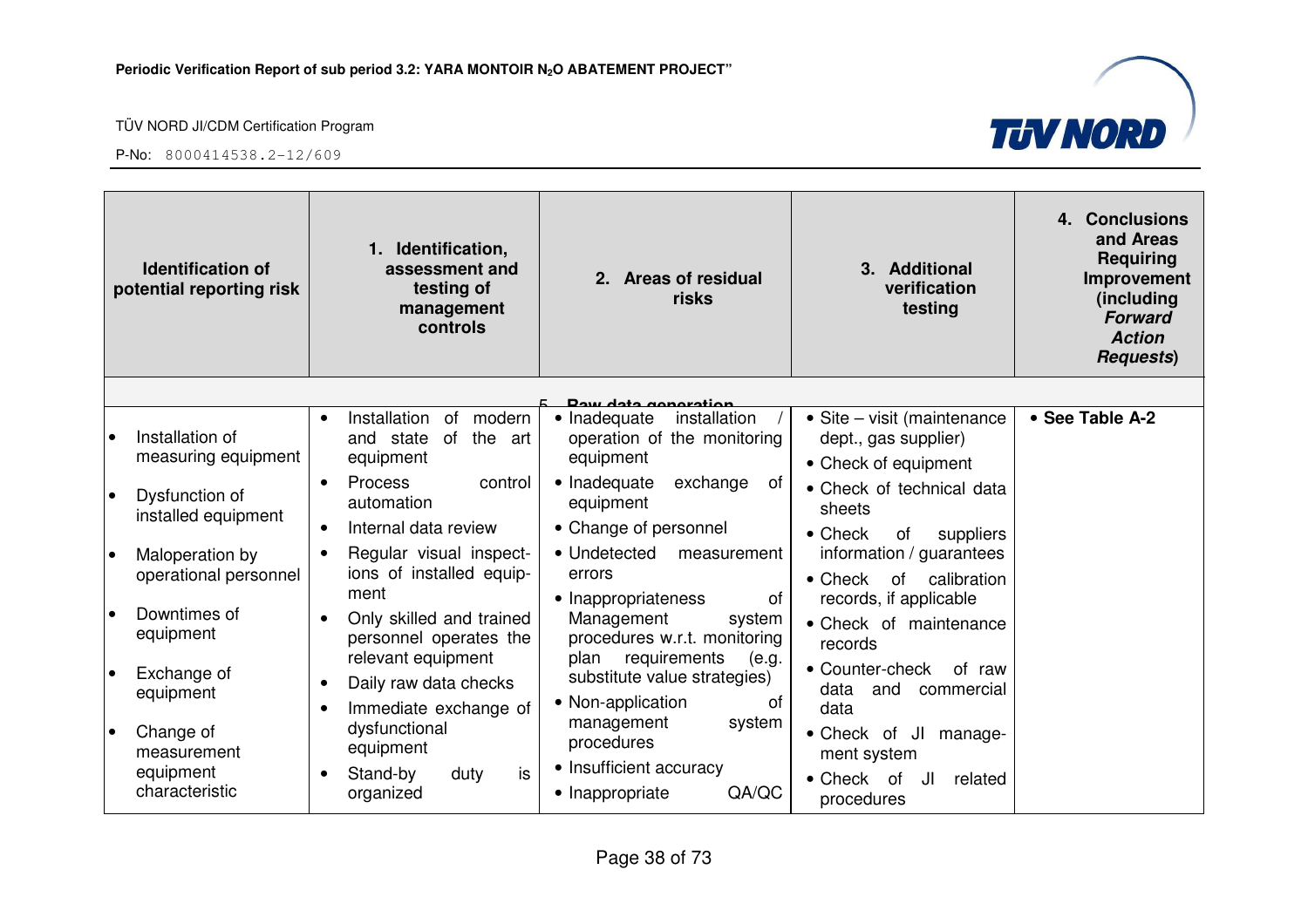| Identification of potential reporting risk | 1. Identification, assessment and testing of management controls | 2. Areas of residual risks | 3. Additional verification testing | 4. Conclusions and Areas Requiring Improvement (including ***Forward Action Requests***) |
|---|---|---|---|---|
| **5. Raw data generation** | | | | |
| • Installation of measuring equipment<br>• Dysfunction of installed equipment<br>• Maloperation by operational personnel<br>• Downtimes of equipment<br>• Exchange of equipment<br>• Change of measurement equipment characteristic | • Installation of modern and state of the art equipment<br>• Process control automation<br>• Internal data review<br>• Regular visual inspections of installed equipment<br>• Only skilled and trained personnel operates the relevant equipment<br>• Daily raw data checks<br>• Immediate exchange of dysfunctional equipment<br>• Stand-by duty is organized | • Inadequate installation / operation of the monitoring equipment<br>• Inadequate exchange of equipment<br>• Change of personnel<br>• Undetected measurement errors<br>• Inappropriateness of Management system procedures w.r.t. monitoring plan requirements (e.g. substitute value strategies)<br>• Non-application of management system procedures<br>• Insufficient accuracy<br>• Inappropriate QA/QC | • Site – visit (maintenance dept., gas supplier)<br>• Check of equipment<br>• Check of technical data sheets<br>• Check of suppliers information / guarantees<br>• Check of calibration records, if applicable<br>• Check of maintenance records<br>• Counter-check of raw data and commercial data<br>• Check of JI management system<br>• Check of JI related procedures | • **See Table A-2** |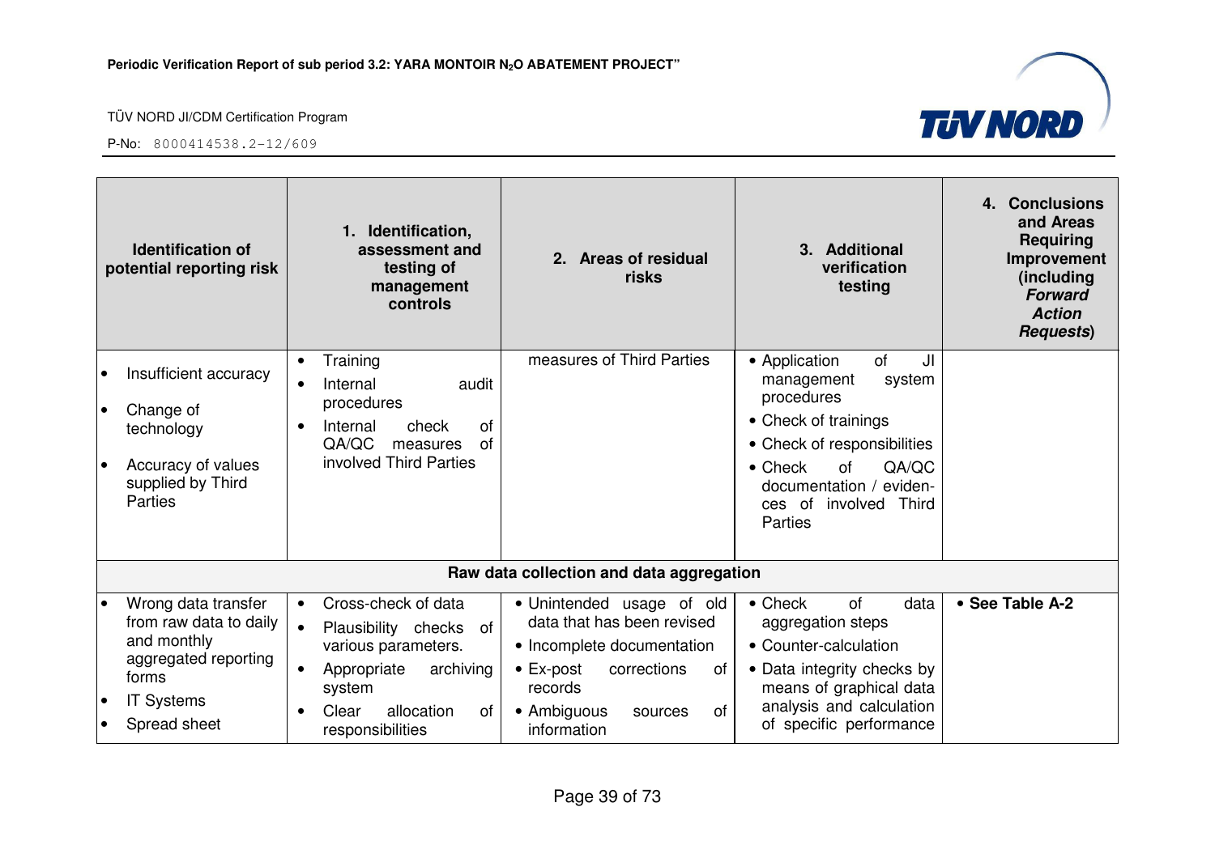| Identification of potential reporting risk | 1. Identification, assessment and testing of management controls | 2. Areas of residual risks | 3. Additional verification testing | 4. Conclusions and Areas Requiring Improvement (including ***Forward Action Requests***) |
|---|---|---|---|---|
| • Insufficient accuracy<br>• Change of technology<br>• Accuracy of values supplied by Third Parties | • Training<br>• Internal audit procedures<br>• Internal check of QA/QC measures of involved Third Parties | measures of Third Parties | • Application of JI management system procedures<br>• Check of trainings<br>• Check of responsibilities<br>• Check of QA/QC documentation / evidences of involved Third Parties | |
| **Raw data collection and data aggregation** | | | | |
| • Wrong data transfer from raw data to daily and monthly aggregated reporting forms<br>• IT Systems<br>• Spread sheet | • Cross-check of data<br>• Plausibility checks of various parameters.<br>• Appropriate archiving system<br>• Clear allocation of responsibilities | • Unintended usage of old data that has been revised<br>• Incomplete documentation<br>• Ex-post corrections of records<br>• Ambiguous sources of information | • Check of data aggregation steps<br>• Counter-calculation<br>• Data integrity checks by means of graphical data analysis and calculation of specific performance | • **See Table A-2** |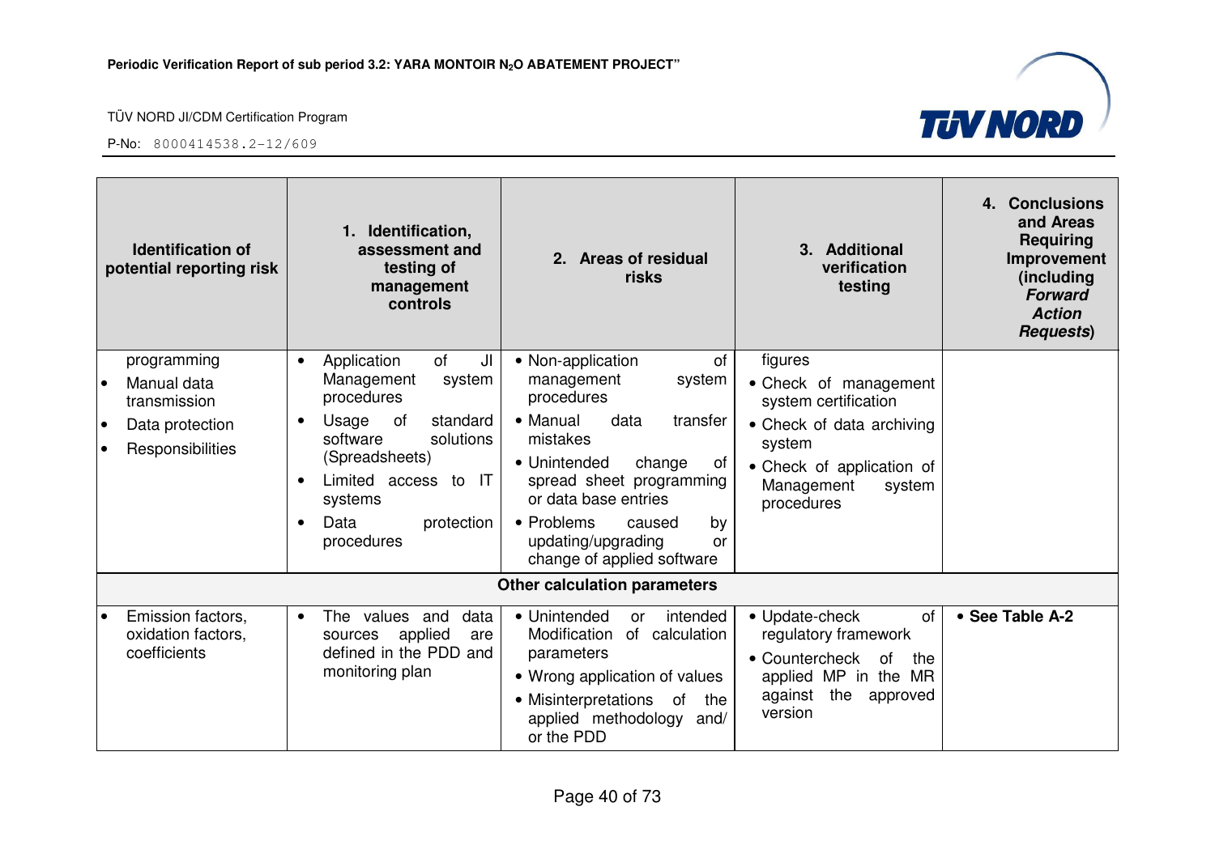| Identification of potential reporting risk | 1. Identification, assessment and testing of management controls | 2. Areas of residual risks | 3. Additional verification testing | 4. Conclusions and Areas Requiring Improvement (including ***Forward Action Requests***) |
|---|---|---|---|---|
| programming<br>• Manual data transmission<br>• Data protection<br>• Responsibilities | • Application of JI Management system procedures<br>• Usage of standard software solutions (Spreadsheets)<br>• Limited access to IT systems<br>• Data protection procedures | • Non-application of management system procedures<br>• Manual data transfer mistakes<br>• Unintended change of spread sheet programming or data base entries<br>• Problems caused by updating/upgrading or change of applied software | figures<br>• Check of management system certification<br>• Check of data archiving system<br>• Check of application of Management system procedures | |
| **Other calculation parameters** | | | | |
| • Emission factors, oxidation factors, coefficients | • The values and data sources applied are defined in the PDD and monitoring plan | • Unintended or intended Modification of calculation parameters<br>• Wrong application of values<br>• Misinterpretations of the applied methodology and/ or the PDD | • Update-check of regulatory framework<br>• Countercheck of the applied MP in the MR against the approved version | • **See Table A-2** |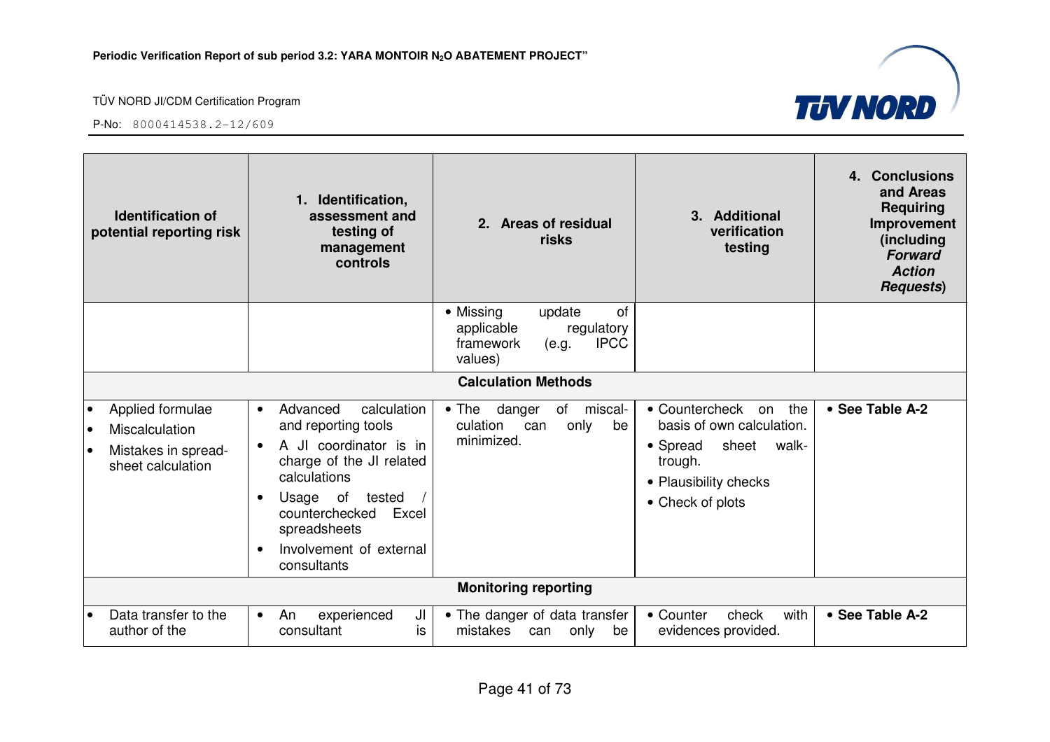| Identification of potential reporting risk | 1. Identification, assessment and testing of management controls | 2. Areas of residual risks | 3. Additional verification testing | 4. Conclusions and Areas Requiring Improvement (including ***Forward Action Requests***) |
|---|---|---|---|---|
| | | • Missing update of applicable regulatory framework (e.g. IPCC values) | | |
| **Calculation Methods** | | | | |
| • Applied formulae<br>• Miscalculation<br>• Mistakes in spread-sheet calculation | • Advanced calculation and reporting tools<br>• A JI coordinator is in charge of the JI related calculations<br>• Usage of tested / counterchecked Excel spreadsheets<br>• Involvement of external consultants | • The danger of miscal-culation can only be minimized. | • Countercheck on the basis of own calculation.<br>• Spread sheet walk-trough.<br>• Plausibility checks<br>• Check of plots | • **See Table A-2** |
| **Monitoring reporting** | | | | |
| • Data transfer to the author of the | • An experienced JI consultant is | • The danger of data transfer mistakes can only be | • Counter check with evidences provided. | • **See Table A-2** |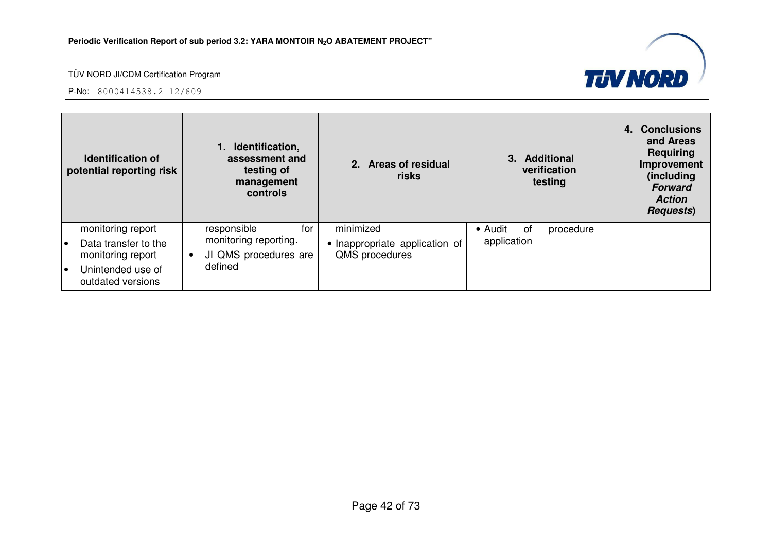| Identification of potential reporting risk | 1. Identification, assessment and testing of management controls | 2. Areas of residual risks | 3. Additional verification testing | 4. Conclusions and Areas Requiring Improvement (including ***Forward Action Requests***) |
|---|---|---|---|---|
| monitoring report<br>• Data transfer to the monitoring report<br>• Unintended use of outdated versions | responsible for monitoring reporting.<br>• JI QMS procedures are defined | minimized<br>• Inappropriate application of QMS procedures | • Audit of procedure application | |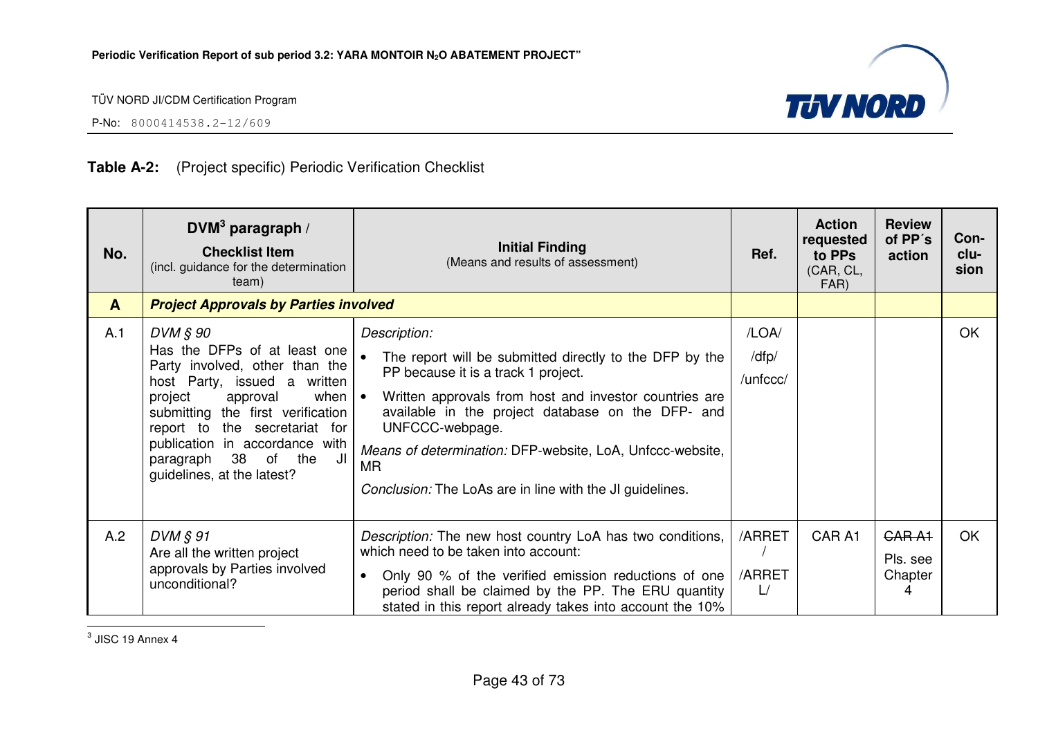**Table A-2:** (Project specific) Periodic Verification Checklist

| No. | DVM[3] paragraph / **Checklist Item** (incl. guidance for the determination team) | **Initial Finding** (Means and results of assessment) | Ref. | Action requested to PPs (CAR, CL, FAR) | Review of PP´s action | Con-clu-sion |
|---|---|---|---|---|---|---|
| **A** | ***Project Approvals by Parties involved*** | | | | | |
| A.1 | *DVM § 90* Has the DFPs of at least one Party involved, other than the host Party, issued a written project approval when submitting the first verification report to the secretariat for publication in accordance with paragraph 38 of the JI guidelines, at the latest? | *Description:* • The report will be submitted directly to the DFP by the PP because it is a track 1 project. • Written approvals from host and investor countries are available in the project database on the DFP- and UNFCCC-webpage. *Means of determination:* DFP-website, LoA, Unfccc-website, MR *Conclusion:* The LoAs are in line with the JI guidelines. | /LOA/ /dfp/ /unfccc/ | | | OK |
| A.2 | *DVM § 91* Are all the written project approvals by Parties involved unconditional? | *Description:* The new host country LoA has two conditions, which need to be taken into account: • Only 90 % of the verified emission reductions of one period shall be claimed by the PP. The ERU quantity stated in this report already takes into account the 10% | /ARRET / /ARRET L/ | CAR A1 | ~~CAR A1~~ Pls. see Chapter 4 | OK |

[3] JISC 19 Annex 4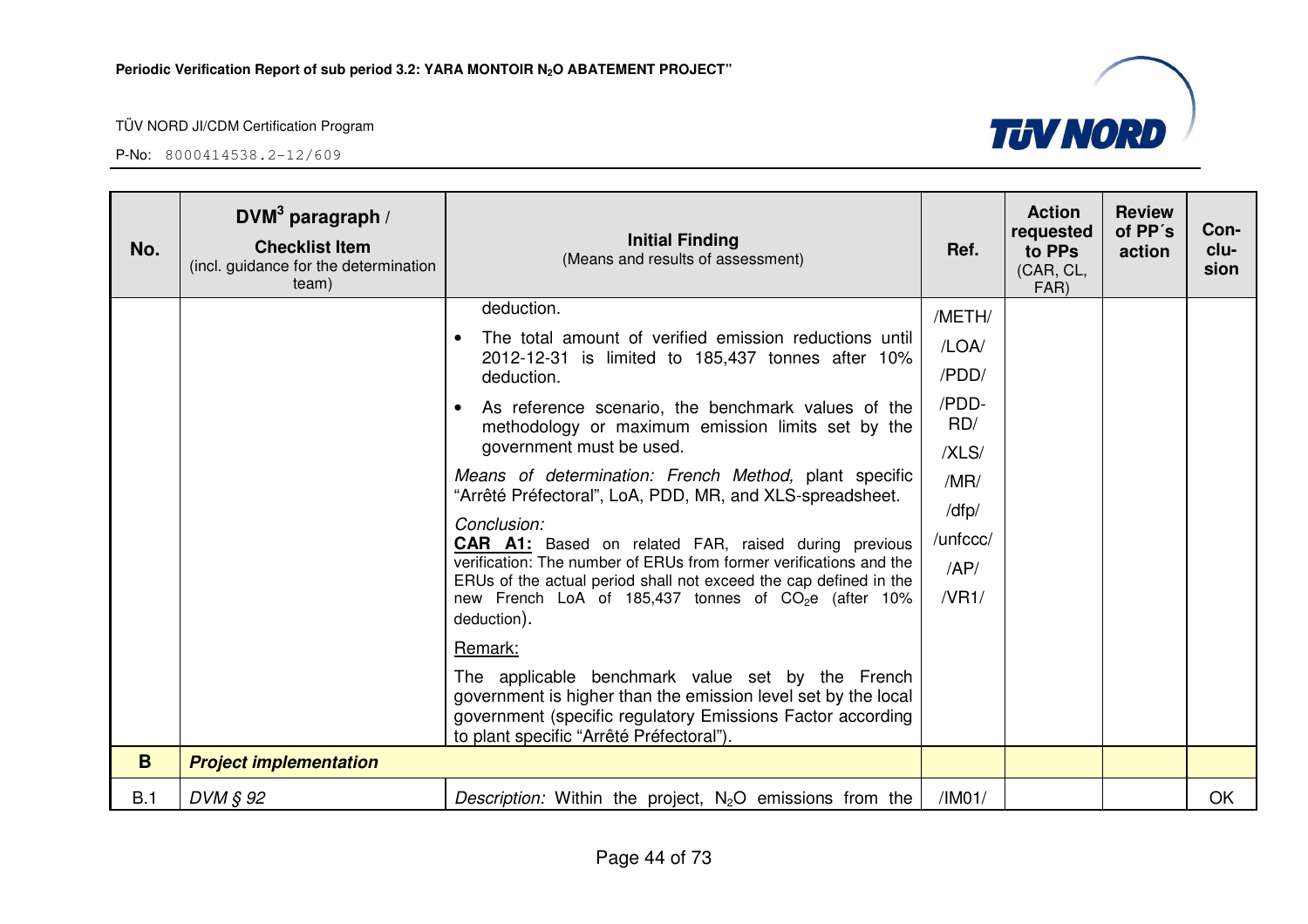| No. | DVM[3] paragraph / **Checklist Item** (incl. guidance for the determination team) | **Initial Finding** (Means and results of assessment) | Ref. | Action requested to PPs (CAR, CL, FAR) | Review of PP´s action | Con-clu-sion |
|---|---|---|---|---|---|---|
| | | deduction.<br>• The total amount of verified emission reductions until 2012-12-31 is limited to 185,437 tonnes after 10% deduction.<br>• As reference scenario, the benchmark values of the methodology or maximum emission limits set by the government must be used.<br>*Means of determination: French Method,* plant specific "Arrêté Préfectoral", LoA, PDD, MR, and XLS-spreadsheet.<br>*Conclusion:*<br>**CAR A1:** Based on related FAR, raised during previous verification: The number of ERUs from former verifications and the ERUs of the actual period shall not exceed the cap defined in the new French LoA of 185,437 tonnes of $CO_2e$ (after 10% deduction).<br>Remark:<br>The applicable benchmark value set by the French government is higher than the emission level set by the local government (specific regulatory Emissions Factor according to plant specific "Arrêté Préfectoral"). | /METH/<br>/LOA/<br>/PDD/<br>/PDD-RD/<br>/XLS/<br>/MR/<br>/dfp/<br>/unfccc/<br>/AP/<br>/VR1/ | | | |
| **B** | ***Project implementation*** | | | | | |
| B.1 | *DVM § 92* | *Description:* Within the project, $N_2O$ emissions from the | /IM01/ | | | OK |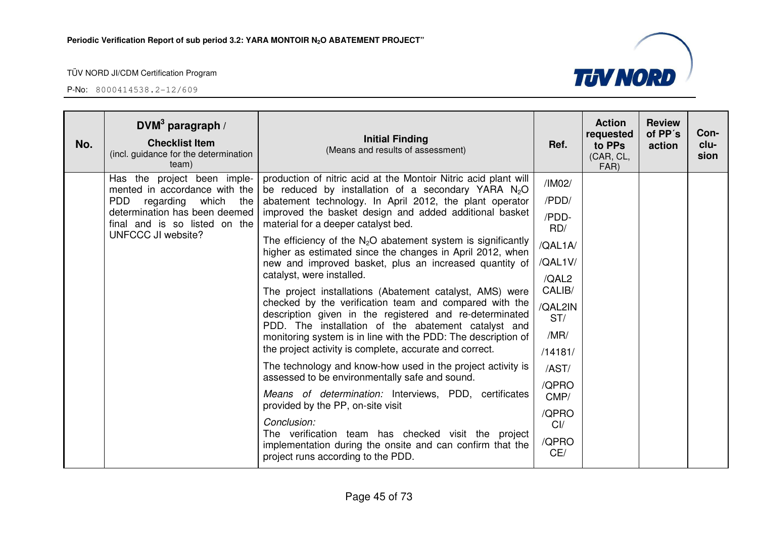| No. | DVM[3] paragraph / **Checklist Item** (incl. guidance for the determination team) | **Initial Finding** (Means and results of assessment) | Ref. | Action requested to PPs (CAR, CL, FAR) | Review of PP´s action | Con-clu-sion |
|---|---|---|---|---|---|---|
| | Has the project been implemented in accordance with the PDD regarding which the determination has been deemed final and is so listed on the UNFCCC JI website? | production of nitric acid at the Montoir Nitric acid plant will be reduced by installation of a secondary YARA $N_2O$ abatement technology. In April 2012, the plant operator improved the basket design and added additional basket material for a deeper catalyst bed.<br><br>The efficiency of the $N_2O$ abatement system is significantly higher as estimated since the changes in April 2012, when new and improved basket, plus an increased quantity of catalyst, were installed.<br><br>The project installations (Abatement catalyst, AMS) were checked by the verification team and compared with the description given in the registered and re-determinated PDD. The installation of the abatement catalyst and monitoring system is in line with the PDD: The description of the project activity is complete, accurate and correct.<br><br>The technology and know-how used in the project activity is assessed to be environmentally safe and sound.<br><br>*Means of determination:* Interviews, PDD, certificates provided by the PP, on-site visit<br><br>*Conclusion:*<br>The verification team has checked visit the project implementation during the onsite and can confirm that the project runs according to the PDD. | /IM02/<br>/PDD/<br>/PDD-RD/<br>/QAL1A/<br>/QAL1V/<br>/QAL2 CALIB/<br>/QAL2INST/<br>/MR/<br>/14181/<br>/AST/<br>/QPRO CMP/<br>/QPRO CI/<br>/QPRO CE/ | | | |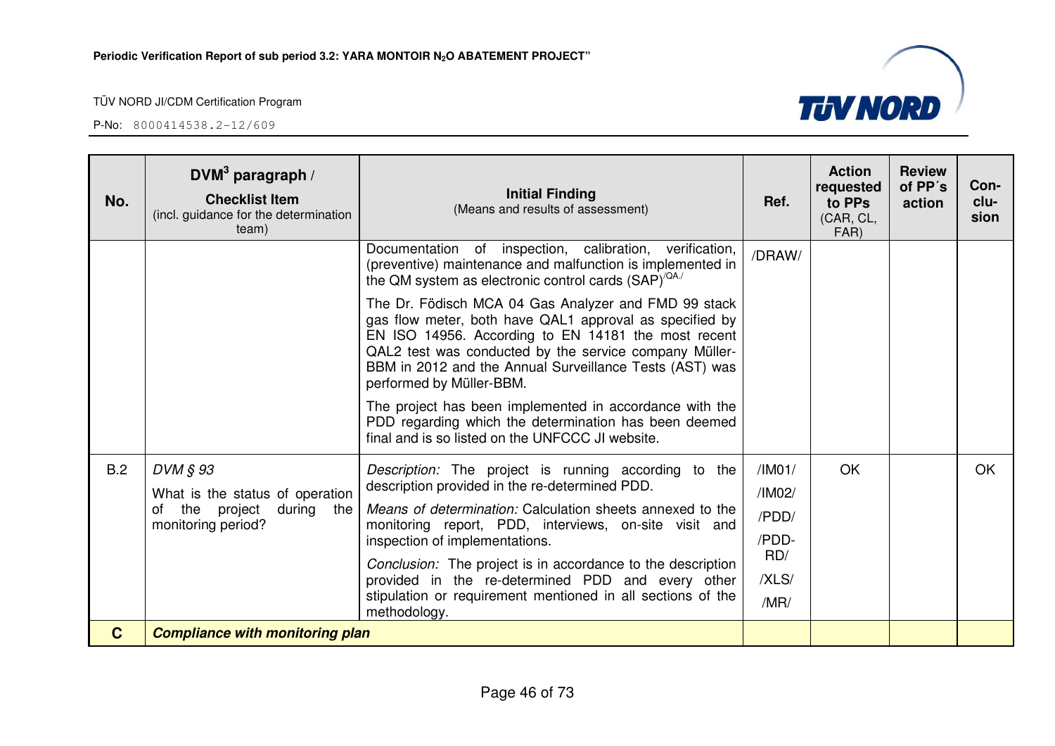| No. | DVM[3] paragraph / **Checklist Item** (incl. guidance for the determination team) | **Initial Finding** (Means and results of assessment) | Ref. | Action requested to PPs (CAR, CL, FAR) | Review of PP´s action | Con-clu-sion |
|---|---|---|---|---|---|---|
| | | Documentation of inspection, calibration, verification, (preventive) maintenance and malfunction is implemented in the QM system as electronic control cards (SAP)[/QA./]<br><br>The Dr. Födisch MCA 04 Gas Analyzer and FMD 99 stack gas flow meter, both have QAL1 approval as specified by EN ISO 14956. According to EN 14181 the most recent QAL2 test was conducted by the service company Müller-BBM in 2012 and the Annual Surveillance Tests (AST) was performed by Müller-BBM.<br><br>The project has been implemented in accordance with the PDD regarding which the determination has been deemed final and is so listed on the UNFCCC JI website. | /DRAW/ | | | |
| B.2 | *DVM § 93*<br><br>What is the status of operation of the project during the monitoring period? | *Description:* The project is running according to the description provided in the re-determined PDD.<br><br>*Means of determination:* Calculation sheets annexed to the monitoring report, PDD, interviews, on-site visit and inspection of implementations.<br><br>*Conclusion:* The project is in accordance to the description provided in the re-determined PDD and every other stipulation or requirement mentioned in all sections of the methodology. | /IM01/<br>/IM02/<br>/PDD/<br>/PDD-RD/<br>/XLS/<br>/MR/ | OK | | OK |
| **C** | ***Compliance with monitoring plan*** | | | | | |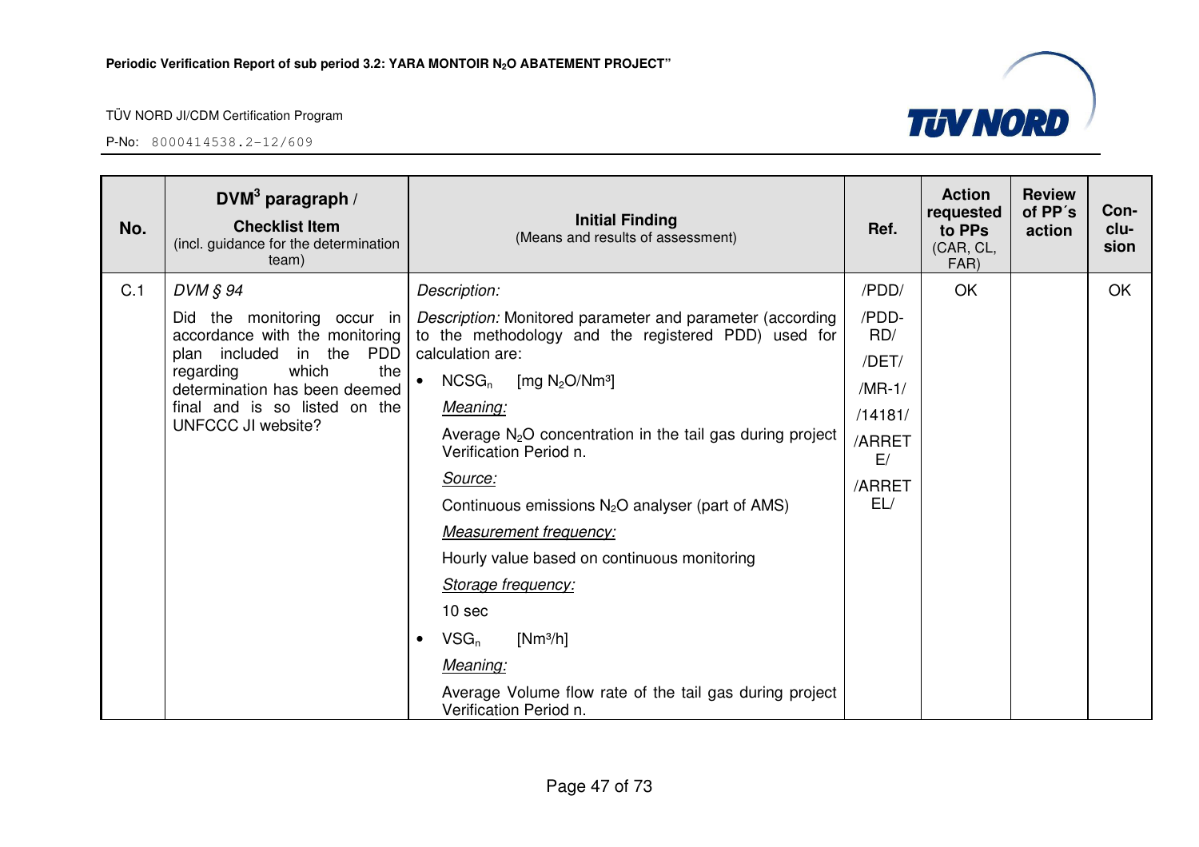| No. | DVM[3] paragraph / **Checklist Item** (incl. guidance for the determination team) | **Initial Finding** (Means and results of assessment) | Ref. | Action requested to PPs (CAR, CL, FAR) | Review of PP´s action | Con-clu-sion |
|---|---|---|---|---|---|---|
| C.1 | *DVM § 94*<br><br>Did the monitoring occur in accordance with the monitoring plan included in the PDD regarding which the determination has been deemed final and is so listed on the UNFCCC JI website? | *Description:*<br><br>*Description:* Monitored parameter and parameter (according to the methodology and the registered PDD) used for calculation are:<br><br>• $NCSG_n$ [mg $N_2O$/Nm³]<br><br>*Meaning:*<br><br>Average $N_2O$ concentration in the tail gas during project Verification Period n.<br><br>*Source:*<br><br>Continuous emissions $N_2O$ analyser (part of AMS)<br><br>*Measurement frequency:*<br><br>Hourly value based on continuous monitoring<br><br>*Storage frequency:*<br><br>10 sec<br><br>• $VSG_n$ [Nm³/h]<br><br>*Meaning:*<br><br>Average Volume flow rate of the tail gas during project Verification Period n. | /PDD/<br><br>/PDD-RD/<br><br>/DET/<br><br>/MR-1/<br><br>/14181/<br><br>/ARRETE/<br><br>/ARRETEL/ | OK | | OK |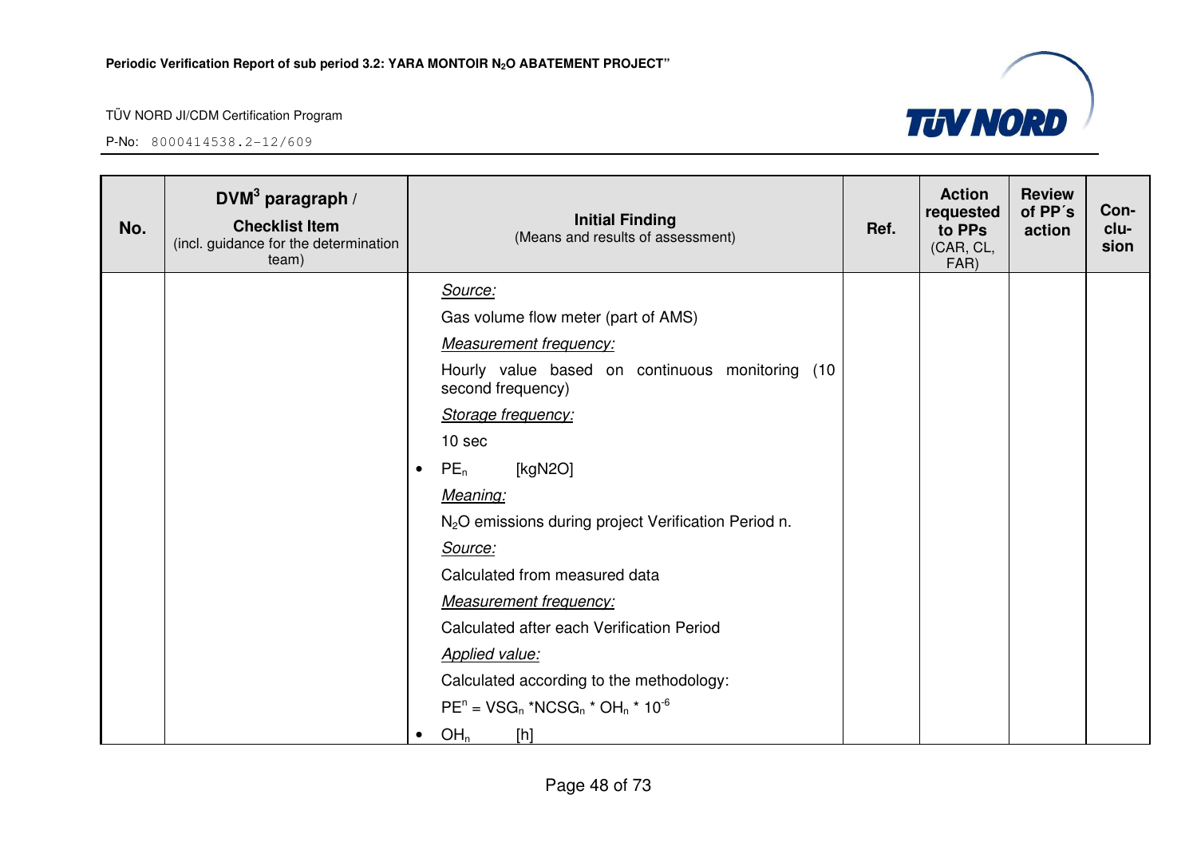| No. | DVM[3] paragraph / **Checklist Item** (incl. guidance for the determination team) | **Initial Finding** (Means and results of assessment) | Ref. | Action requested to PPs (CAR, CL, FAR) | Review of PP´s action | Con-clu-sion |
|---|---|---|---|---|---|---|
| | | *Source:*<br>Gas volume flow meter (part of AMS)<br>*Measurement frequency:*<br>Hourly value based on continuous monitoring (10 second frequency)<br>*Storage frequency:*<br>10 sec<br>• $PE_n$ [kgN2O]<br>*Meaning:*<br>$N_2O$ emissions during project Verification Period n.<br>*Source:*<br>Calculated from measured data<br>*Measurement frequency:*<br>Calculated after each Verification Period<br>*Applied value:*<br>Calculated according to the methodology:<br>$PE^n = VSG_n * NCSG_n * OH_n * 10^{-6}$<br>• $OH_n$ [h] | | | | |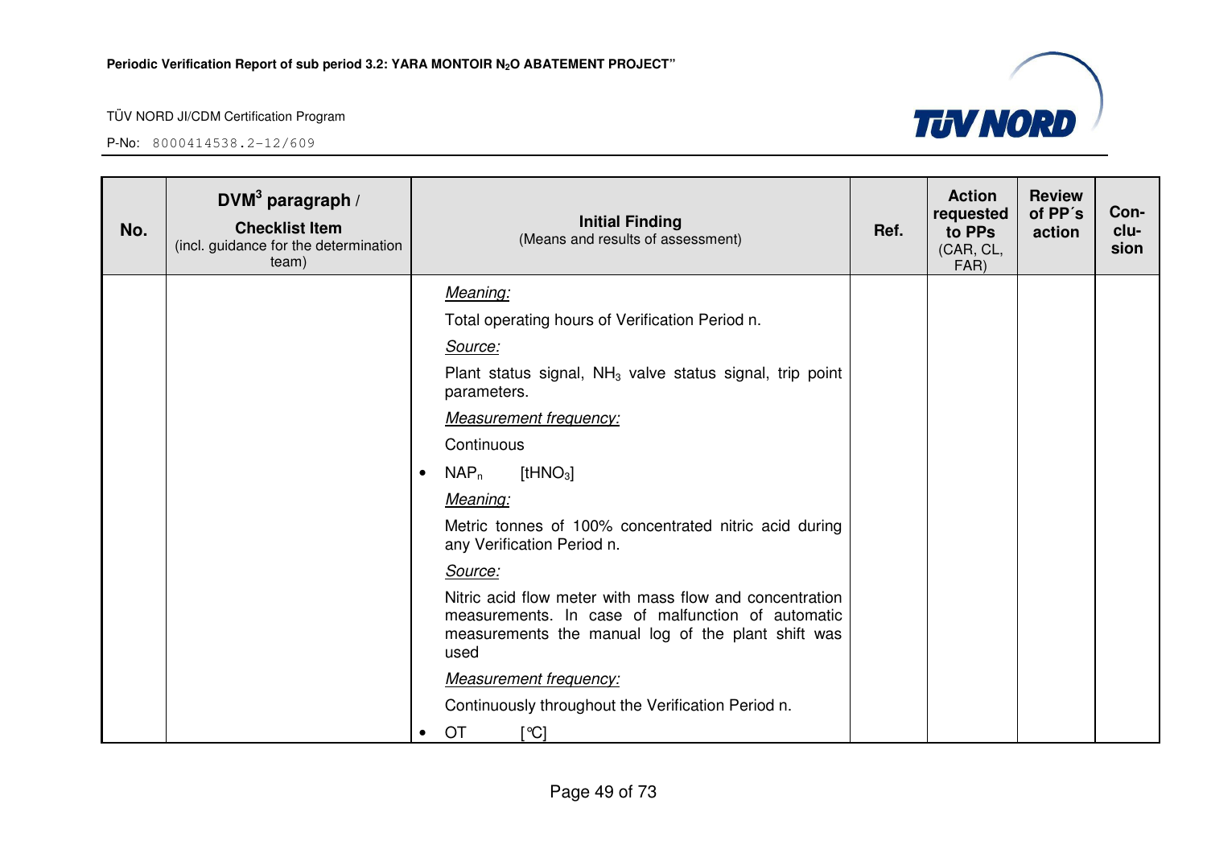| No. | DVM[3] paragraph / Checklist Item (incl. guidance for the determination team) | Initial Finding (Means and results of assessment) | Ref. | Action requested to PPs (CAR, CL, FAR) | Review of PP´s action | Con-clu-sion |
|---|---|---|---|---|---|---|
| | | *Meaning:*<br>Total operating hours of Verification Period n.<br>*Source:*<br>Plant status signal, $NH_3$ valve status signal, trip point parameters.<br>*Measurement frequency:*<br>Continuous<br>• $NAP_n$ [$tHNO_3$]<br>*Meaning:*<br>Metric tonnes of 100% concentrated nitric acid during any Verification Period n.<br>*Source:*<br>Nitric acid flow meter with mass flow and concentration measurements. In case of malfunction of automatic measurements the manual log of the plant shift was used<br>*Measurement frequency:*<br>Continuously throughout the Verification Period n.<br>• OT [°C] | | | | |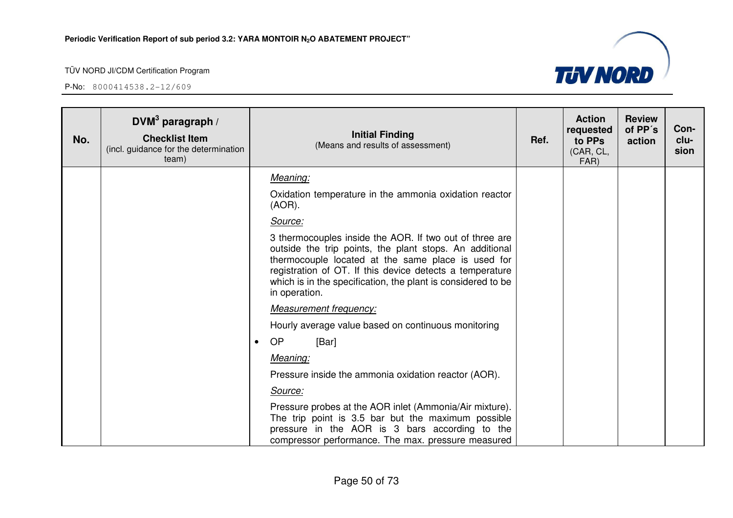| No. | DVM[3] paragraph / Checklist Item (incl. guidance for the determination team) | Initial Finding (Means and results of assessment) | Ref. | Action requested to PPs (CAR, CL, FAR) | Review of PP´s action | Con-clu-sion |
|---|---|---|---|---|---|---|
| | | *Meaning:*<br><br>Oxidation temperature in the ammonia oxidation reactor (AOR).<br><br>*Source:*<br><br>3 thermocouples inside the AOR. If two out of three are outside the trip points, the plant stops. An additional thermocouple located at the same place is used for registration of OT. If this device detects a temperature which is in the specification, the plant is considered to be in operation.<br><br>*Measurement frequency:*<br><br>Hourly average value based on continuous monitoring<br><br>• OP [Bar]<br><br>*Meaning:*<br><br>Pressure inside the ammonia oxidation reactor (AOR).<br><br>*Source:*<br><br>Pressure probes at the AOR inlet (Ammonia/Air mixture). The trip point is 3.5 bar but the maximum possible pressure in the AOR is 3 bars according to the compressor performance. The max. pressure measured | | | | |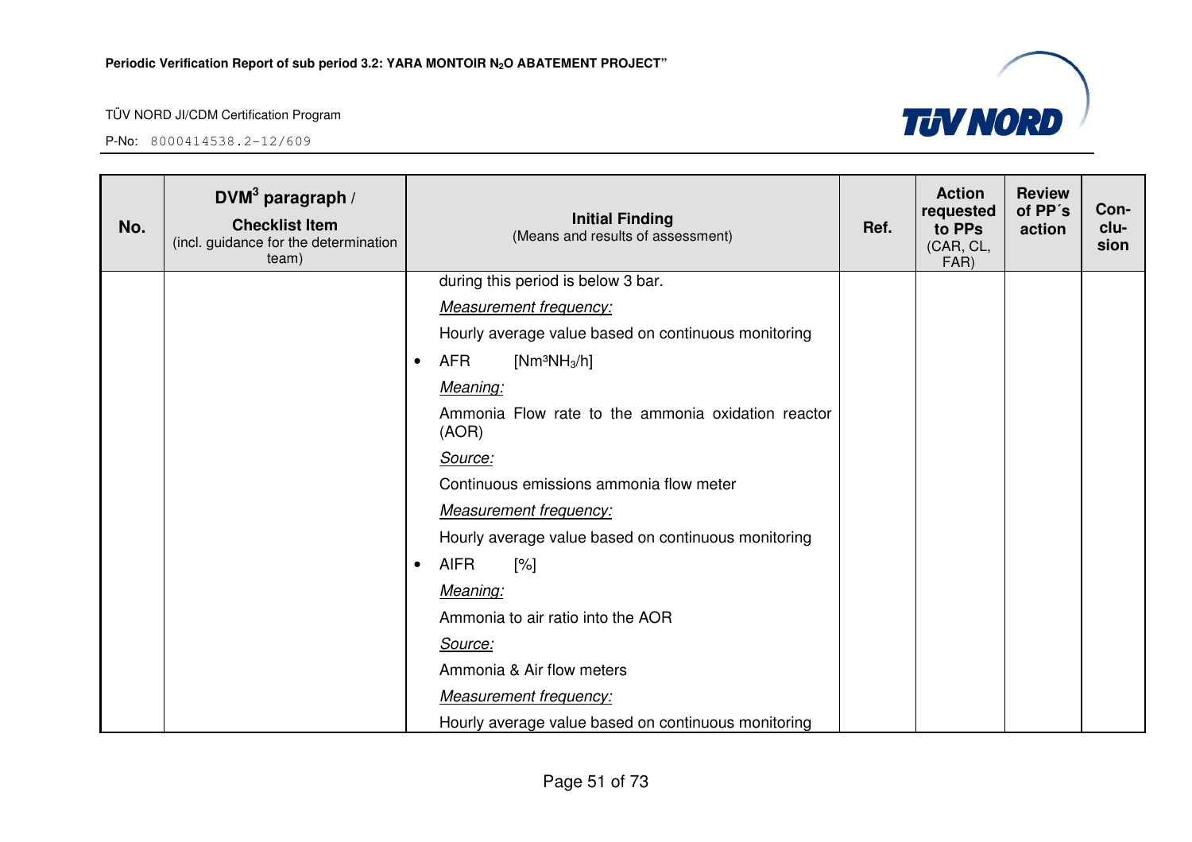| No. | $DVM^3$ paragraph / **Checklist Item** (incl. guidance for the determination team) | **Initial Finding** (Means and results of assessment) | Ref. | Action requested to PPs (CAR, CL, FAR) | Review of PP´s action | Con-clu-sion |
|---|---|---|---|---|---|---|
| | | during this period is below 3 bar.<br>*Measurement frequency:*<br>Hourly average value based on continuous monitoring<br>• AFR [$Nm^3NH_3/h$]<br>*Meaning:*<br>Ammonia Flow rate to the ammonia oxidation reactor (AOR)<br>*Source:*<br>Continuous emissions ammonia flow meter<br>*Measurement frequency:*<br>Hourly average value based on continuous monitoring<br>• AIFR [%]<br>*Meaning:*<br>Ammonia to air ratio into the AOR<br>*Source:*<br>Ammonia & Air flow meters<br>*Measurement frequency:*<br>Hourly average value based on continuous monitoring | | | | |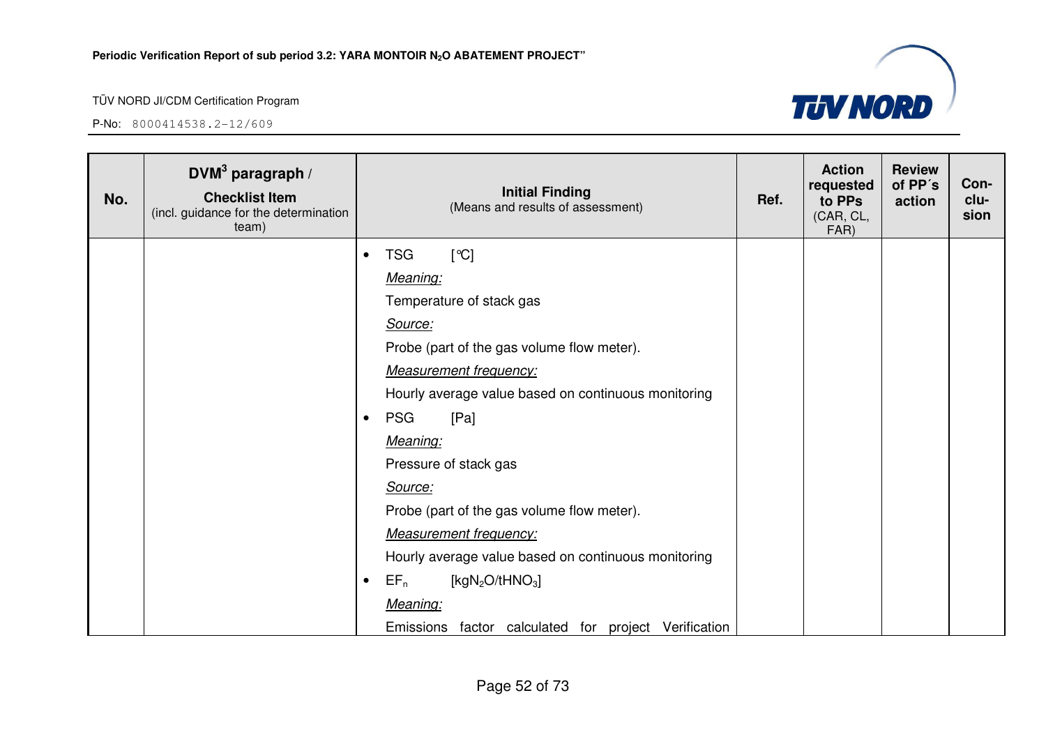| No. | DVM[3] paragraph / Checklist Item (incl. guidance for the determination team) | Initial Finding (Means and results of assessment) | Ref. | Action requested to PPs (CAR, CL, FAR) | Review of PP´s action | Con-clu-sion |
|---|---|---|---|---|---|---|
| | | • TSG [°C]<br>*Meaning:*<br>Temperature of stack gas<br>*Source:*<br>Probe (part of the gas volume flow meter).<br>*Measurement frequency:*<br>Hourly average value based on continuous monitoring<br>• PSG [Pa]<br>*Meaning:*<br>Pressure of stack gas<br>*Source:*<br>Probe (part of the gas volume flow meter).<br>*Measurement frequency:*<br>Hourly average value based on continuous monitoring<br>• $EF_n$ [$kgN_2O/tHNO_3$]<br>*Meaning:*<br>Emissions factor calculated for project Verification | | | | |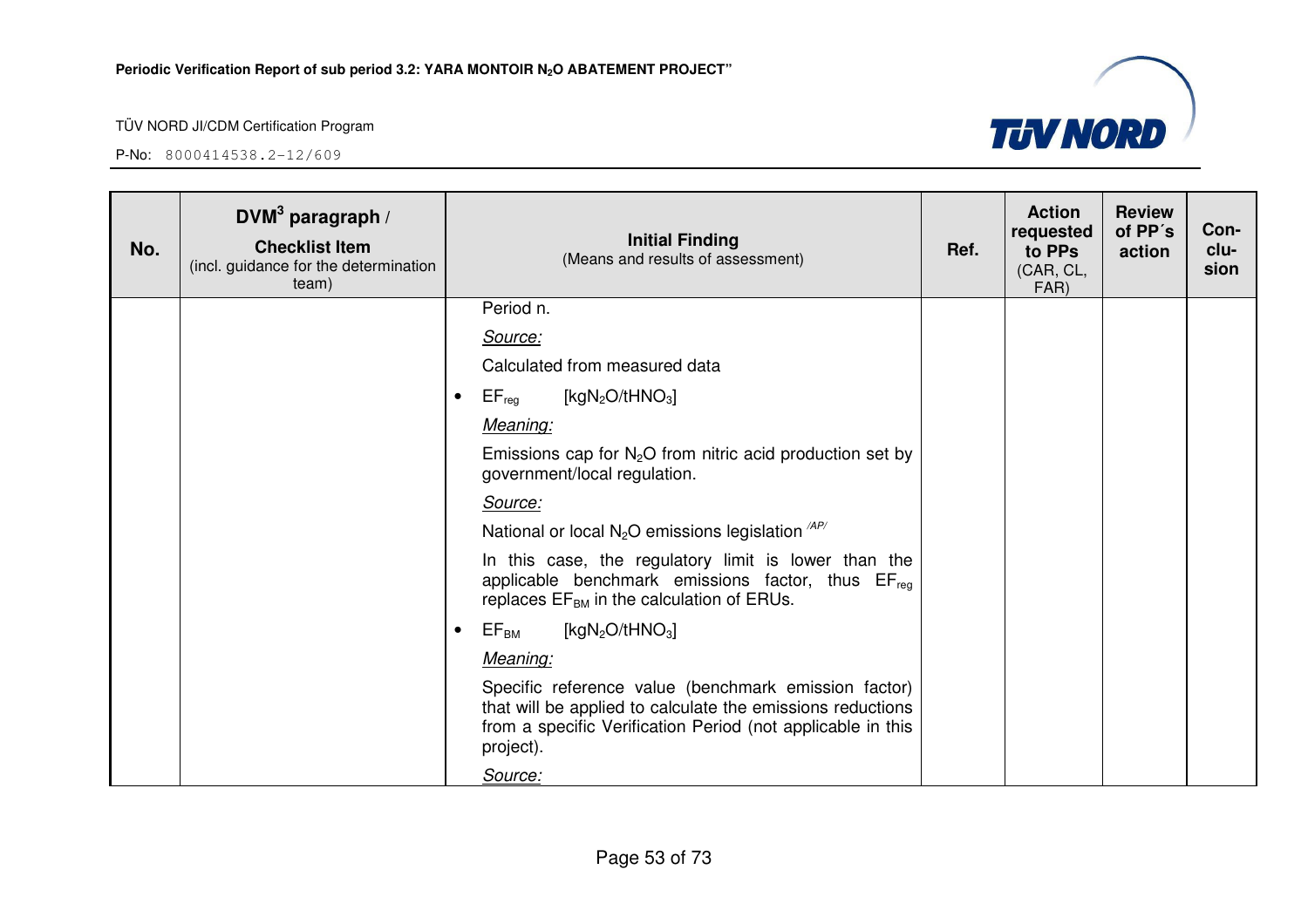| No. | DVM[3] paragraph / Checklist Item (incl. guidance for the determination team) | Initial Finding (Means and results of assessment) | Ref. | Action requested to PPs (CAR, CL, FAR) | Review of PP´s action | Con-clu-sion |
|---|---|---|---|---|---|---|
| | | Period n.<br><br>*Source:*<br><br>Calculated from measured data<br><br>• $EF_{reg}$ [$kgN_2O/tHNO_3$]<br><br>*Meaning:*<br><br>Emissions cap for $N_2O$ from nitric acid production set by government/local regulation.<br><br>*Source:*<br><br>National or local $N_2O$ emissions legislation /AP/<br><br>In this case, the regulatory limit is lower than the applicable benchmark emissions factor, thus $EF_{reg}$ replaces $EF_{BM}$ in the calculation of ERUs.<br><br>• $EF_{BM}$ [$kgN_2O/tHNO_3$]<br><br>*Meaning:*<br><br>Specific reference value (benchmark emission factor) that will be applied to calculate the emissions reductions from a specific Verification Period (not applicable in this project).<br><br>*Source:* | | | | |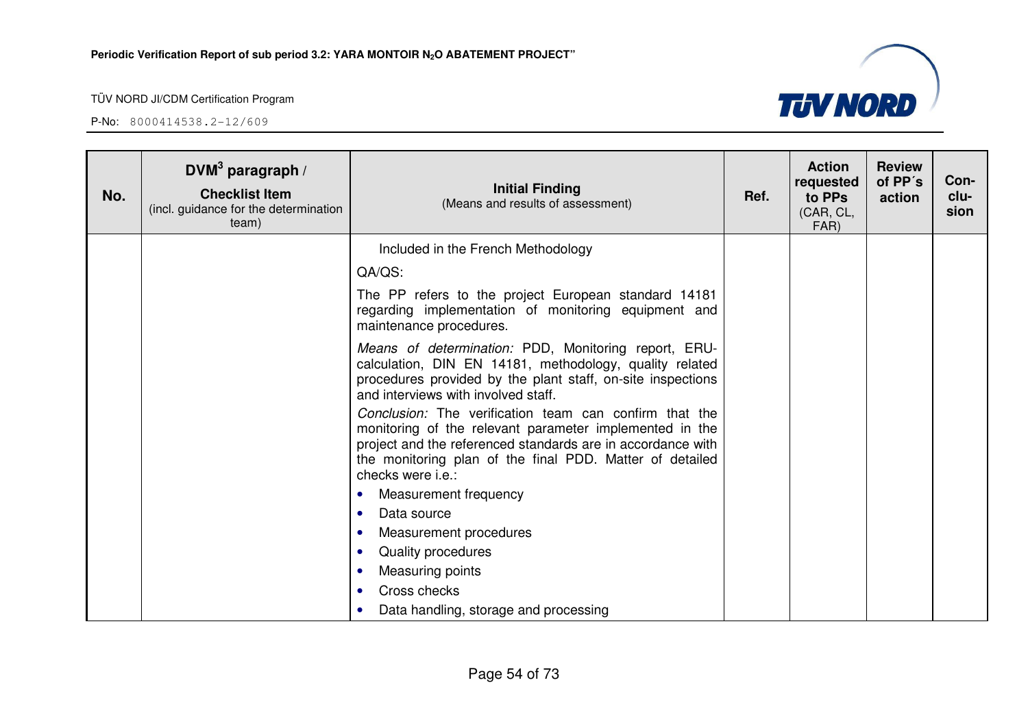| No. | DVM[3] paragraph / Checklist Item (incl. guidance for the determination team) | Initial Finding (Means and results of assessment) | Ref. | Action requested to PPs (CAR, CL, FAR) | Review of PP´s action | Con-clu-sion |
|---|---|---|---|---|---|---|
| | | Included in the French Methodology<br><br>QA/QS:<br><br>The PP refers to the project European standard 14181 regarding implementation of monitoring equipment and maintenance procedures.<br><br>*Means of determination:* PDD, Monitoring report, ERU-calculation, DIN EN 14181, methodology, quality related procedures provided by the plant staff, on-site inspections and interviews with involved staff.<br><br>*Conclusion:* The verification team can confirm that the monitoring of the relevant parameter implemented in the project and the referenced standards are in accordance with the monitoring plan of the final PDD. Matter of detailed checks were i.e.:<br>• Measurement frequency<br>• Data source<br>• Measurement procedures<br>• Quality procedures<br>• Measuring points<br>• Cross checks<br>• Data handling, storage and processing | | | | |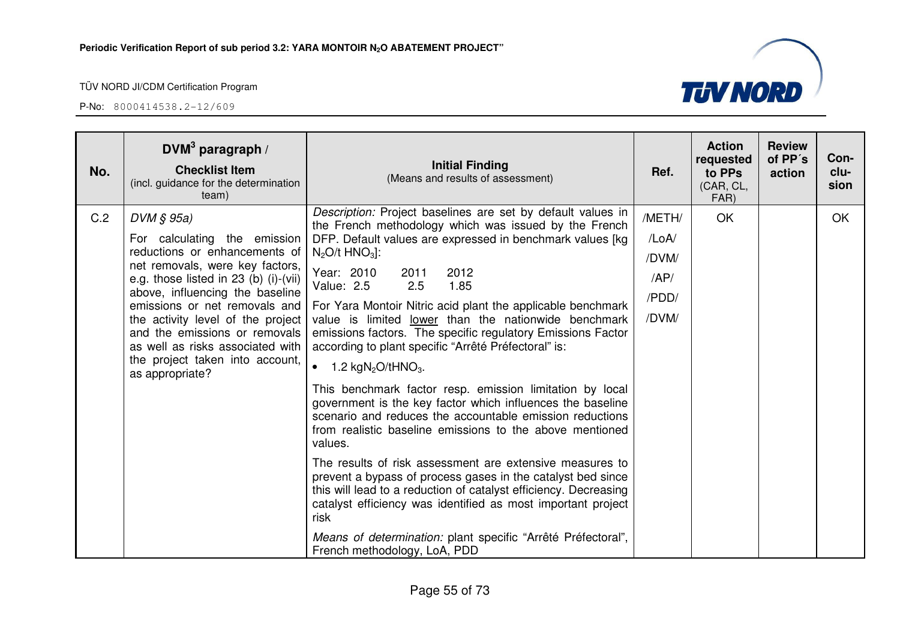| No. | DVM[3] paragraph / **Checklist Item** (incl. guidance for the determination team) | **Initial Finding** (Means and results of assessment) | Ref. | Action requested to PPs (CAR, CL, FAR) | Review of PP´s action | Con-clu-sion |
|---|---|---|---|---|---|---|
| C.2 | *DVM § 95a)*<br><br>For calculating the emission reductions or enhancements of net removals, were key factors, e.g. those listed in 23 (b) (i)-(vii) above, influencing the baseline emissions or net removals and the activity level of the project and the emissions or removals as well as risks associated with the project taken into account, as appropriate? | *Description:* Project baselines are set by default values in the French methodology which was issued by the French DFP. Default values are expressed in benchmark values [kg $N_2O$/t $HNO_3$]:<br><br>Year: 2010 2011 2012<br>Value: 2.5 2.5 1.85<br><br>For Yara Montoir Nitric acid plant the applicable benchmark value is limited <u>lower</u> than the nationwide benchmark emissions factors. The specific regulatory Emissions Factor according to plant specific "Arrêté Préfectoral" is:<br><br>• 1.2 kg$N_2O$/t$HNO_3$.<br><br>This benchmark factor resp. emission limitation by local government is the key factor which influences the baseline scenario and reduces the accountable emission reductions from realistic baseline emissions to the above mentioned values.<br><br>The results of risk assessment are extensive measures to prevent a bypass of process gases in the catalyst bed since this will lead to a reduction of catalyst efficiency. Decreasing catalyst efficiency was identified as most important project risk<br><br>*Means of determination:* plant specific "Arrêté Préfectoral", French methodology, LoA, PDD | /METH/<br>/LoA/<br>/DVM/<br>/AP/<br>/PDD/<br>/DVM/ | OK | | OK |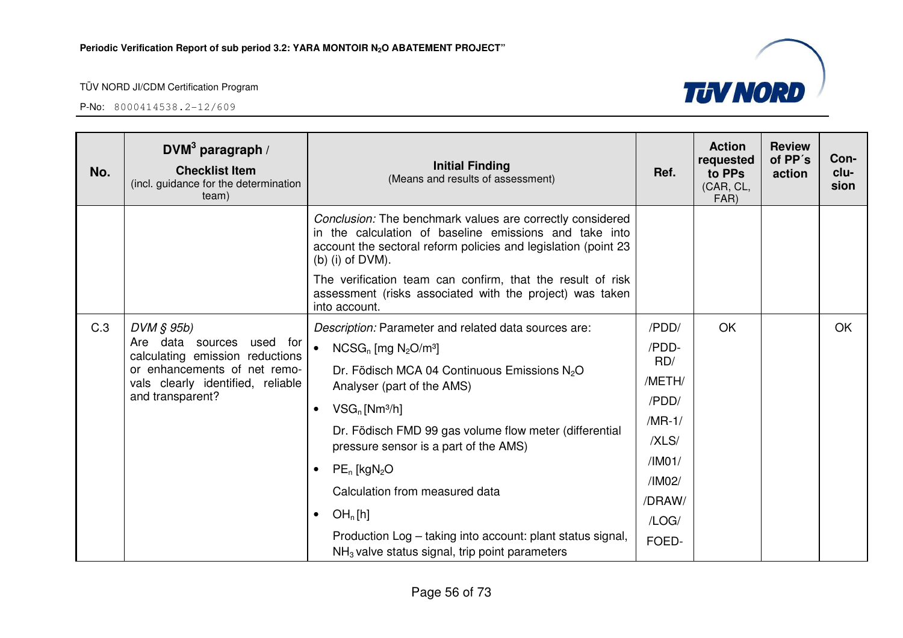| No. | DVM[3] paragraph / **Checklist Item** (incl. guidance for the determination team) | **Initial Finding** (Means and results of assessment) | Ref. | Action requested to PPs (CAR, CL, FAR) | Review of PP´s action | Con-clu-sion |
|---|---|---|---|---|---|---|
| | | *Conclusion:* The benchmark values are correctly considered in the calculation of baseline emissions and take into account the sectoral reform policies and legislation (point 23 (b) (i) of DVM).<br><br>The verification team can confirm, that the result of risk assessment (risks associated with the project) was taken into account. | | | | |
| C.3 | *DVM § 95b)*<br>Are data sources used for calculating emission reductions or enhancements of net remo-vals clearly identified, reliable and transparent? | *Description:* Parameter and related data sources are:<br>• $NCSG_n$ [mg $N_2O$/m³]<br>Dr. Födisch MCA 04 Continuous Emissions $N_2O$ Analyser (part of the AMS)<br>• $VSG_n$ [Nm³/h]<br>Dr. Födisch FMD 99 gas volume flow meter (differential pressure sensor is a part of the AMS)<br>• $PE_n$ [kg$N_2O$<br>Calculation from measured data<br>• $OH_n$ [h]<br>Production Log – taking into account: plant status signal, $NH_3$ valve status signal, trip point parameters | /PDD/<br>/PDD-RD/<br>/METH/<br>/PDD/<br>/MR-1/<br>/XLS/<br>/IM01/<br>/IM02/<br>/DRAW/<br>/LOG/<br>FOED- | OK | | OK |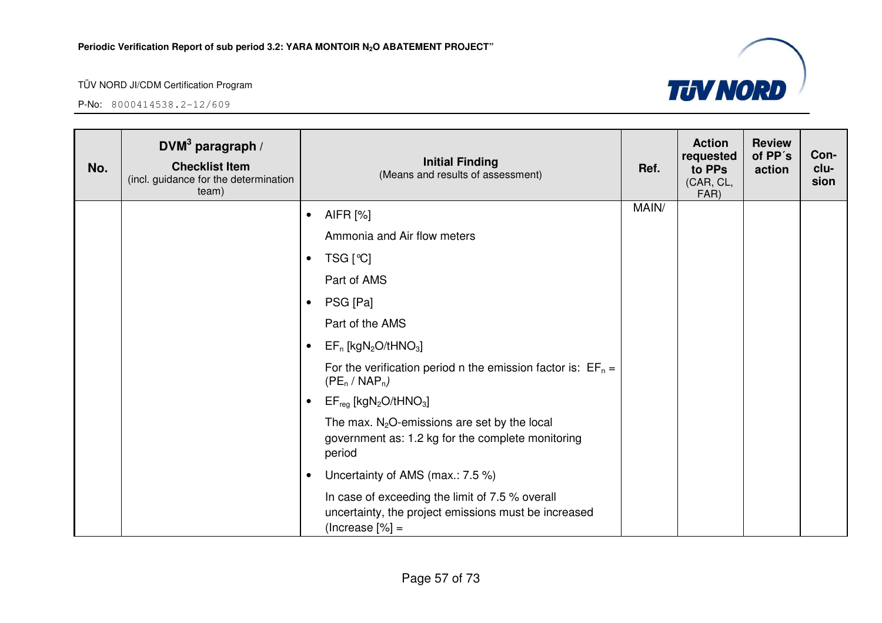| No. | DVM[3] paragraph / Checklist Item (incl. guidance for the determination team) | Initial Finding (Means and results of assessment) | Ref. | Action requested to PPs (CAR, CL, FAR) | Review of PP´s action | Con-clu-sion |
|---|---|---|---|---|---|---|
| | | • AIFR [%]<br>Ammonia and Air flow meters<br>• TSG [°C]<br>Part of AMS<br>• PSG [Pa]<br>Part of the AMS<br>• $EF_n$ [$kgN_2O/tHNO_3$]<br>For the verification period n the emission factor is: $EF_n = (PE_n / NAP_n)$<br>• $EF_{reg}$ [$kgN_2O/tHNO_3$]<br>The max. $N_2O$-emissions are set by the local government as: 1.2 kg for the complete monitoring period<br>• Uncertainty of AMS (max.: 7.5 %)<br>In case of exceeding the limit of 7.5 % overall uncertainty, the project emissions must be increased (Increase [%] = | MAIN/ | | | |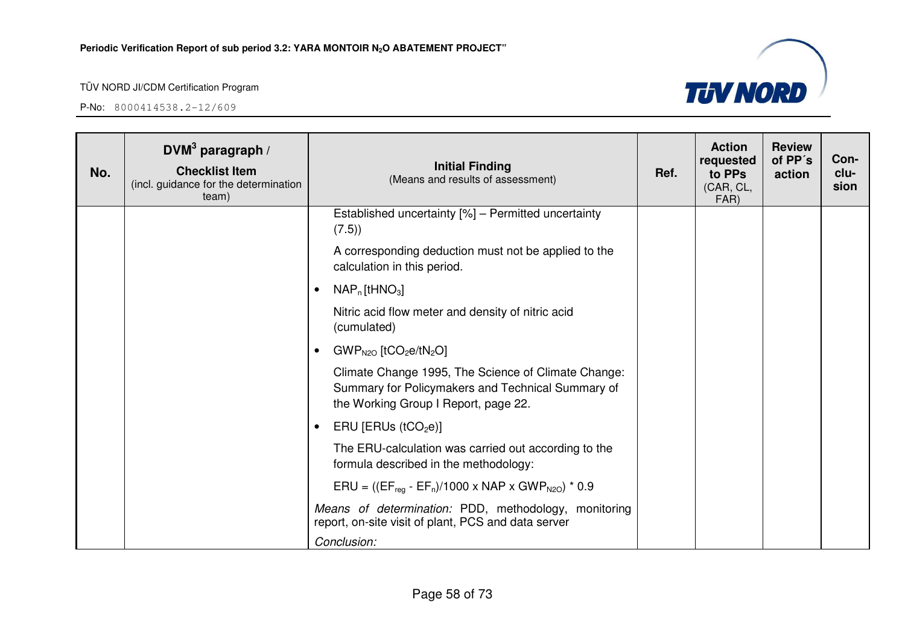| No. | DVM[3] paragraph / Checklist Item (incl. guidance for the determination team) | Initial Finding (Means and results of assessment) | Ref. | Action requested to PPs (CAR, CL, FAR) | Review of PP´s action | Con-clu-sion |
|---|---|---|---|---|---|---|
| | | Established uncertainty [%] – Permitted uncertainty (7.5))<br><br>A corresponding deduction must not be applied to the calculation in this period.<br><br>• $NAP_n$ [$tHNO_3$]<br><br>Nitric acid flow meter and density of nitric acid (cumulated)<br><br>• $GWP_{N2O}$ [$tCO_2e/tN_2O$]<br><br>Climate Change 1995, The Science of Climate Change: Summary for Policymakers and Technical Summary of the Working Group I Report, page 22.<br><br>• ERU [ERUs ($tCO_2e$)]<br><br>The ERU-calculation was carried out according to the formula described in the methodology:<br><br>$ERU = ((EF_{reg} - EF_n)/1000 \times NAP \times GWP_{N2O}) * 0.9$<br><br>*Means of determination:* PDD, methodology, monitoring report, on-site visit of plant, PCS and data server<br><br>*Conclusion:* | | | | |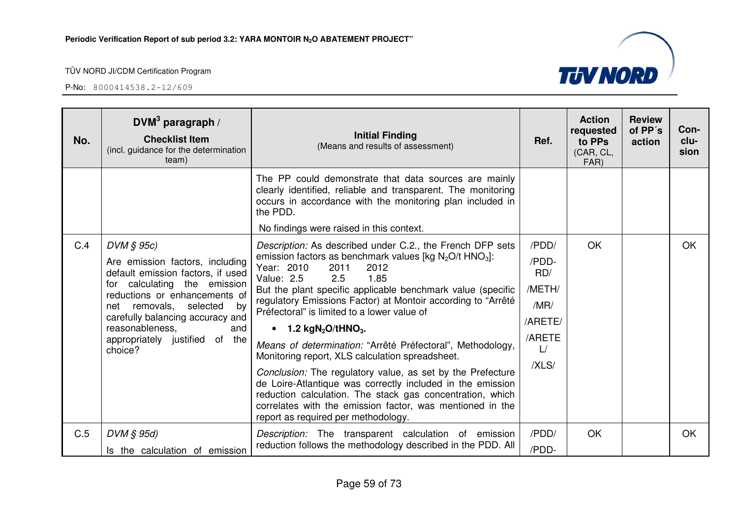| No. | DVM[3] paragraph / **Checklist Item** (incl. guidance for the determination team) | **Initial Finding** (Means and results of assessment) | Ref. | Action requested to PPs (CAR, CL, FAR) | Review of PP´s action | Con-clu-sion |
|---|---|---|---|---|---|---|
| | | The PP could demonstrate that data sources are mainly clearly identified, reliable and transparent. The monitoring occurs in accordance with the monitoring plan included in the PDD.<br><br>No findings were raised in this context. | | | | |
| C.4 | *DVM § 95c)*<br><br>Are emission factors, including default emission factors, if used for calculating the emission reductions or enhancements of net removals, selected by carefully balancing accuracy and reasonableness, and appropriately justified of the choice? | *Description:* As described under C.2., the French DFP sets emission factors as benchmark values [kg $N_2O$/t $HNO_3$]:<br>Year: 2010 2011 2012<br>Value: 2.5 2.5 1.85<br>But the plant specific applicable benchmark value (specific regulatory Emissions Factor) at Montoir according to "Arrêté Préfectoral" is limited to a lower value of<br>• **1.2 kg$N_2O$/t$HNO_3$.**<br><br>*Means of determination:* "Arrêté Préfectoral", Methodology, Monitoring report, XLS calculation spreadsheet.<br><br>*Conclusion:* The regulatory value, as set by the Prefecture de Loire-Atlantique was correctly included in the emission reduction calculation. The stack gas concentration, which correlates with the emission factor, was mentioned in the report as required per methodology. | /PDD/<br>/PDD-RD/<br>/METH/<br>/MR/<br>/ARETE/<br>/ARETEL/<br>/XLS/ | OK | | OK |
| C.5 | *DVM § 95d)*<br><br>Is the calculation of emission | *Description:* The transparent calculation of emission reduction follows the methodology described in the PDD. All | /PDD/<br>/PDD- | OK | | OK |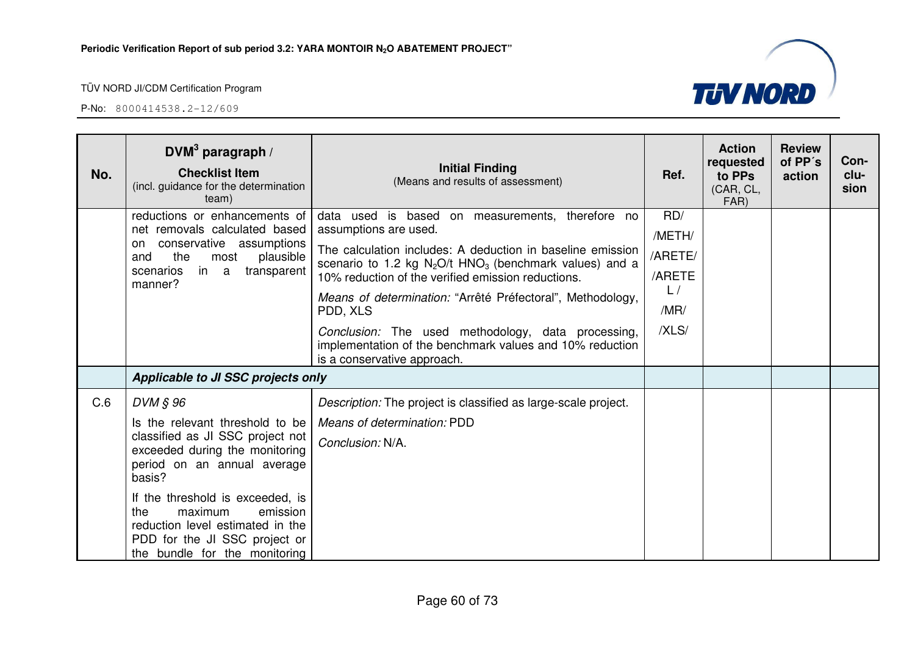| No. | DVM[3] paragraph / **Checklist Item** (incl. guidance for the determination team) | **Initial Finding** (Means and results of assessment) | Ref. | Action requested to PPs (CAR, CL, FAR) | Review of PP´s action | Con-clu-sion |
|---|---|---|---|---|---|---|
| | reductions or enhancements of net removals calculated based on conservative assumptions and the most plausible scenarios in a transparent manner? | data used is based on measurements, therefore no assumptions are used.<br><br>The calculation includes: A deduction in baseline emission scenario to 1.2 kg $N_2O$/t $HNO_3$ (benchmark values) and a 10% reduction of the verified emission reductions.<br><br>*Means of determination:* "Arrêté Préfectoral", Methodology, PDD, XLS<br><br>*Conclusion:* The used methodology, data processing, implementation of the benchmark values and 10% reduction is a conservative approach. | RD/ /METH/ /ARETE/ /ARETE L / /MR/ /XLS/ | | | |
| | ***Applicable to JI SSC projects only*** | | | | | |
| C.6 | *DVM § 96*<br><br>Is the relevant threshold to be classified as JI SSC project not exceeded during the monitoring period on an annual average basis?<br><br>If the threshold is exceeded, is the maximum emission reduction level estimated in the PDD for the JI SSC project or the bundle for the monitoring | *Description:* The project is classified as large-scale project.<br><br>*Means of determination:* PDD<br><br>*Conclusion:* N/A. | | | | |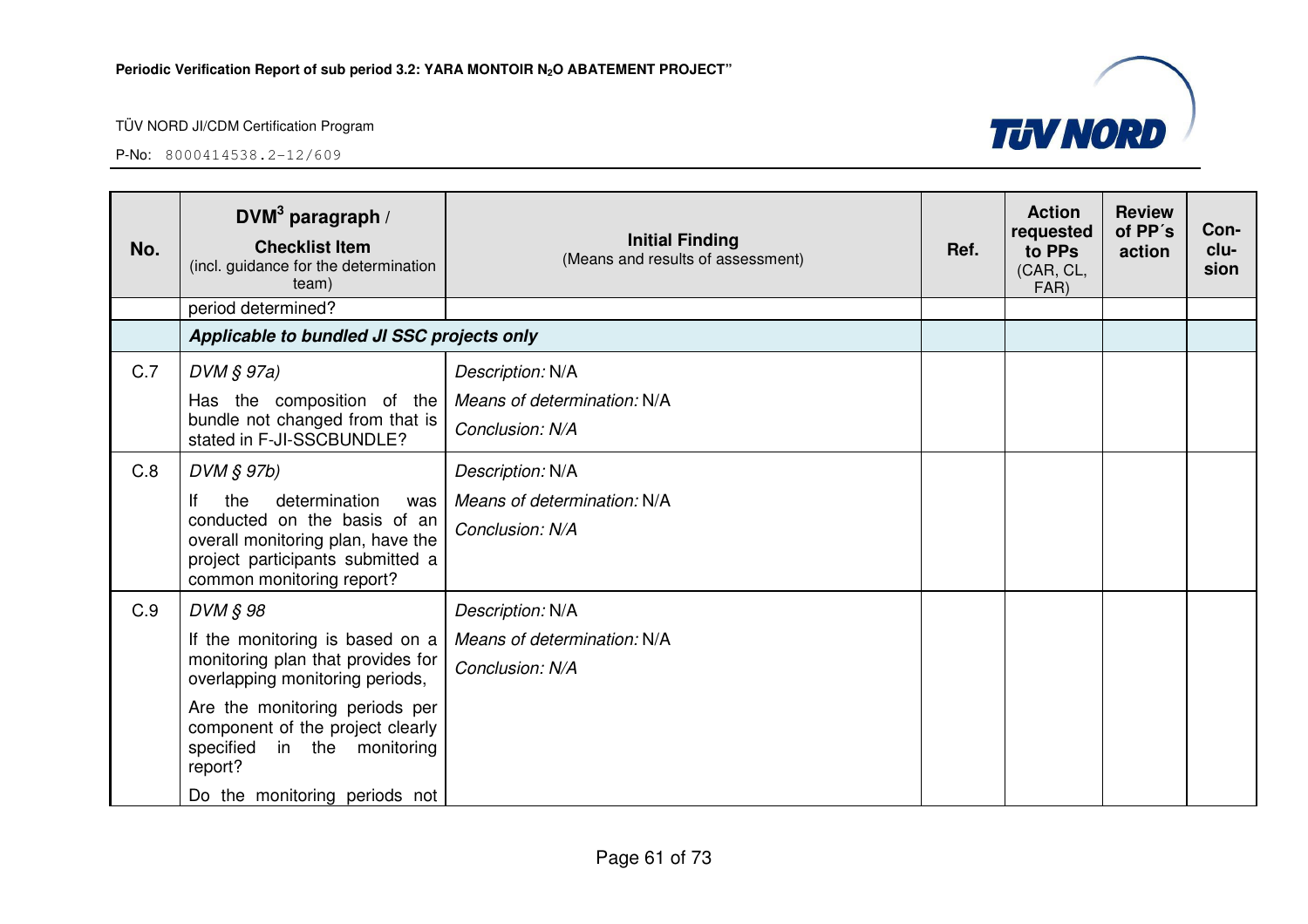| No. | DVM[3] paragraph / Checklist Item (incl. guidance for the determination team) | Initial Finding (Means and results of assessment) | Ref. | Action requested to PPs (CAR, CL, FAR) | Review of PP´s action | Con-clu-sion |
|---|---|---|---|---|---|---|
| | period determined? | | | | | |
| | ***Applicable to bundled JI SSC projects only*** | | | | | |
| C.7 | *DVM § 97a)* Has the composition of the bundle not changed from that is stated in F-JI-SSCBUNDLE? | *Description:* N/A *Means of determination:* N/A *Conclusion: N/A* | | | | |
| C.8 | *DVM § 97b)* If the determination was conducted on the basis of an overall monitoring plan, have the project participants submitted a common monitoring report? | *Description:* N/A *Means of determination:* N/A *Conclusion: N/A* | | | | |
| C.9 | *DVM § 98* If the monitoring is based on a monitoring plan that provides for overlapping monitoring periods, Are the monitoring periods per component of the project clearly specified in the monitoring report? Do the monitoring periods not | *Description:* N/A *Means of determination:* N/A *Conclusion: N/A* | | | | |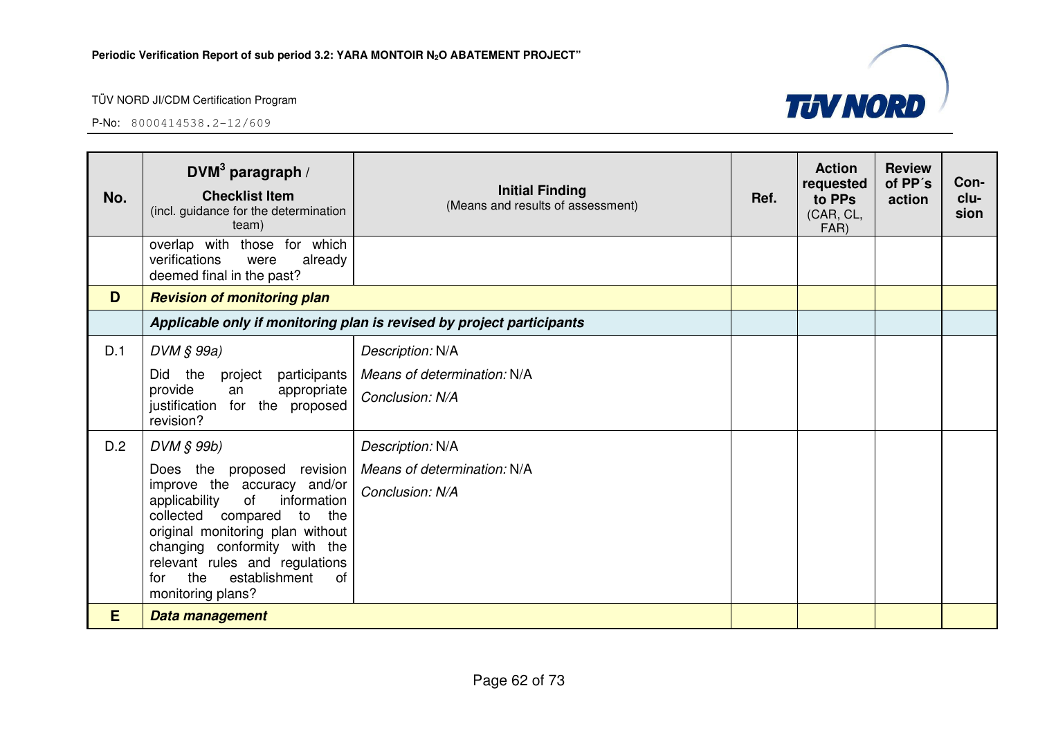| No. | DVM[3] paragraph / **Checklist Item** (incl. guidance for the determination team) | **Initial Finding** (Means and results of assessment) | Ref. | Action requested to PPs (CAR, CL, FAR) | Review of PP´s action | Con-clu-sion |
|---|---|---|---|---|---|---|
| | overlap with those for which verifications were already deemed final in the past? | | | | | |
| **D** | ***Revision of monitoring plan*** | | | | | |
| | ***Applicable only if monitoring plan is revised by project participants*** | | | | | |
| D.1 | *DVM § 99a)* Did the project participants provide an appropriate justification for the proposed revision? | *Description:* N/A *Means of determination:* N/A *Conclusion: N/A* | | | | |
| D.2 | *DVM § 99b)* Does the proposed revision improve the accuracy and/or applicability of information collected compared to the original monitoring plan without changing conformity with the relevant rules and regulations for the establishment of monitoring plans? | *Description:* N/A *Means of determination:* N/A *Conclusion: N/A* | | | | |
| **E** | ***Data management*** | | | | | |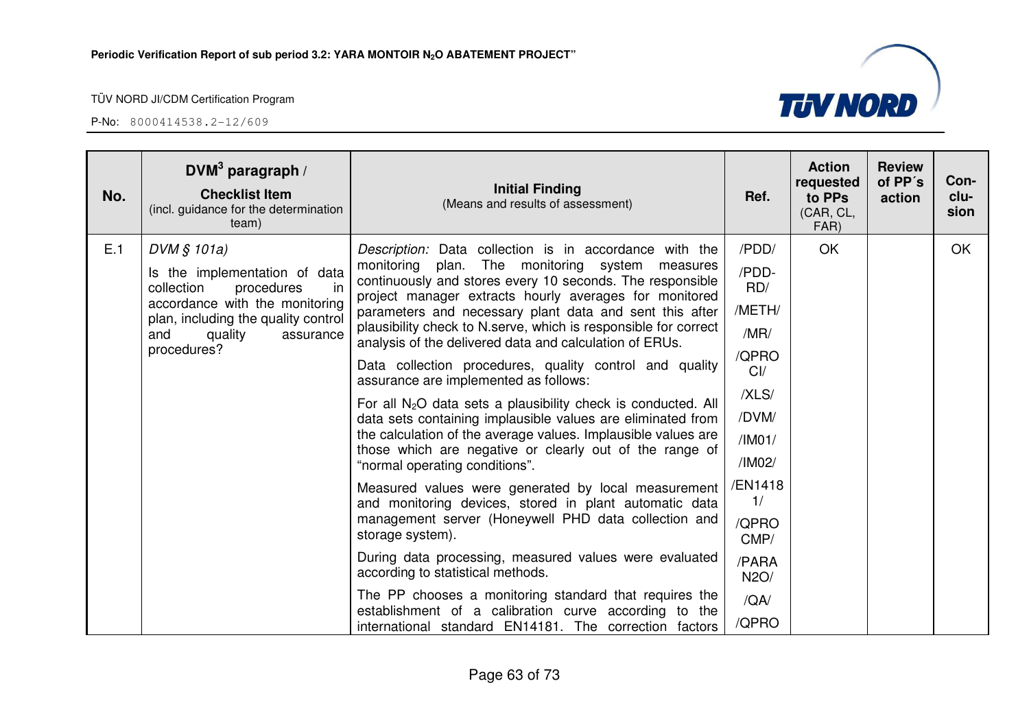| No. | DVM[3] paragraph / **Checklist Item** (incl. guidance for the determination team) | **Initial Finding** (Means and results of assessment) | Ref. | Action requested to PPs (CAR, CL, FAR) | Review of PP´s action | Con-clu-sion |
|---|---|---|---|---|---|---|
| E.1 | *DVM § 101a)*<br><br>Is the implementation of data collection procedures in accordance with the monitoring plan, including the quality control and quality assurance procedures? | *Description:* Data collection is in accordance with the monitoring plan. The monitoring system measures continuously and stores every 10 seconds. The responsible project manager extracts hourly averages for monitored parameters and necessary plant data and sent this after plausibility check to N.serve, which is responsible for correct analysis of the delivered data and calculation of ERUs.<br><br>Data collection procedures, quality control and quality assurance are implemented as follows:<br><br>For all $N_2O$ data sets a plausibility check is conducted. All data sets containing implausible values are eliminated from the calculation of the average values. Implausible values are those which are negative or clearly out of the range of "normal operating conditions".<br><br>Measured values were generated by local measurement and monitoring devices, stored in plant automatic data management server (Honeywell PHD data collection and storage system).<br><br>During data processing, measured values were evaluated according to statistical methods.<br><br>The PP chooses a monitoring standard that requires the establishment of a calibration curve according to the international standard EN14181. The correction factors | /PDD/<br>/PDD-RD/<br>/METH/<br>/MR/<br>/QPROCI/<br>/XLS/<br>/DVM/<br>/IM01/<br>/IM02/<br>/EN14181/<br>/QPROCMP/<br>/PARAN2O/<br>/QA/<br>/QPRO | OK | | OK |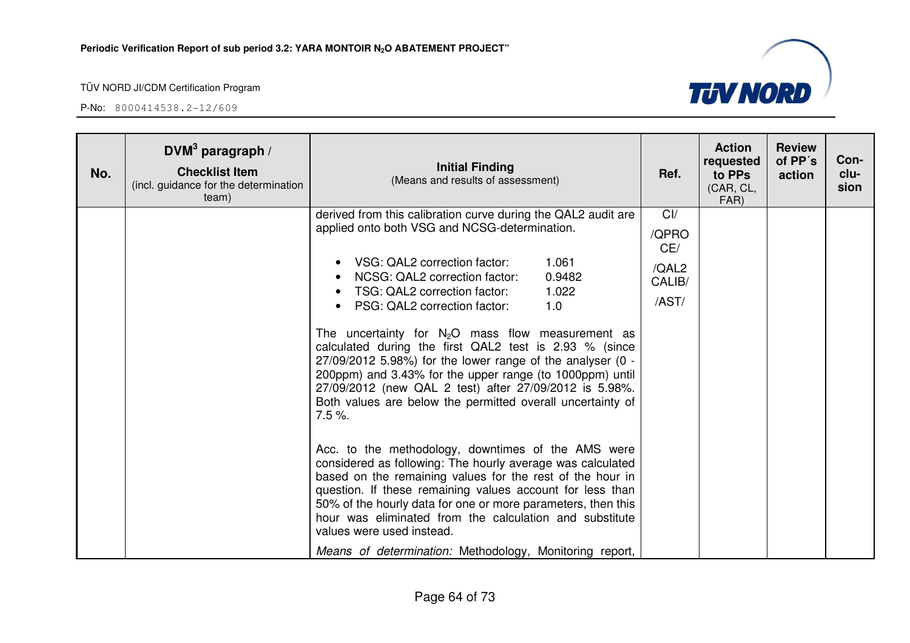| No. | DVM[3] paragraph / **Checklist Item** (incl. guidance for the determination team) | **Initial Finding** (Means and results of assessment) | Ref. | Action requested to PPs (CAR, CL, FAR) | Review of PP´s action | Con-clu-sion |
|---|---|---|---|---|---|---|
| | | derived from this calibration curve during the QAL2 audit are applied onto both VSG and NCSG-determination.<br><br>• VSG: QAL2 correction factor: 1.061<br>• NCSG: QAL2 correction factor: 0.9482<br>• TSG: QAL2 correction factor: 1.022<br>• PSG: QAL2 correction factor: 1.0<br><br>The uncertainty for $N_2O$ mass flow measurement as calculated during the first QAL2 test is 2.93 % (since 27/09/2012 5.98%) for the lower range of the analyser (0 - 200ppm) and 3.43% for the upper range (to 1000ppm) until 27/09/2012 (new QAL 2 test) after 27/09/2012 is 5.98%. Both values are below the permitted overall uncertainty of 7.5 %.<br><br>Acc. to the methodology, downtimes of the AMS were considered as following: The hourly average was calculated based on the remaining values for the rest of the hour in question. If these remaining values account for less than 50% of the hourly data for one or more parameters, then this hour was eliminated from the calculation and substitute values were used instead.<br><br>*Means of determination:* Methodology, Monitoring report, | CI/<br>/QPROCE/<br>/QAL2 CALIB/<br>/AST/ | | | |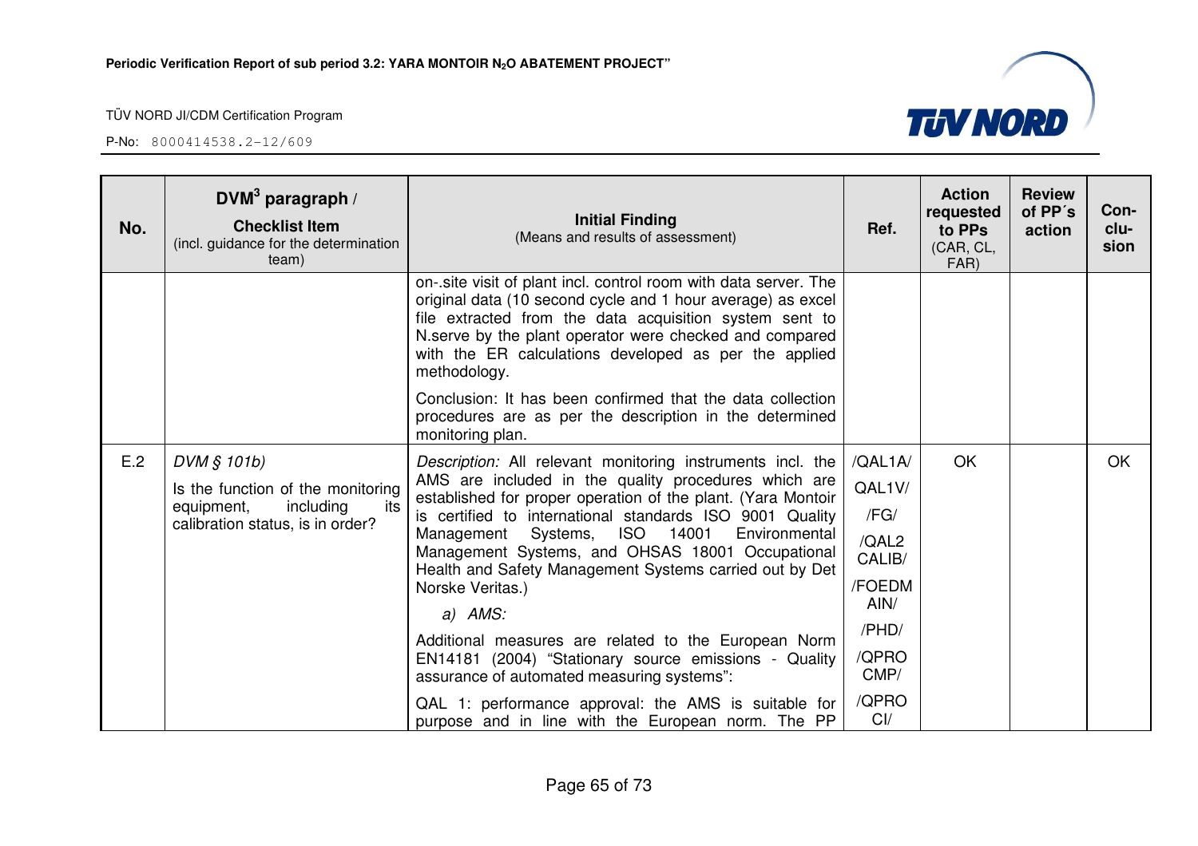| No. | DVM[3] paragraph / **Checklist Item** (incl. guidance for the determination team) | **Initial Finding** (Means and results of assessment) | Ref. | Action requested to PPs (CAR, CL, FAR) | Review of PP´s action | Con-clu-sion |
|---|---|---|---|---|---|---|
| | | on-.site visit of plant incl. control room with data server. The original data (10 second cycle and 1 hour average) as excel file extracted from the data acquisition system sent to N.serve by the plant operator were checked and compared with the ER calculations developed as per the applied methodology.<br><br>Conclusion: It has been confirmed that the data collection procedures are as per the description in the determined monitoring plan. | | | | |
| E.2 | *DVM § 101b)*<br><br>Is the function of the monitoring equipment, including its calibration status, is in order? | *Description:* All relevant monitoring instruments incl. the AMS are included in the quality procedures which are established for proper operation of the plant. (Yara Montoir is certified to international standards ISO 9001 Quality Management Systems, ISO 14001 Environmental Management Systems, and OHSAS 18001 Occupational Health and Safety Management Systems carried out by Det Norske Veritas.)<br><br>a) *AMS:*<br><br>Additional measures are related to the European Norm EN14181 (2004) "Stationary source emissions - Quality assurance of automated measuring systems":<br><br>QAL 1: performance approval: the AMS is suitable for purpose and in line with the European norm. The PP | /QAL1A/<br>QAL1V/<br>/FG/<br>/QAL2 CALIB/<br>/FOEDM AIN/<br>/PHD/<br>/QPRO CMP/<br>/QPRO CI/ | OK | | OK |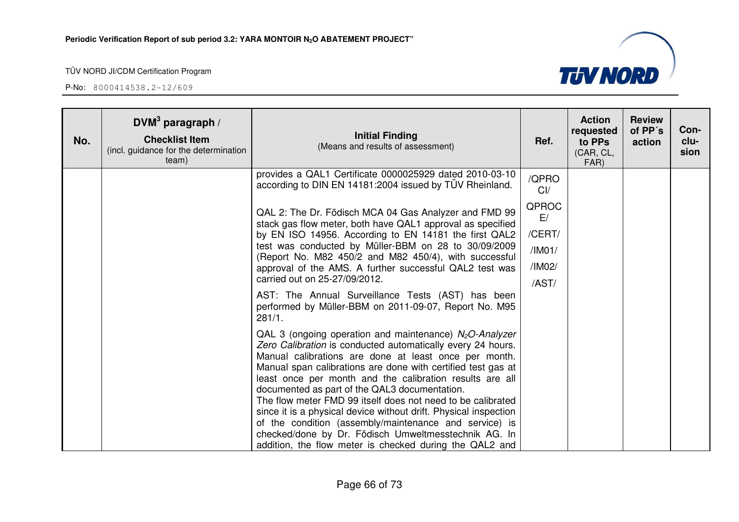| No. | DVM[3] paragraph / **Checklist Item** (incl. guidance for the determination team) | **Initial Finding** (Means and results of assessment) | Ref. | Action requested to PPs (CAR, CL, FAR) | Review of PP´s action | Con-clu-sion |
|---|---|---|---|---|---|---|
| | | provides a QAL1 Certificate 0000025929 dated 2010-03-10 according to DIN EN 14181:2004 issued by TÜV Rheinland.<br><br>QAL 2: The Dr. Födisch MCA 04 Gas Analyzer and FMD 99 stack gas flow meter, both have QAL1 approval as specified by EN ISO 14956. According to EN 14181 the first QAL2 test was conducted by Müller-BBM on 28 to 30/09/2009 (Report No. M82 450/2 and M82 450/4), with successful approval of the AMS. A further successful QAL2 test was carried out on 25-27/09/2012.<br><br>AST: The Annual Surveillance Tests (AST) has been performed by Müller-BBM on 2011-09-07, Report No. M95 281/1.<br><br>QAL 3 (ongoing operation and maintenance) *$N_2O$-Analyzer Zero Calibration* is conducted automatically every 24 hours. Manual calibrations are done at least once per month. Manual span calibrations are done with certified test gas at least once per month and the calibration results are all documented as part of the QAL3 documentation.<br>The flow meter FMD 99 itself does not need to be calibrated since it is a physical device without drift. Physical inspection of the condition (assembly/maintenance and service) is checked/done by Dr. Födisch Umweltmesstechnik AG. In addition, the flow meter is checked during the QAL2 and | /QPROCI/<br>QPROCE/<br>/CERT/<br>/IM01/<br>/IM02/<br>/AST/ | | | |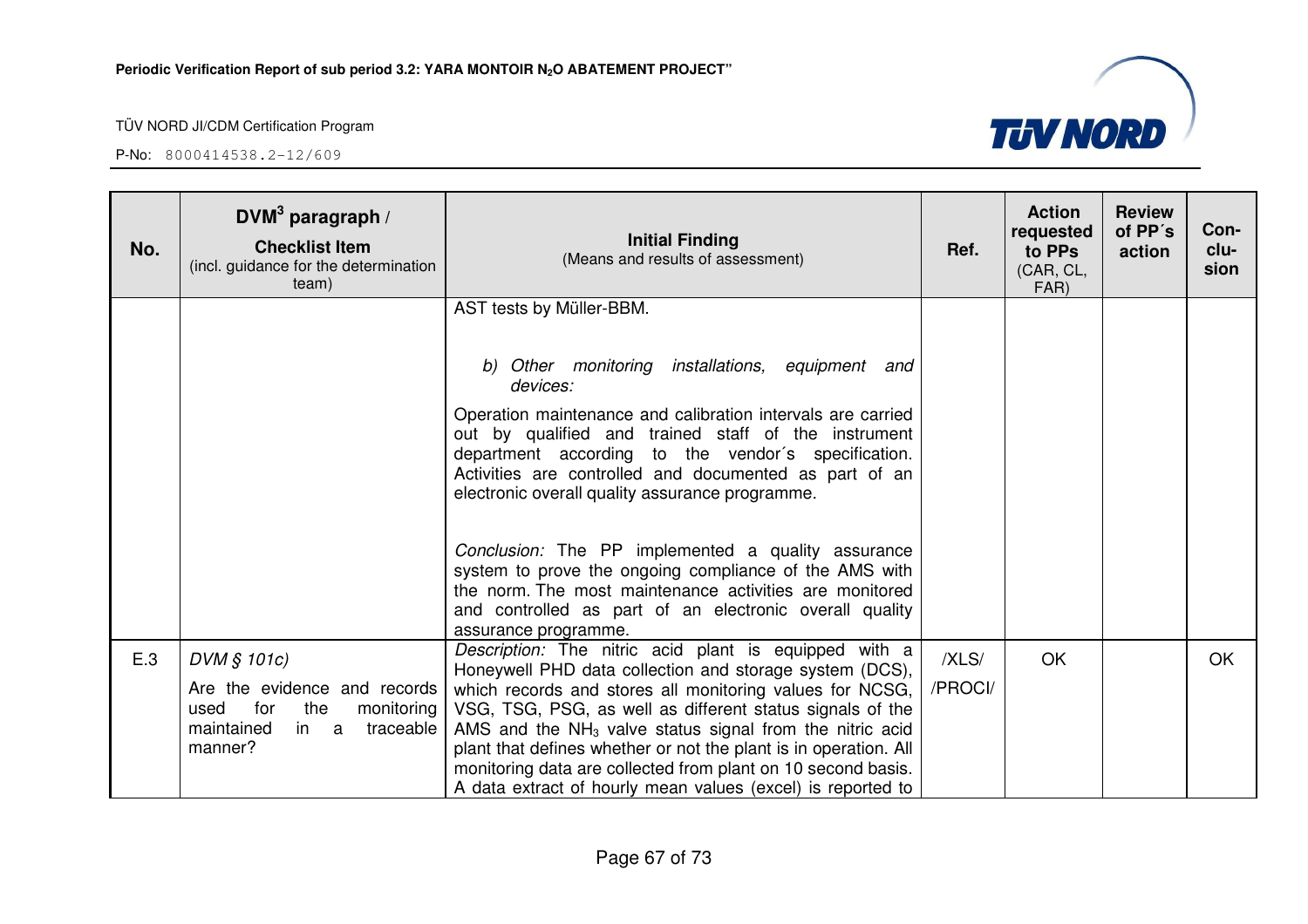| No. | DVM[3] paragraph / **Checklist Item** (incl. guidance for the determination team) | **Initial Finding** (Means and results of assessment) | Ref. | Action requested to PPs (CAR, CL, FAR) | Review of PP´s action | Con-clu-sion |
|---|---|---|---|---|---|---|
| | | AST tests by Müller-BBM.<br><br>*b) Other monitoring installations, equipment and devices:*<br><br>Operation maintenance and calibration intervals are carried out by qualified and trained staff of the instrument department according to the vendor´s specification. Activities are controlled and documented as part of an electronic overall quality assurance programme.<br><br>*Conclusion:* The PP implemented a quality assurance system to prove the ongoing compliance of the AMS with the norm. The most maintenance activities are monitored and controlled as part of an electronic overall quality assurance programme. | | | | |
| E.3 | *DVM § 101c)*<br><br>Are the evidence and records used for the monitoring maintained in a traceable manner? | *Description:* The nitric acid plant is equipped with a Honeywell PHD data collection and storage system (DCS), which records and stores all monitoring values for NCSG, VSG, TSG, PSG, as well as different status signals of the AMS and the $NH_3$ valve status signal from the nitric acid plant that defines whether or not the plant is in operation. All monitoring data are collected from plant on 10 second basis. A data extract of hourly mean values (excel) is reported to | /XLS/<br><br>/PROCI/ | OK | | OK |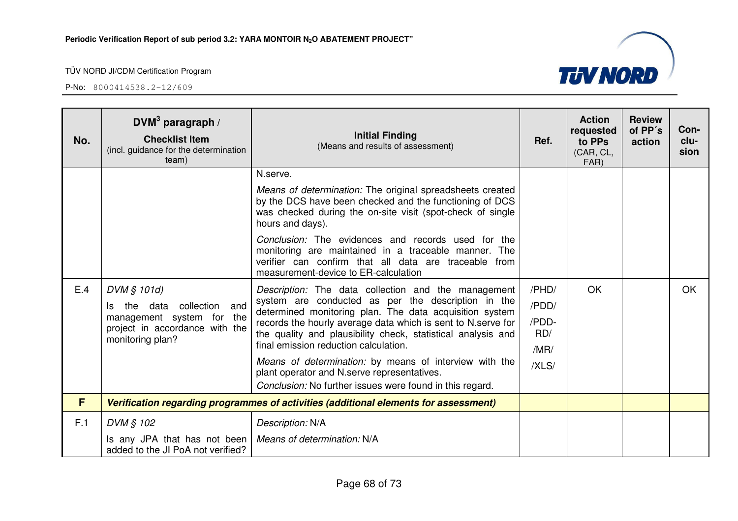| No. | DVM[3] paragraph / **Checklist Item** (incl. guidance for the determination team) | **Initial Finding** (Means and results of assessment) | Ref. | Action requested to PPs (CAR, CL, FAR) | Review of PP´s action | Con-clu-sion |
|---|---|---|---|---|---|---|
| | | N.serve.<br>*Means of determination:* The original spreadsheets created by the DCS have been checked and the functioning of DCS was checked during the on-site visit (spot-check of single hours and days).<br>*Conclusion:* The evidences and records used for the monitoring are maintained in a traceable manner. The verifier can confirm that all data are traceable from measurement-device to ER-calculation | | | | |
| E.4 | *DVM § 101d)*<br>Is the data collection and management system for the project in accordance with the monitoring plan? | *Description:* The data collection and the management system are conducted as per the description in the determined monitoring plan. The data acquisition system records the hourly average data which is sent to N.serve for the quality and plausibility check, statistical analysis and final emission reduction calculation.<br>*Means of determination:* by means of interview with the plant operator and N.serve representatives.<br>*Conclusion:* No further issues were found in this regard. | /PHD/<br>/PDD/<br>/PDD-RD/<br>/MR/<br>/XLS/ | OK | | OK |
| **F** | ***Verification regarding programmes of activities (additional elements for assessment)*** | | | | | |
| F.1 | *DVM § 102*<br>Is any JPA that has not been added to the JI PoA not verified? | *Description:* N/A<br>*Means of determination:* N/A | | | | |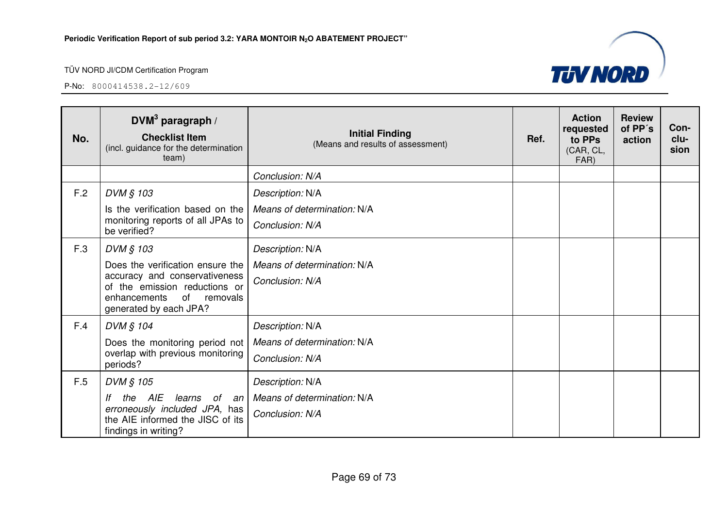| No. | DVM[3] paragraph / **Checklist Item** (incl. guidance for the determination team) | **Initial Finding** (Means and results of assessment) | **Ref.** | **Action requested to PPs** (CAR, CL, FAR) | **Review of PP´s action** | **Con-clu-sion** |
|---|---|---|---|---|---|---|
| | | *Conclusion: N/A* | | | | |
| F.2 | *DVM § 103*<br>Is the verification based on the monitoring reports of all JPAs to be verified? | *Description:* N/A<br>*Means of determination:* N/A<br>*Conclusion: N/A* | | | | |
| F.3 | *DVM § 103*<br>Does the verification ensure the accuracy and conservativeness of the emission reductions or enhancements of removals generated by each JPA? | *Description:* N/A<br>*Means of determination:* N/A<br>*Conclusion: N/A* | | | | |
| F.4 | *DVM § 104*<br>Does the monitoring period not overlap with previous monitoring periods? | *Description:* N/A<br>*Means of determination:* N/A<br>*Conclusion: N/A* | | | | |
| F.5 | *DVM § 105*<br>*If the AIE learns of an erroneously included JPA,* has the AIE informed the JISC of its findings in writing? | *Description:* N/A<br>*Means of determination:* N/A<br>*Conclusion: N/A* | | | | |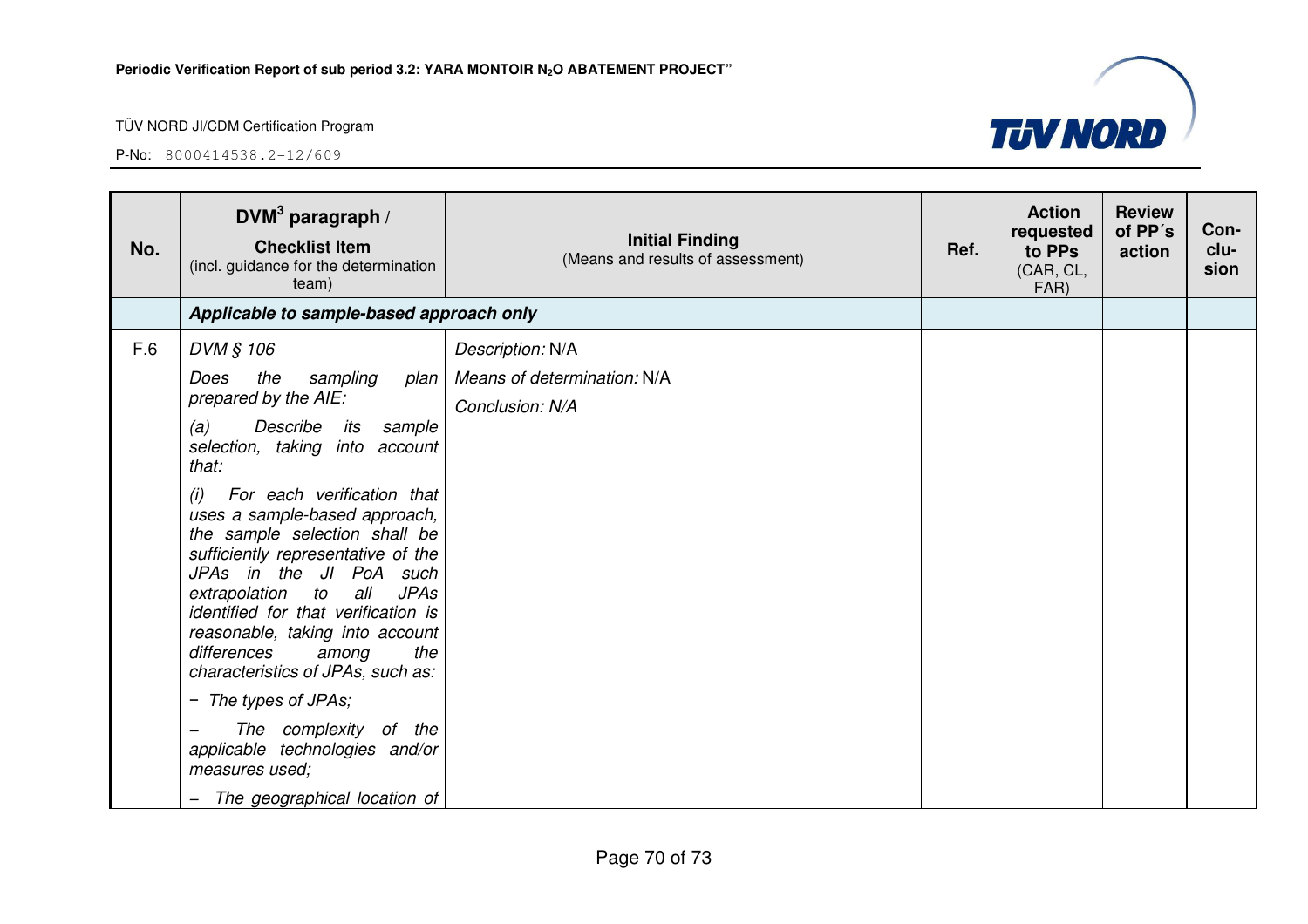| No. | DVM[3] paragraph / **Checklist Item** (incl. guidance for the determination team) | **Initial Finding** (Means and results of assessment) | Ref. | Action requested to PPs (CAR, CL, FAR) | Review of PP´s action | Con-clu-sion |
|---|---|---|---|---|---|---|
| | ***Applicable to sample-based approach only*** | | | | | |
| F.6 | *DVM § 106* <br> *Does the sampling plan prepared by the AIE:* <br> *(a) Describe its sample selection, taking into account that:* <br> *(i) For each verification that uses a sample-based approach, the sample selection shall be sufficiently representative of the JPAs in the JI PoA such extrapolation to all JPAs identified for that verification is reasonable, taking into account differences among the characteristics of JPAs, such as:* <br> *− The types of JPAs;* <br> *− The complexity of the applicable technologies and/or measures used;* <br> *− The geographical location of* | *Description:* N/A <br> *Means of determination:* N/A <br> *Conclusion: N/A* | | | | |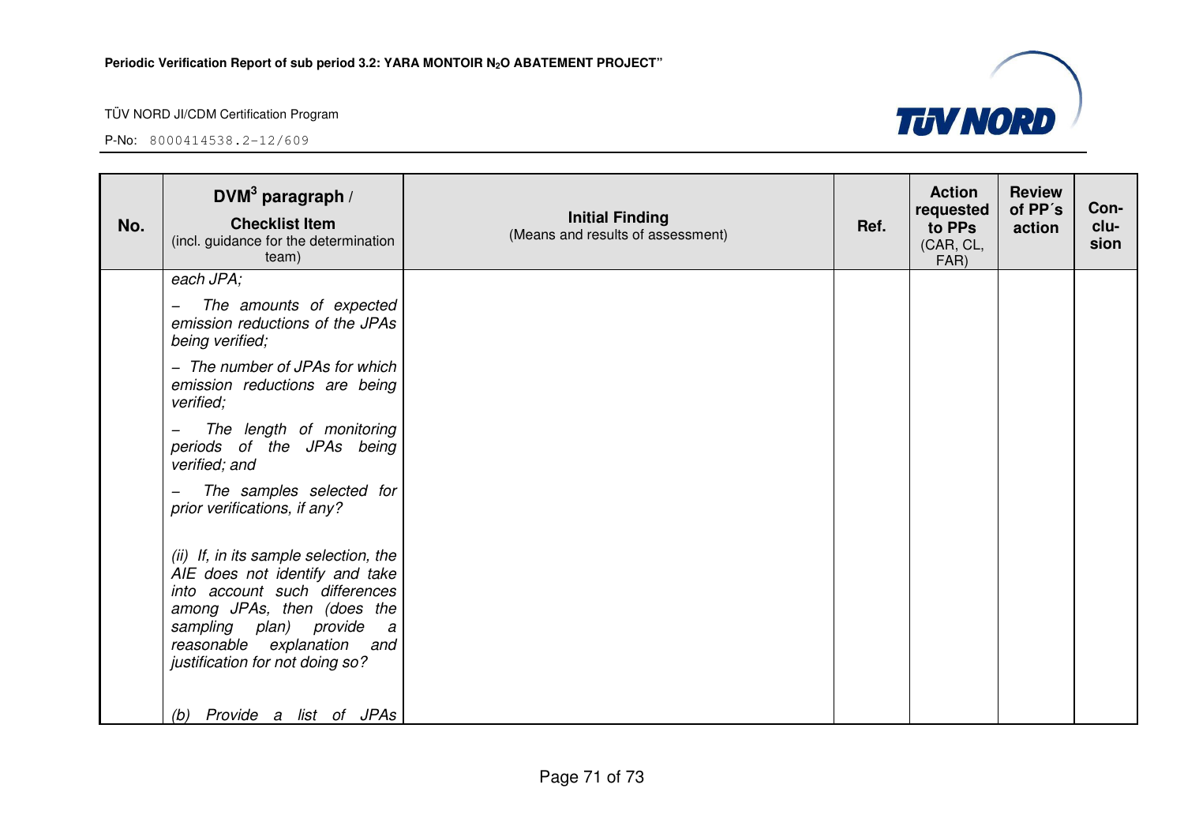| No. | $DVM^3$ paragraph / **Checklist Item** (incl. guidance for the determination team) | **Initial Finding** (Means and results of assessment) | **Ref.** | **Action requested to PPs** (CAR, CL, FAR) | **Review of PP´s action** | **Con-clu-sion** |
|---|---|---|---|---|---|---|
| | *each JPA;*<br><br>*– The amounts of expected emission reductions of the JPAs being verified;*<br><br>*– The number of JPAs for which emission reductions are being verified;*<br><br>*– The length of monitoring periods of the JPAs being verified; and*<br><br>*– The samples selected for prior verifications, if any?*<br><br>*(ii) If, in its sample selection, the AIE does not identify and take into account such differences among JPAs, then (does the sampling plan) provide a reasonable explanation and justification for not doing so?*<br><br>*(b) Provide a list of JPAs* | | | | | |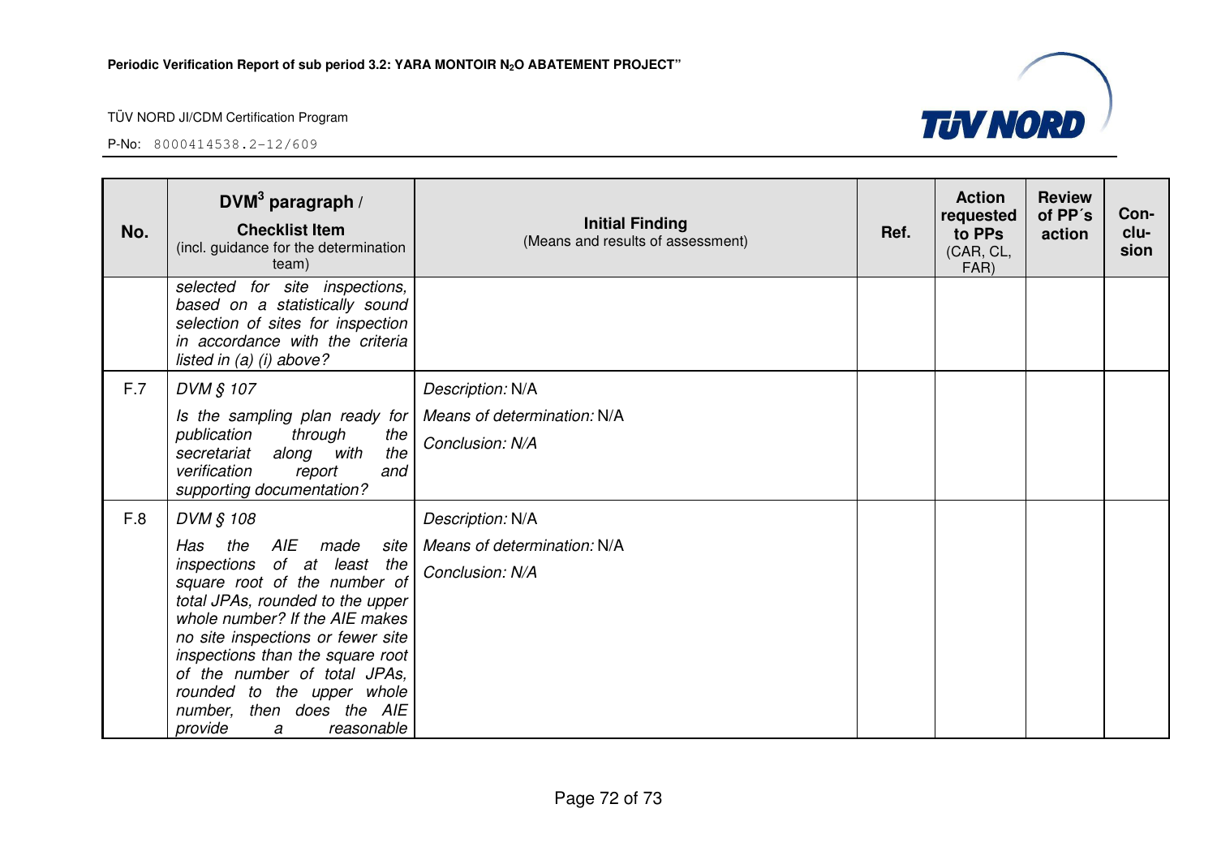| No. | DVM[3] paragraph / **Checklist Item** (incl. guidance for the determination team) | **Initial Finding** (Means and results of assessment) | Ref. | Action requested to PPs (CAR, CL, FAR) | Review of PP´s action | Con-clu-sion |
|---|---|---|---|---|---|---|
| | *selected for site inspections, based on a statistically sound selection of sites for inspection in accordance with the criteria listed in (a) (i) above?* | | | | | |
| F.7 | *DVM § 107* *Is the sampling plan ready for publication through the secretariat along with the verification report and supporting documentation?* | *Description:* N/A *Means of determination:* N/A *Conclusion: N/A* | | | | |
| F.8 | *DVM § 108* *Has the AIE made site inspections of at least the square root of the number of total JPAs, rounded to the upper whole number? If the AIE makes no site inspections or fewer site inspections than the square root of the number of total JPAs, rounded to the upper whole number, then does the AIE provide a reasonable* | *Description:* N/A *Means of determination:* N/A *Conclusion: N/A* | | | | |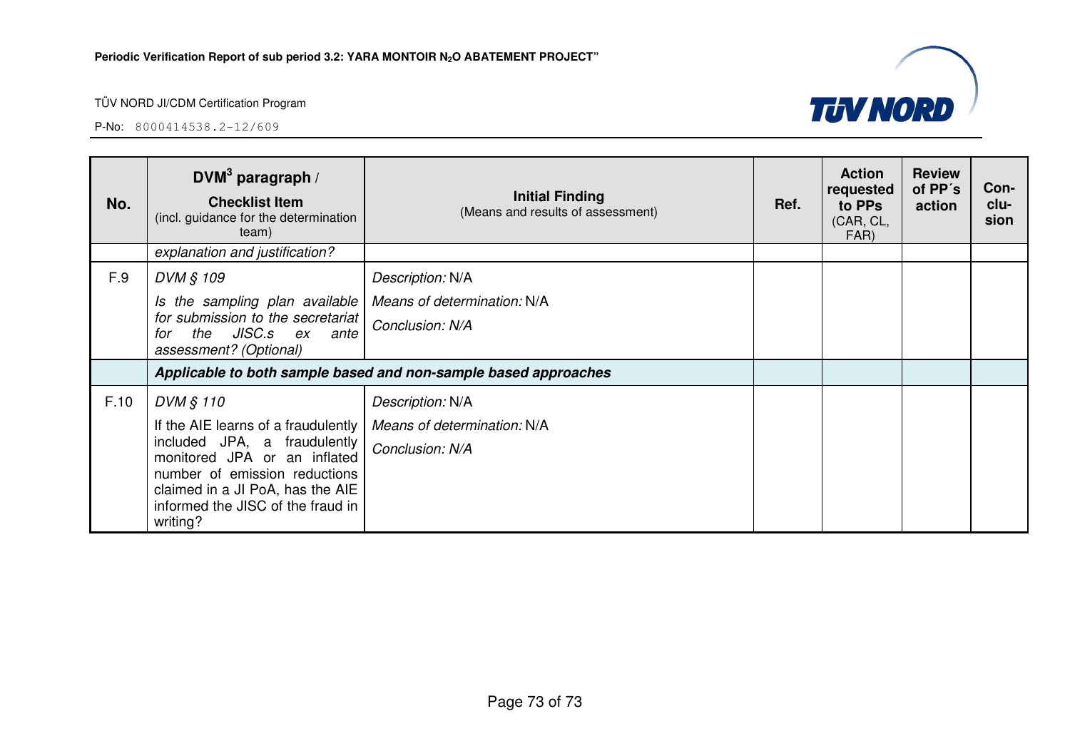| No. | DVM[3] paragraph / **Checklist Item** (incl. guidance for the determination team) | **Initial Finding** (Means and results of assessment) | Ref. | Action requested to PPs (CAR, CL, FAR) | Review of PP´s action | Con-clu-sion |
|---|---|---|---|---|---|---|
| | *explanation and justification?* | | | | | |
| F.9 | *DVM § 109* *Is the sampling plan available for submission to the secretariat for the JISC.s ex ante assessment? (Optional)* | *Description:* N/A *Means of determination:* N/A *Conclusion: N/A* | | | | |
| | ***Applicable to both sample based and non-sample based approaches*** | | | | | |
| F.10 | *DVM § 110* If the AIE learns of a fraudulently included JPA, a fraudulently monitored JPA or an inflated number of emission reductions claimed in a JI PoA, has the AIE informed the JISC of the fraud in writing? | *Description:* N/A *Means of determination:* N/A *Conclusion: N/A* | | | | |